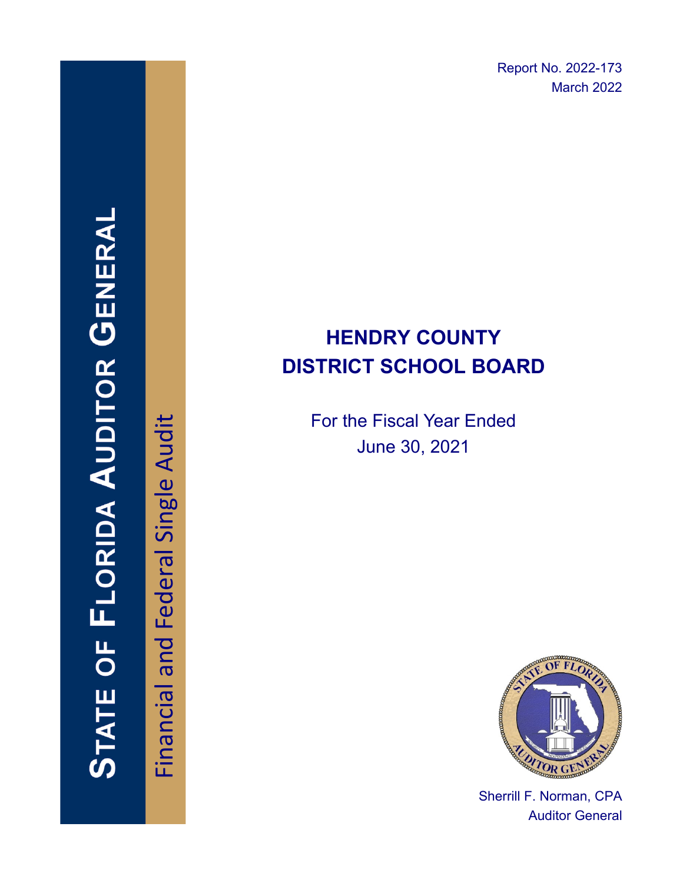Report No. 2022-173
March 2022

# STATE OF FLORIDA AUDITOR GENERAL

Financial and Federal Single Audit

# HENDRY COUNTY DISTRICT SCHOOL BOARD

For the Fiscal Year Ended
June 30, 2021

Sherrill F. Norman, CPA
Auditor General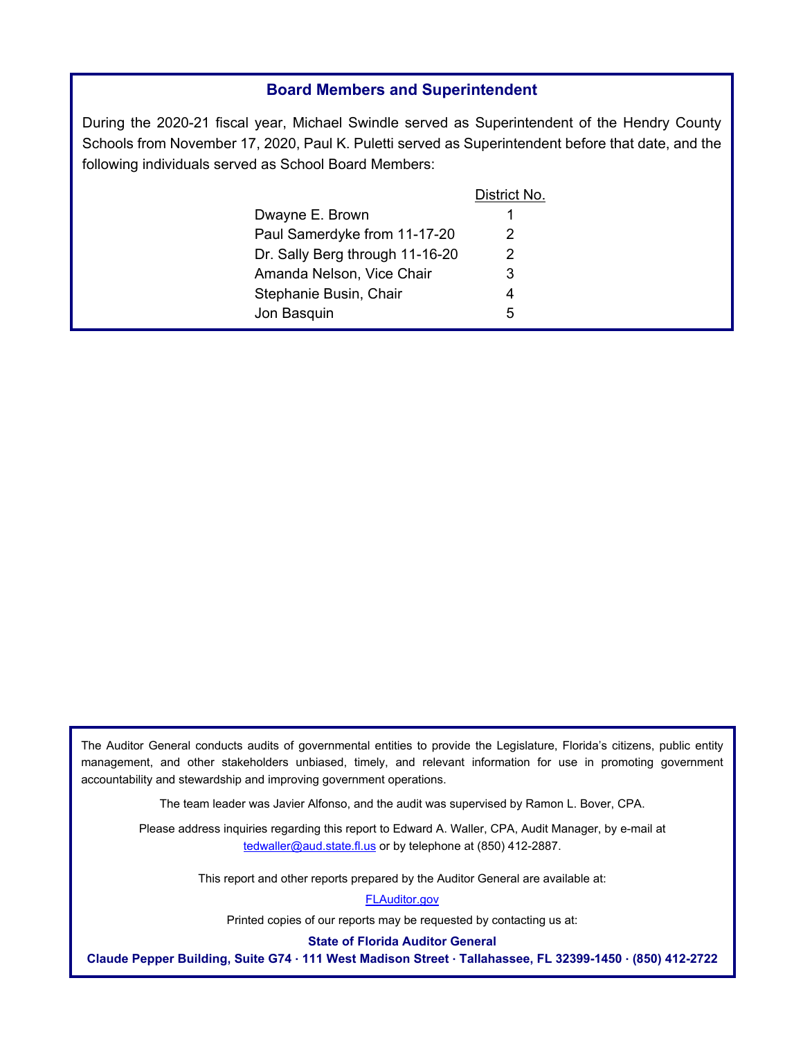## Board Members and Superintendent

During the 2020-21 fiscal year, Michael Swindle served as Superintendent of the Hendry County Schools from November 17, 2020, Paul K. Puletti served as Superintendent before that date, and the following individuals served as School Board Members:

| | District No. |
|---|---|
| Dwayne E. Brown | 1 |
| Paul Samerdyke from 11-17-20 | 2 |
| Dr. Sally Berg through 11-16-20 | 2 |
| Amanda Nelson, Vice Chair | 3 |
| Stephanie Busin, Chair | 4 |
| Jon Basquin | 5 |

The Auditor General conducts audits of governmental entities to provide the Legislature, Florida's citizens, public entity management, and other stakeholders unbiased, timely, and relevant information for use in promoting government accountability and stewardship and improving government operations.

The team leader was Javier Alfonso, and the audit was supervised by Ramon L. Bover, CPA.

Please address inquiries regarding this report to Edward A. Waller, CPA, Audit Manager, by e-mail at tedwaller@aud.state.fl.us or by telephone at (850) 412-2887.

This report and other reports prepared by the Auditor General are available at:

FLAuditor.gov

Printed copies of our reports may be requested by contacting us at:

**State of Florida Auditor General**

**Claude Pepper Building, Suite G74 · 111 West Madison Street · Tallahassee, FL 32399-1450 · (850) 412-2722**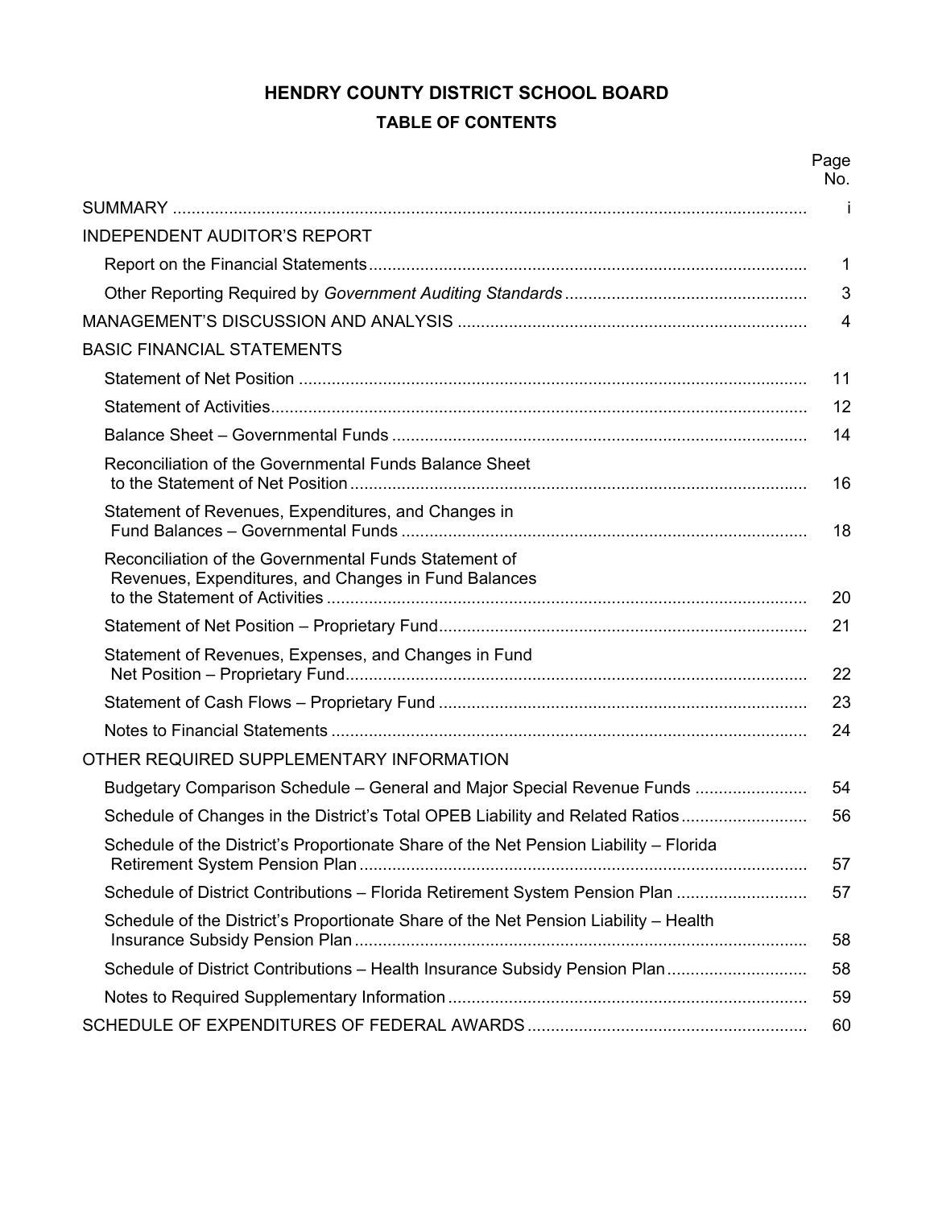# HENDRY COUNTY DISTRICT SCHOOL BOARD

## TABLE OF CONTENTS

| | Page No. |
|---|---|
| SUMMARY | i |
| INDEPENDENT AUDITOR'S REPORT | |
| Report on the Financial Statements | 1 |
| Other Reporting Required by *Government Auditing Standards* | 3 |
| MANAGEMENT'S DISCUSSION AND ANALYSIS | 4 |
| BASIC FINANCIAL STATEMENTS | |
| Statement of Net Position | 11 |
| Statement of Activities | 12 |
| Balance Sheet – Governmental Funds | 14 |
| Reconciliation of the Governmental Funds Balance Sheet to the Statement of Net Position | 16 |
| Statement of Revenues, Expenditures, and Changes in Fund Balances – Governmental Funds | 18 |
| Reconciliation of the Governmental Funds Statement of Revenues, Expenditures, and Changes in Fund Balances to the Statement of Activities | 20 |
| Statement of Net Position – Proprietary Fund | 21 |
| Statement of Revenues, Expenses, and Changes in Fund Net Position – Proprietary Fund | 22 |
| Statement of Cash Flows – Proprietary Fund | 23 |
| Notes to Financial Statements | 24 |
| OTHER REQUIRED SUPPLEMENTARY INFORMATION | |
| Budgetary Comparison Schedule – General and Major Special Revenue Funds | 54 |
| Schedule of Changes in the District's Total OPEB Liability and Related Ratios | 56 |
| Schedule of the District's Proportionate Share of the Net Pension Liability – Florida Retirement System Pension Plan | 57 |
| Schedule of District Contributions – Florida Retirement System Pension Plan | 57 |
| Schedule of the District's Proportionate Share of the Net Pension Liability – Health Insurance Subsidy Pension Plan | 58 |
| Schedule of District Contributions – Health Insurance Subsidy Pension Plan | 58 |
| Notes to Required Supplementary Information | 59 |
| SCHEDULE OF EXPENDITURES OF FEDERAL AWARDS | 60 |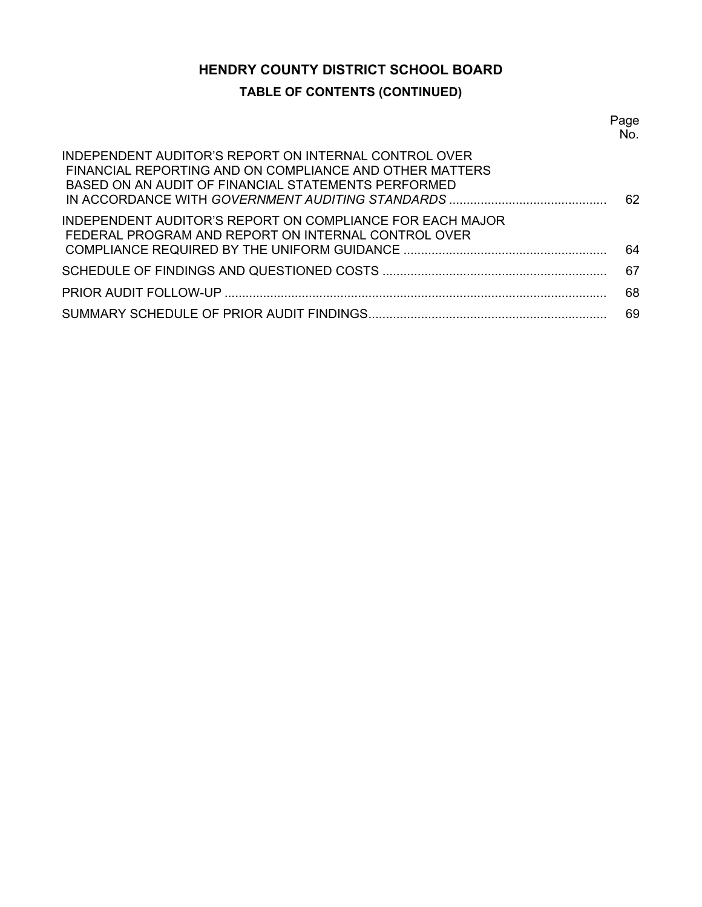# HENDRY COUNTY DISTRICT SCHOOL BOARD

## TABLE OF CONTENTS (CONTINUED)

| | Page No. |
|---|---|
| INDEPENDENT AUDITOR'S REPORT ON INTERNAL CONTROL OVER FINANCIAL REPORTING AND ON COMPLIANCE AND OTHER MATTERS BASED ON AN AUDIT OF FINANCIAL STATEMENTS PERFORMED IN ACCORDANCE WITH *GOVERNMENT AUDITING STANDARDS* | 62 |
| INDEPENDENT AUDITOR'S REPORT ON COMPLIANCE FOR EACH MAJOR FEDERAL PROGRAM AND REPORT ON INTERNAL CONTROL OVER COMPLIANCE REQUIRED BY THE UNIFORM GUIDANCE | 64 |
| SCHEDULE OF FINDINGS AND QUESTIONED COSTS | 67 |
| PRIOR AUDIT FOLLOW-UP | 68 |
| SUMMARY SCHEDULE OF PRIOR AUDIT FINDINGS | 69 |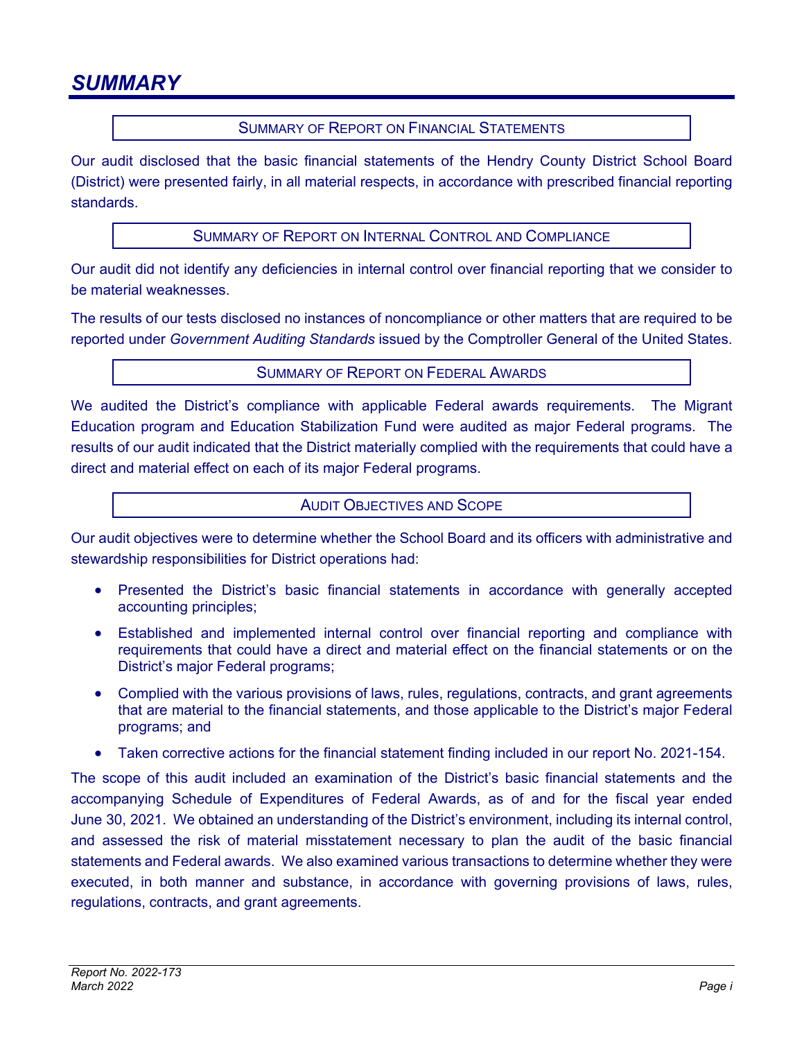# SUMMARY

## SUMMARY OF REPORT ON FINANCIAL STATEMENTS

Our audit disclosed that the basic financial statements of the Hendry County District School Board (District) were presented fairly, in all material respects, in accordance with prescribed financial reporting standards.

## SUMMARY OF REPORT ON INTERNAL CONTROL AND COMPLIANCE

Our audit did not identify any deficiencies in internal control over financial reporting that we consider to be material weaknesses.

The results of our tests disclosed no instances of noncompliance or other matters that are required to be reported under *Government Auditing Standards* issued by the Comptroller General of the United States.

## SUMMARY OF REPORT ON FEDERAL AWARDS

We audited the District's compliance with applicable Federal awards requirements. The Migrant Education program and Education Stabilization Fund were audited as major Federal programs. The results of our audit indicated that the District materially complied with the requirements that could have a direct and material effect on each of its major Federal programs.

## AUDIT OBJECTIVES AND SCOPE

Our audit objectives were to determine whether the School Board and its officers with administrative and stewardship responsibilities for District operations had:

- Presented the District's basic financial statements in accordance with generally accepted accounting principles;
- Established and implemented internal control over financial reporting and compliance with requirements that could have a direct and material effect on the financial statements or on the District's major Federal programs;
- Complied with the various provisions of laws, rules, regulations, contracts, and grant agreements that are material to the financial statements, and those applicable to the District's major Federal programs; and
- Taken corrective actions for the financial statement finding included in our report No. 2021-154.

The scope of this audit included an examination of the District's basic financial statements and the accompanying Schedule of Expenditures of Federal Awards, as of and for the fiscal year ended June 30, 2021. We obtained an understanding of the District's environment, including its internal control, and assessed the risk of material misstatement necessary to plan the audit of the basic financial statements and Federal awards. We also examined various transactions to determine whether they were executed, in both manner and substance, in accordance with governing provisions of laws, rules, regulations, contracts, and grant agreements.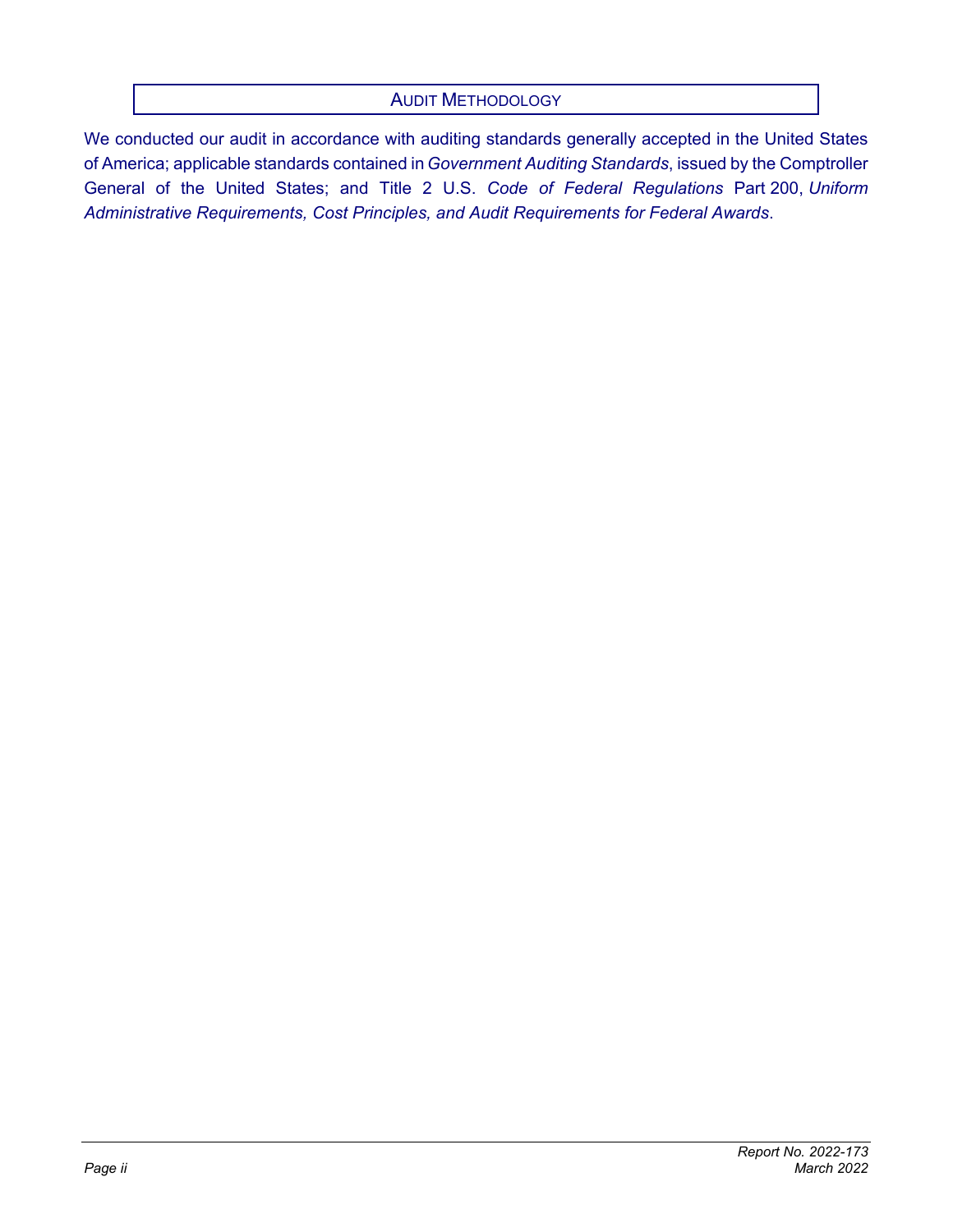## AUDIT METHODOLOGY

We conducted our audit in accordance with auditing standards generally accepted in the United States of America; applicable standards contained in *Government Auditing Standards*, issued by the Comptroller General of the United States; and Title 2 U.S. *Code of Federal Regulations* Part 200, *Uniform Administrative Requirements, Cost Principles, and Audit Requirements for Federal Awards*.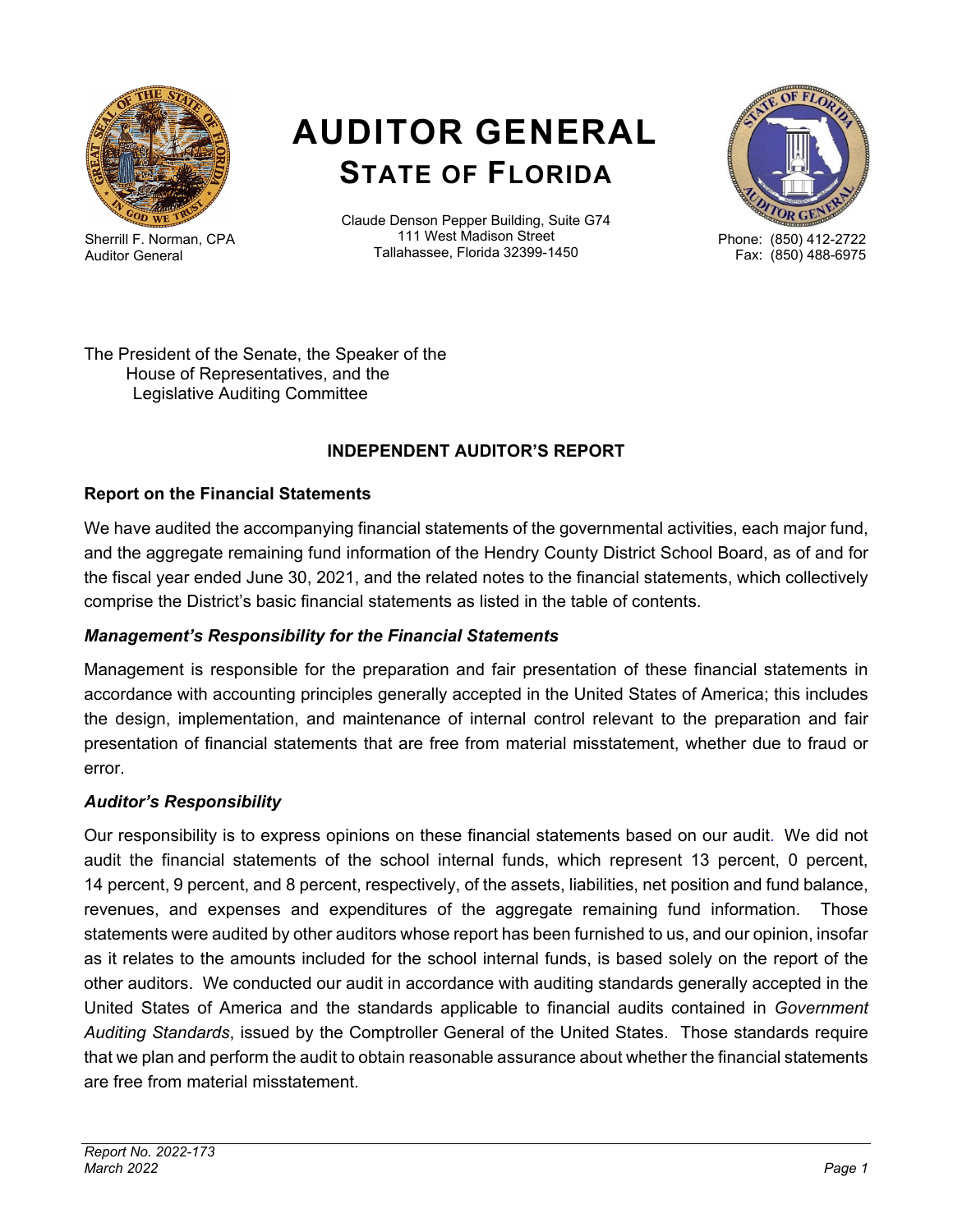# AUDITOR GENERAL
## STATE OF FLORIDA

Sherrill F. Norman, CPA
Auditor General

Claude Denson Pepper Building, Suite G74
111 West Madison Street
Tallahassee, Florida 32399-1450

Phone: (850) 412-2722
Fax: (850) 488-6975

The President of the Senate, the Speaker of the
House of Representatives, and the
Legislative Auditing Committee

### INDEPENDENT AUDITOR'S REPORT

**Report on the Financial Statements**

We have audited the accompanying financial statements of the governmental activities, each major fund, and the aggregate remaining fund information of the Hendry County District School Board, as of and for the fiscal year ended June 30, 2021, and the related notes to the financial statements, which collectively comprise the District's basic financial statements as listed in the table of contents.

***Management's Responsibility for the Financial Statements***

Management is responsible for the preparation and fair presentation of these financial statements in accordance with accounting principles generally accepted in the United States of America; this includes the design, implementation, and maintenance of internal control relevant to the preparation and fair presentation of financial statements that are free from material misstatement, whether due to fraud or error.

***Auditor's Responsibility***

Our responsibility is to express opinions on these financial statements based on our audit. We did not audit the financial statements of the school internal funds, which represent 13 percent, 0 percent, 14 percent, 9 percent, and 8 percent, respectively, of the assets, liabilities, net position and fund balance, revenues, and expenses and expenditures of the aggregate remaining fund information. Those statements were audited by other auditors whose report has been furnished to us, and our opinion, insofar as it relates to the amounts included for the school internal funds, is based solely on the report of the other auditors. We conducted our audit in accordance with auditing standards generally accepted in the United States of America and the standards applicable to financial audits contained in *Government Auditing Standards*, issued by the Comptroller General of the United States. Those standards require that we plan and perform the audit to obtain reasonable assurance about whether the financial statements are free from material misstatement.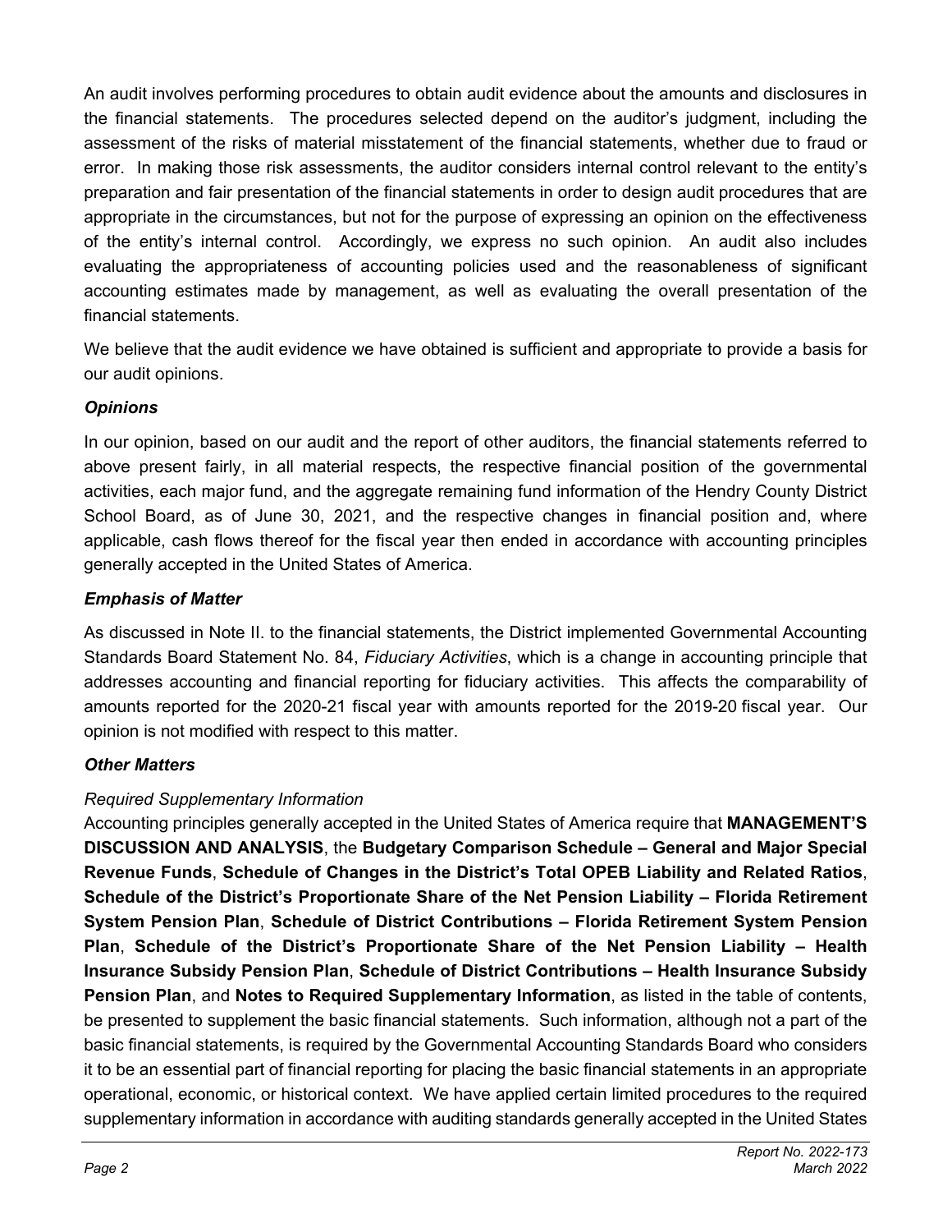An audit involves performing procedures to obtain audit evidence about the amounts and disclosures in the financial statements. The procedures selected depend on the auditor's judgment, including the assessment of the risks of material misstatement of the financial statements, whether due to fraud or error. In making those risk assessments, the auditor considers internal control relevant to the entity's preparation and fair presentation of the financial statements in order to design audit procedures that are appropriate in the circumstances, but not for the purpose of expressing an opinion on the effectiveness of the entity's internal control. Accordingly, we express no such opinion. An audit also includes evaluating the appropriateness of accounting policies used and the reasonableness of significant accounting estimates made by management, as well as evaluating the overall presentation of the financial statements.

We believe that the audit evidence we have obtained is sufficient and appropriate to provide a basis for our audit opinions.

### *Opinions*

In our opinion, based on our audit and the report of other auditors, the financial statements referred to above present fairly, in all material respects, the respective financial position of the governmental activities, each major fund, and the aggregate remaining fund information of the Hendry County District School Board, as of June 30, 2021, and the respective changes in financial position and, where applicable, cash flows thereof for the fiscal year then ended in accordance with accounting principles generally accepted in the United States of America.

### *Emphasis of Matter*

As discussed in Note II. to the financial statements, the District implemented Governmental Accounting Standards Board Statement No. 84, *Fiduciary Activities*, which is a change in accounting principle that addresses accounting and financial reporting for fiduciary activities. This affects the comparability of amounts reported for the 2020-21 fiscal year with amounts reported for the 2019-20 fiscal year. Our opinion is not modified with respect to this matter.

### *Other Matters*

*Required Supplementary Information*

Accounting principles generally accepted in the United States of America require that **MANAGEMENT'S DISCUSSION AND ANALYSIS**, the **Budgetary Comparison Schedule – General and Major Special Revenue Funds**, **Schedule of Changes in the District's Total OPEB Liability and Related Ratios**, **Schedule of the District's Proportionate Share of the Net Pension Liability – Florida Retirement System Pension Plan**, **Schedule of District Contributions – Florida Retirement System Pension Plan**, **Schedule of the District's Proportionate Share of the Net Pension Liability – Health Insurance Subsidy Pension Plan**, **Schedule of District Contributions – Health Insurance Subsidy Pension Plan**, and **Notes to Required Supplementary Information**, as listed in the table of contents, be presented to supplement the basic financial statements. Such information, although not a part of the basic financial statements, is required by the Governmental Accounting Standards Board who considers it to be an essential part of financial reporting for placing the basic financial statements in an appropriate operational, economic, or historical context. We have applied certain limited procedures to the required supplementary information in accordance with auditing standards generally accepted in the United States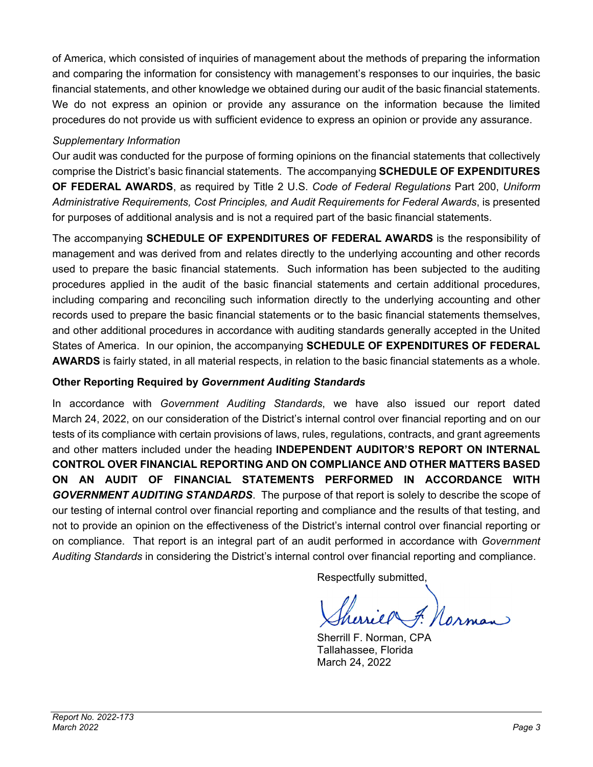of America, which consisted of inquiries of management about the methods of preparing the information and comparing the information for consistency with management's responses to our inquiries, the basic financial statements, and other knowledge we obtained during our audit of the basic financial statements. We do not express an opinion or provide any assurance on the information because the limited procedures do not provide us with sufficient evidence to express an opinion or provide any assurance.

*Supplementary Information*

Our audit was conducted for the purpose of forming opinions on the financial statements that collectively comprise the District's basic financial statements. The accompanying **SCHEDULE OF EXPENDITURES OF FEDERAL AWARDS**, as required by Title 2 U.S. *Code of Federal Regulations* Part 200, *Uniform Administrative Requirements, Cost Principles, and Audit Requirements for Federal Awards*, is presented for purposes of additional analysis and is not a required part of the basic financial statements.

The accompanying **SCHEDULE OF EXPENDITURES OF FEDERAL AWARDS** is the responsibility of management and was derived from and relates directly to the underlying accounting and other records used to prepare the basic financial statements. Such information has been subjected to the auditing procedures applied in the audit of the basic financial statements and certain additional procedures, including comparing and reconciling such information directly to the underlying accounting and other records used to prepare the basic financial statements or to the basic financial statements themselves, and other additional procedures in accordance with auditing standards generally accepted in the United States of America. In our opinion, the accompanying **SCHEDULE OF EXPENDITURES OF FEDERAL AWARDS** is fairly stated, in all material respects, in relation to the basic financial statements as a whole.

**Other Reporting Required by *Government Auditing Standards***

In accordance with *Government Auditing Standards*, we have also issued our report dated March 24, 2022, on our consideration of the District's internal control over financial reporting and on our tests of its compliance with certain provisions of laws, rules, regulations, contracts, and grant agreements and other matters included under the heading **INDEPENDENT AUDITOR'S REPORT ON INTERNAL CONTROL OVER FINANCIAL REPORTING AND ON COMPLIANCE AND OTHER MATTERS BASED ON AN AUDIT OF FINANCIAL STATEMENTS PERFORMED IN ACCORDANCE WITH *GOVERNMENT AUDITING STANDARDS***. The purpose of that report is solely to describe the scope of our testing of internal control over financial reporting and compliance and the results of that testing, and not to provide an opinion on the effectiveness of the District's internal control over financial reporting or on compliance. That report is an integral part of an audit performed in accordance with *Government Auditing Standards* in considering the District's internal control over financial reporting and compliance.

Respectfully submitted,

Sherrill F. Norman, CPA
Tallahassee, Florida
March 24, 2022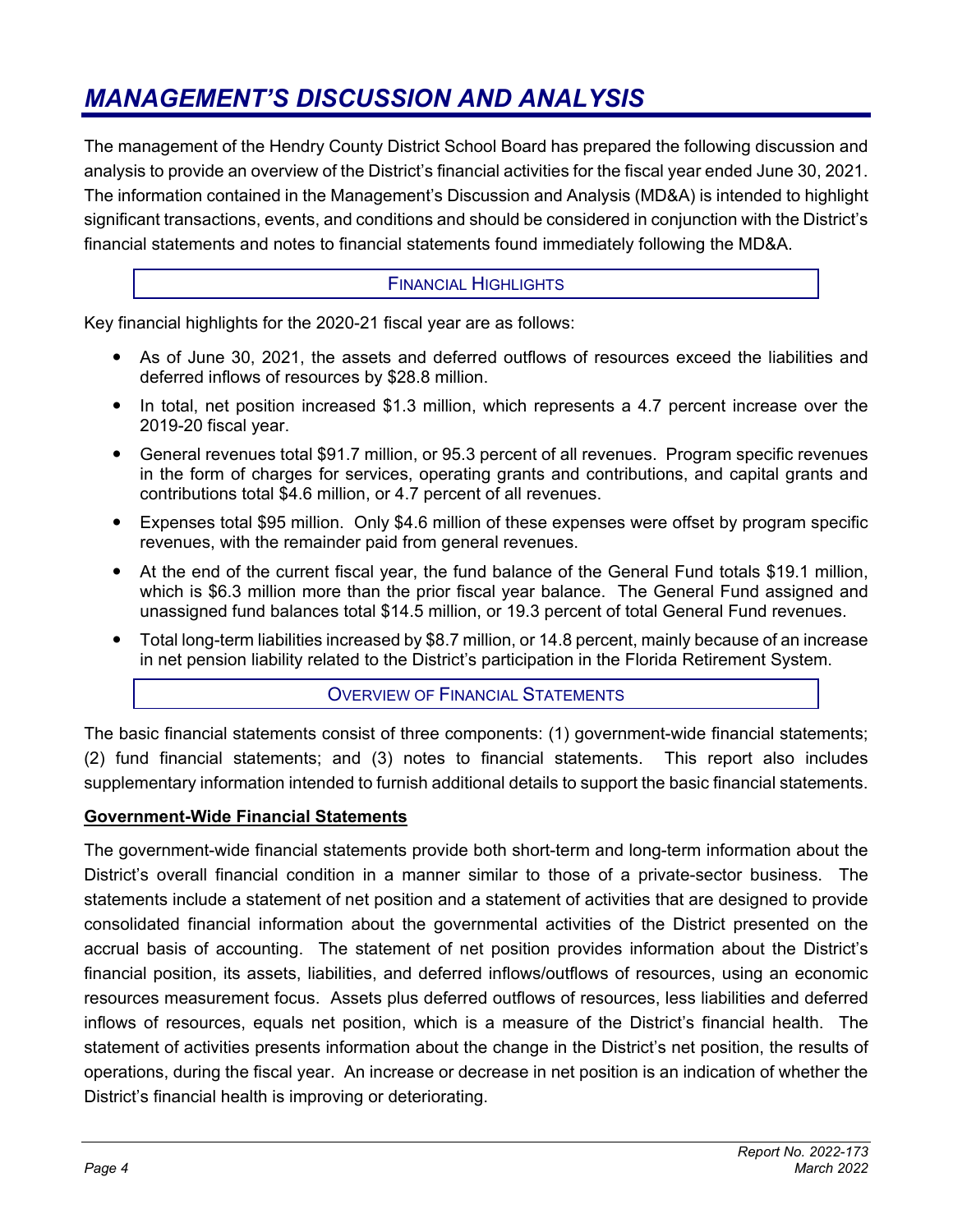# MANAGEMENT'S DISCUSSION AND ANALYSIS

The management of the Hendry County District School Board has prepared the following discussion and analysis to provide an overview of the District's financial activities for the fiscal year ended June 30, 2021. The information contained in the Management's Discussion and Analysis (MD&A) is intended to highlight significant transactions, events, and conditions and should be considered in conjunction with the District's financial statements and notes to financial statements found immediately following the MD&A.

## FINANCIAL HIGHLIGHTS

Key financial highlights for the 2020-21 fiscal year are as follows:

- As of June 30, 2021, the assets and deferred outflows of resources exceed the liabilities and deferred inflows of resources by $28.8 million.
- In total, net position increased $1.3 million, which represents a 4.7 percent increase over the 2019-20 fiscal year.
- General revenues total $91.7 million, or 95.3 percent of all revenues. Program specific revenues in the form of charges for services, operating grants and contributions, and capital grants and contributions total $4.6 million, or 4.7 percent of all revenues.
- Expenses total $95 million. Only $4.6 million of these expenses were offset by program specific revenues, with the remainder paid from general revenues.
- At the end of the current fiscal year, the fund balance of the General Fund totals $19.1 million, which is $6.3 million more than the prior fiscal year balance. The General Fund assigned and unassigned fund balances total $14.5 million, or 19.3 percent of total General Fund revenues.
- Total long-term liabilities increased by $8.7 million, or 14.8 percent, mainly because of an increase in net pension liability related to the District's participation in the Florida Retirement System.

## OVERVIEW OF FINANCIAL STATEMENTS

The basic financial statements consist of three components: (1) government-wide financial statements; (2) fund financial statements; and (3) notes to financial statements. This report also includes supplementary information intended to furnish additional details to support the basic financial statements.

### Government-Wide Financial Statements

The government-wide financial statements provide both short-term and long-term information about the District's overall financial condition in a manner similar to those of a private-sector business. The statements include a statement of net position and a statement of activities that are designed to provide consolidated financial information about the governmental activities of the District presented on the accrual basis of accounting. The statement of net position provides information about the District's financial position, its assets, liabilities, and deferred inflows/outflows of resources, using an economic resources measurement focus. Assets plus deferred outflows of resources, less liabilities and deferred inflows of resources, equals net position, which is a measure of the District's financial health. The statement of activities presents information about the change in the District's net position, the results of operations, during the fiscal year. An increase or decrease in net position is an indication of whether the District's financial health is improving or deteriorating.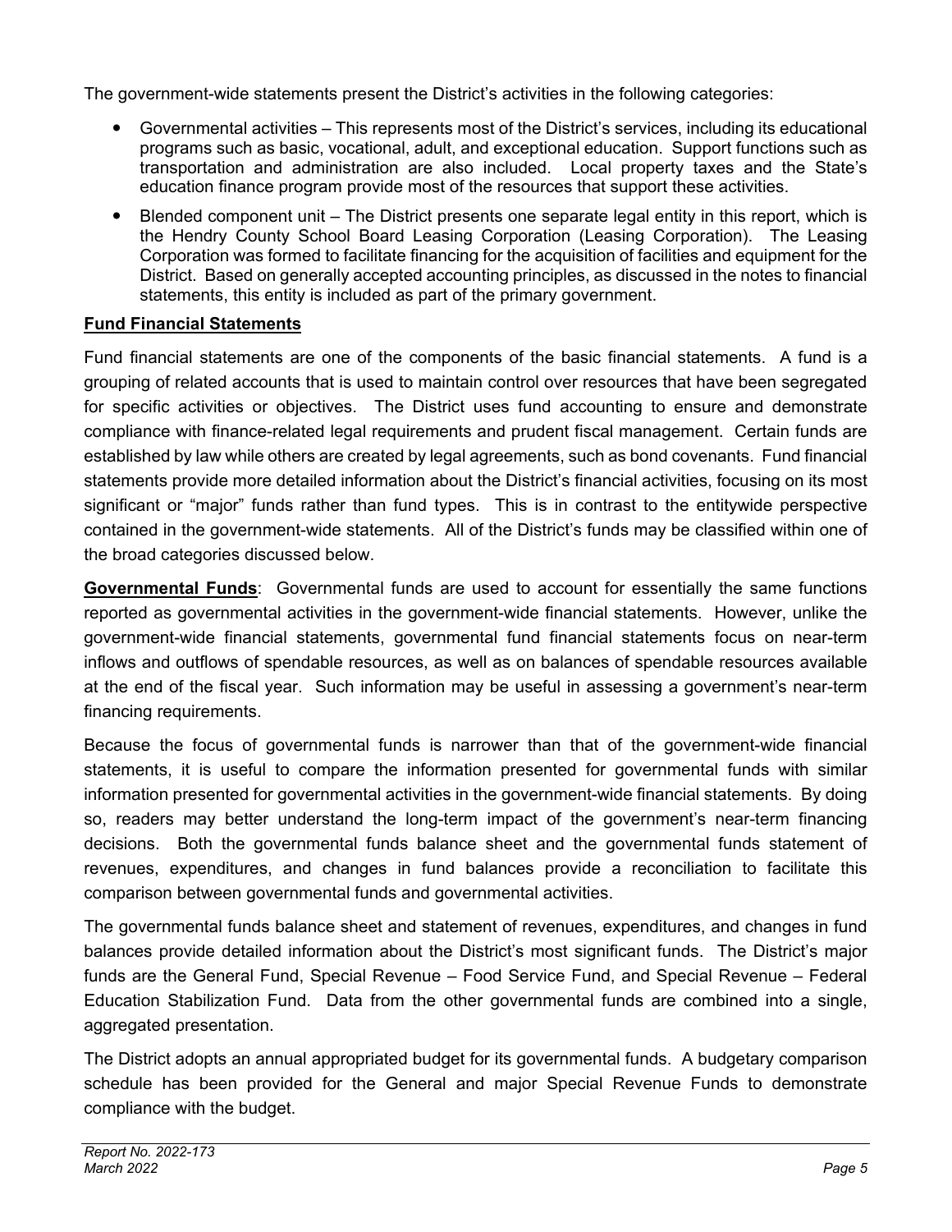The government-wide statements present the District's activities in the following categories:

- Governmental activities – This represents most of the District's services, including its educational programs such as basic, vocational, adult, and exceptional education. Support functions such as transportation and administration are also included. Local property taxes and the State's education finance program provide most of the resources that support these activities.
- Blended component unit – The District presents one separate legal entity in this report, which is the Hendry County School Board Leasing Corporation (Leasing Corporation). The Leasing Corporation was formed to facilitate financing for the acquisition of facilities and equipment for the District. Based on generally accepted accounting principles, as discussed in the notes to financial statements, this entity is included as part of the primary government.

**Fund Financial Statements**

Fund financial statements are one of the components of the basic financial statements. A fund is a grouping of related accounts that is used to maintain control over resources that have been segregated for specific activities or objectives. The District uses fund accounting to ensure and demonstrate compliance with finance-related legal requirements and prudent fiscal management. Certain funds are established by law while others are created by legal agreements, such as bond covenants. Fund financial statements provide more detailed information about the District's financial activities, focusing on its most significant or "major" funds rather than fund types. This is in contrast to the entitywide perspective contained in the government-wide statements. All of the District's funds may be classified within one of the broad categories discussed below.

**Governmental Funds**: Governmental funds are used to account for essentially the same functions reported as governmental activities in the government-wide financial statements. However, unlike the government-wide financial statements, governmental fund financial statements focus on near-term inflows and outflows of spendable resources, as well as on balances of spendable resources available at the end of the fiscal year. Such information may be useful in assessing a government's near-term financing requirements.

Because the focus of governmental funds is narrower than that of the government-wide financial statements, it is useful to compare the information presented for governmental funds with similar information presented for governmental activities in the government-wide financial statements. By doing so, readers may better understand the long-term impact of the government's near-term financing decisions. Both the governmental funds balance sheet and the governmental funds statement of revenues, expenditures, and changes in fund balances provide a reconciliation to facilitate this comparison between governmental funds and governmental activities.

The governmental funds balance sheet and statement of revenues, expenditures, and changes in fund balances provide detailed information about the District's most significant funds. The District's major funds are the General Fund, Special Revenue – Food Service Fund, and Special Revenue – Federal Education Stabilization Fund. Data from the other governmental funds are combined into a single, aggregated presentation.

The District adopts an annual appropriated budget for its governmental funds. A budgetary comparison schedule has been provided for the General and major Special Revenue Funds to demonstrate compliance with the budget.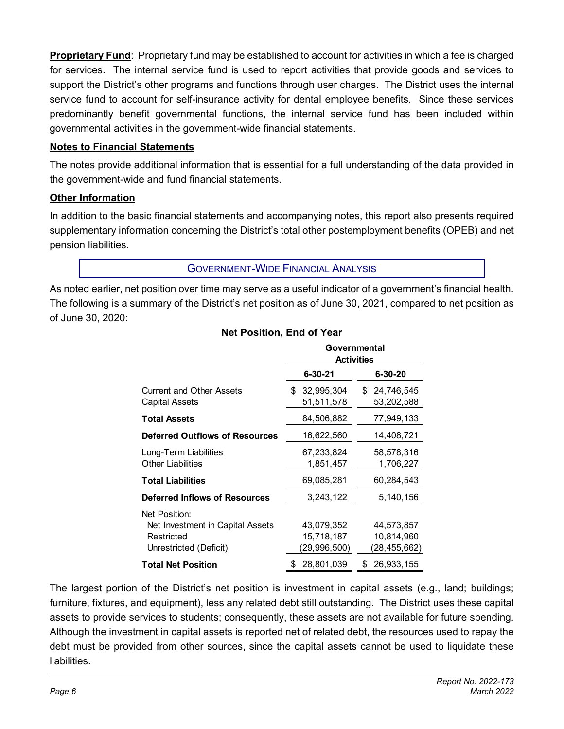**Proprietary Fund**: Proprietary fund may be established to account for activities in which a fee is charged for services. The internal service fund is used to report activities that provide goods and services to support the District's other programs and functions through user charges. The District uses the internal service fund to account for self-insurance activity for dental employee benefits. Since these services predominantly benefit governmental functions, the internal service fund has been included within governmental activities in the government-wide financial statements.

**Notes to Financial Statements**

The notes provide additional information that is essential for a full understanding of the data provided in the government-wide and fund financial statements.

**Other Information**

In addition to the basic financial statements and accompanying notes, this report also presents required supplementary information concerning the District's total other postemployment benefits (OPEB) and net pension liabilities.

## GOVERNMENT-WIDE FINANCIAL ANALYSIS

As noted earlier, net position over time may serve as a useful indicator of a government's financial health. The following is a summary of the District's net position as of June 30, 2021, compared to net position as of June 30, 2020:

**Net Position, End of Year**

| | Governmental Activities | |
|---|---|---|
| | **6-30-21** | **6-30-20** |
| Current and Other Assets | $ 32,995,304 | $ 24,746,545 |
| Capital Assets | 51,511,578 | 53,202,588 |
| **Total Assets** | 84,506,882 | 77,949,133 |
| **Deferred Outflows of Resources** | 16,622,560 | 14,408,721 |
| Long-Term Liabilities | 67,233,824 | 58,578,316 |
| Other Liabilities | 1,851,457 | 1,706,227 |
| **Total Liabilities** | 69,085,281 | 60,284,543 |
| **Deferred Inflows of Resources** | 3,243,122 | 5,140,156 |
| Net Position: | | |
| Net Investment in Capital Assets | 43,079,352 | 44,573,857 |
| Restricted | 15,718,187 | 10,814,960 |
| Unrestricted (Deficit) | (29,996,500) | (28,455,662) |
| **Total Net Position** | $ 28,801,039 | $ 26,933,155 |

The largest portion of the District's net position is investment in capital assets (e.g., land; buildings; furniture, fixtures, and equipment), less any related debt still outstanding. The District uses these capital assets to provide services to students; consequently, these assets are not available for future spending. Although the investment in capital assets is reported net of related debt, the resources used to repay the debt must be provided from other sources, since the capital assets cannot be used to liquidate these liabilities.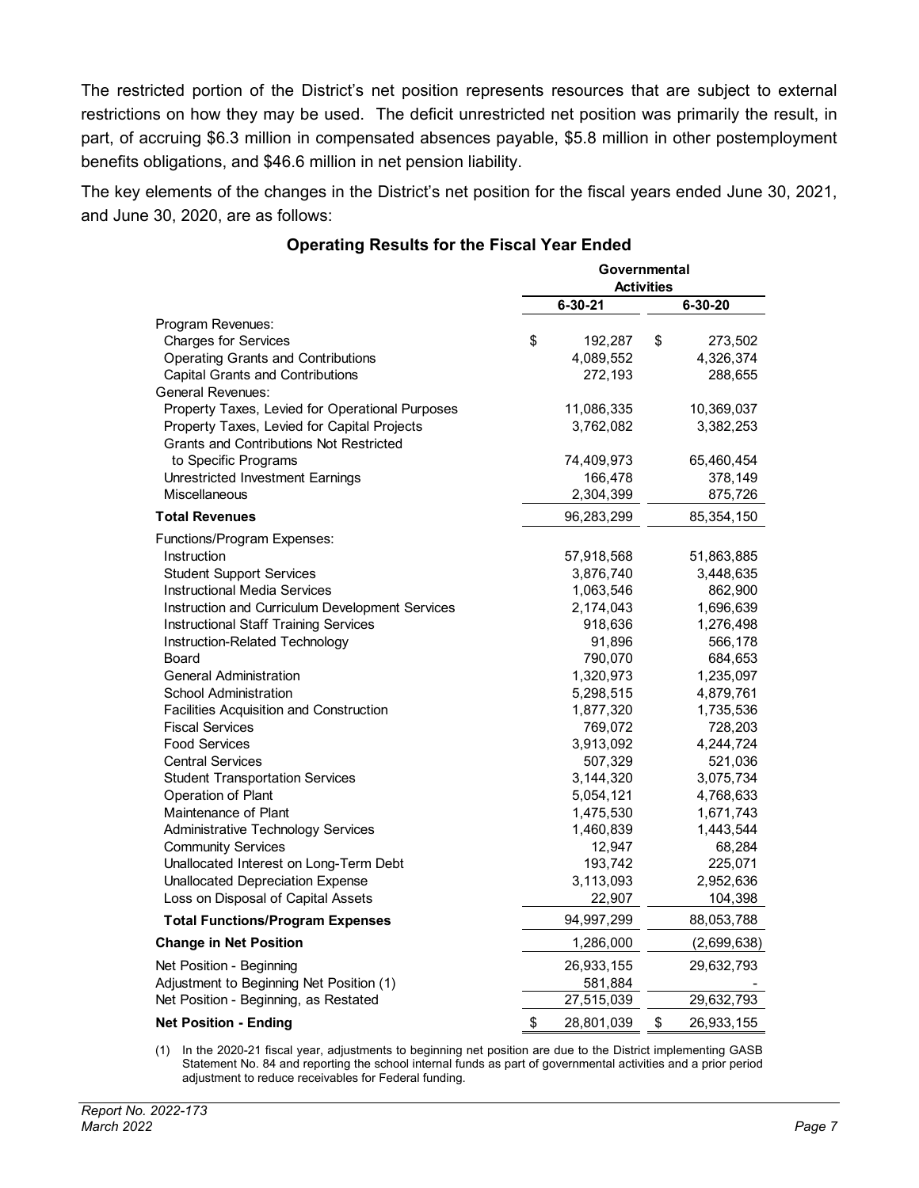The restricted portion of the District's net position represents resources that are subject to external restrictions on how they may be used. The deficit unrestricted net position was primarily the result, in part, of accruing $6.3 million in compensated absences payable, $5.8 million in other postemployment benefits obligations, and $46.6 million in net pension liability.

The key elements of the changes in the District's net position for the fiscal years ended June 30, 2021, and June 30, 2020, are as follows:

**Operating Results for the Fiscal Year Ended**

| | Governmental Activities | |
|---|---|---|
| | **6-30-21** | **6-30-20** |
| Program Revenues: | | |
| Charges for Services | $ 192,287 | $ 273,502 |
| Operating Grants and Contributions | 4,089,552 | 4,326,374 |
| Capital Grants and Contributions | 272,193 | 288,655 |
| General Revenues: | | |
| Property Taxes, Levied for Operational Purposes | 11,086,335 | 10,369,037 |
| Property Taxes, Levied for Capital Projects | 3,762,082 | 3,382,253 |
| Grants and Contributions Not Restricted to Specific Programs | 74,409,973 | 65,460,454 |
| Unrestricted Investment Earnings | 166,478 | 378,149 |
| Miscellaneous | 2,304,399 | 875,726 |
| **Total Revenues** | 96,283,299 | 85,354,150 |
| Functions/Program Expenses: | | |
| Instruction | 57,918,568 | 51,863,885 |
| Student Support Services | 3,876,740 | 3,448,635 |
| Instructional Media Services | 1,063,546 | 862,900 |
| Instruction and Curriculum Development Services | 2,174,043 | 1,696,639 |
| Instructional Staff Training Services | 918,636 | 1,276,498 |
| Instruction-Related Technology | 91,896 | 566,178 |
| Board | 790,070 | 684,653 |
| General Administration | 1,320,973 | 1,235,097 |
| School Administration | 5,298,515 | 4,879,761 |
| Facilities Acquisition and Construction | 1,877,320 | 1,735,536 |
| Fiscal Services | 769,072 | 728,203 |
| Food Services | 3,913,092 | 4,244,724 |
| Central Services | 507,329 | 521,036 |
| Student Transportation Services | 3,144,320 | 3,075,734 |
| Operation of Plant | 5,054,121 | 4,768,633 |
| Maintenance of Plant | 1,475,530 | 1,671,743 |
| Administrative Technology Services | 1,460,839 | 1,443,544 |
| Community Services | 12,947 | 68,284 |
| Unallocated Interest on Long-Term Debt | 193,742 | 225,071 |
| Unallocated Depreciation Expense | 3,113,093 | 2,952,636 |
| Loss on Disposal of Capital Assets | 22,907 | 104,398 |
| **Total Functions/Program Expenses** | 94,997,299 | 88,053,788 |
| **Change in Net Position** | 1,286,000 | (2,699,638) |
| Net Position - Beginning | 26,933,155 | 29,632,793 |
| Adjustment to Beginning Net Position (1) | 581,884 | - |
| Net Position - Beginning, as Restated | 27,515,039 | 29,632,793 |
| **Net Position - Ending** | $ 28,801,039 | $ 26,933,155 |

(1) In the 2020-21 fiscal year, adjustments to beginning net position are due to the District implementing GASB Statement No. 84 and reporting the school internal funds as part of governmental activities and a prior period adjustment to reduce receivables for Federal funding.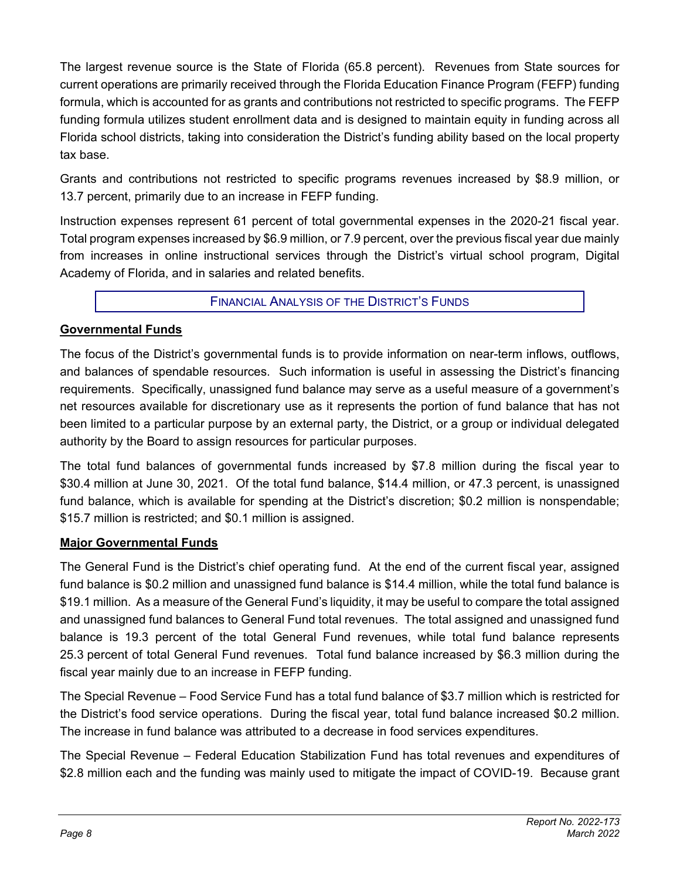The largest revenue source is the State of Florida (65.8 percent). Revenues from State sources for current operations are primarily received through the Florida Education Finance Program (FEFP) funding formula, which is accounted for as grants and contributions not restricted to specific programs. The FEFP funding formula utilizes student enrollment data and is designed to maintain equity in funding across all Florida school districts, taking into consideration the District's funding ability based on the local property tax base.

Grants and contributions not restricted to specific programs revenues increased by $8.9 million, or 13.7 percent, primarily due to an increase in FEFP funding.

Instruction expenses represent 61 percent of total governmental expenses in the 2020-21 fiscal year. Total program expenses increased by $6.9 million, or 7.9 percent, over the previous fiscal year due mainly from increases in online instructional services through the District's virtual school program, Digital Academy of Florida, and in salaries and related benefits.

## FINANCIAL ANALYSIS OF THE DISTRICT'S FUNDS

### Governmental Funds

The focus of the District's governmental funds is to provide information on near-term inflows, outflows, and balances of spendable resources. Such information is useful in assessing the District's financing requirements. Specifically, unassigned fund balance may serve as a useful measure of a government's net resources available for discretionary use as it represents the portion of fund balance that has not been limited to a particular purpose by an external party, the District, or a group or individual delegated authority by the Board to assign resources for particular purposes.

The total fund balances of governmental funds increased by $7.8 million during the fiscal year to $30.4 million at June 30, 2021. Of the total fund balance, $14.4 million, or 47.3 percent, is unassigned fund balance, which is available for spending at the District's discretion; $0.2 million is nonspendable; $15.7 million is restricted; and $0.1 million is assigned.

### Major Governmental Funds

The General Fund is the District's chief operating fund. At the end of the current fiscal year, assigned fund balance is $0.2 million and unassigned fund balance is $14.4 million, while the total fund balance is $19.1 million. As a measure of the General Fund's liquidity, it may be useful to compare the total assigned and unassigned fund balances to General Fund total revenues. The total assigned and unassigned fund balance is 19.3 percent of the total General Fund revenues, while total fund balance represents 25.3 percent of total General Fund revenues. Total fund balance increased by $6.3 million during the fiscal year mainly due to an increase in FEFP funding.

The Special Revenue – Food Service Fund has a total fund balance of $3.7 million which is restricted for the District's food service operations. During the fiscal year, total fund balance increased $0.2 million. The increase in fund balance was attributed to a decrease in food services expenditures.

The Special Revenue – Federal Education Stabilization Fund has total revenues and expenditures of $2.8 million each and the funding was mainly used to mitigate the impact of COVID-19. Because grant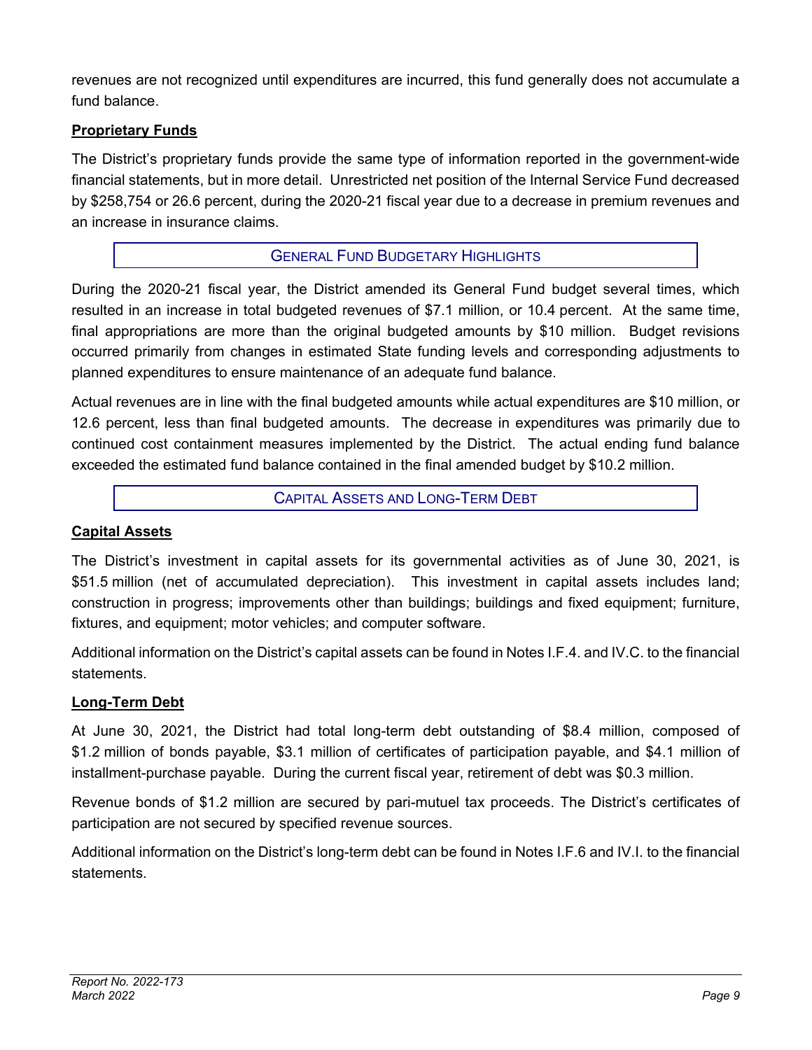revenues are not recognized until expenditures are incurred, this fund generally does not accumulate a fund balance.

**Proprietary Funds**

The District's proprietary funds provide the same type of information reported in the government-wide financial statements, but in more detail. Unrestricted net position of the Internal Service Fund decreased by $258,754 or 26.6 percent, during the 2020-21 fiscal year due to a decrease in premium revenues and an increase in insurance claims.

## GENERAL FUND BUDGETARY HIGHLIGHTS

During the 2020-21 fiscal year, the District amended its General Fund budget several times, which resulted in an increase in total budgeted revenues of $7.1 million, or 10.4 percent. At the same time, final appropriations are more than the original budgeted amounts by $10 million. Budget revisions occurred primarily from changes in estimated State funding levels and corresponding adjustments to planned expenditures to ensure maintenance of an adequate fund balance.

Actual revenues are in line with the final budgeted amounts while actual expenditures are $10 million, or 12.6 percent, less than final budgeted amounts. The decrease in expenditures was primarily due to continued cost containment measures implemented by the District. The actual ending fund balance exceeded the estimated fund balance contained in the final amended budget by $10.2 million.

## CAPITAL ASSETS AND LONG-TERM DEBT

**Capital Assets**

The District's investment in capital assets for its governmental activities as of June 30, 2021, is $51.5 million (net of accumulated depreciation). This investment in capital assets includes land; construction in progress; improvements other than buildings; buildings and fixed equipment; furniture, fixtures, and equipment; motor vehicles; and computer software.

Additional information on the District's capital assets can be found in Notes I.F.4. and IV.C. to the financial statements.

**Long-Term Debt**

At June 30, 2021, the District had total long-term debt outstanding of $8.4 million, composed of $1.2 million of bonds payable, $3.1 million of certificates of participation payable, and $4.1 million of installment-purchase payable. During the current fiscal year, retirement of debt was $0.3 million.

Revenue bonds of $1.2 million are secured by pari-mutuel tax proceeds. The District's certificates of participation are not secured by specified revenue sources.

Additional information on the District's long-term debt can be found in Notes I.F.6 and IV.I. to the financial statements.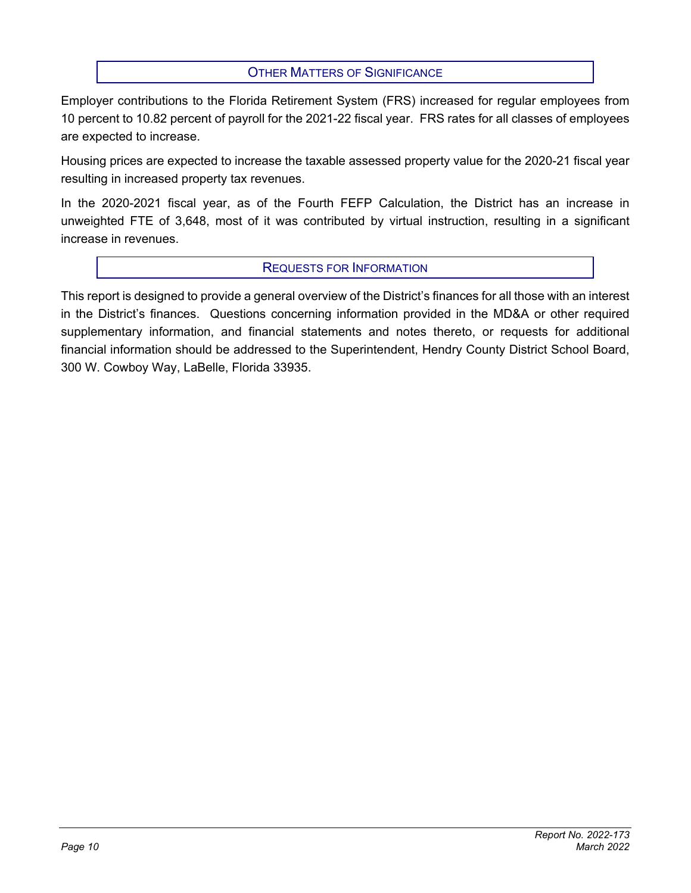## Other Matters of Significance

Employer contributions to the Florida Retirement System (FRS) increased for regular employees from 10 percent to 10.82 percent of payroll for the 2021-22 fiscal year. FRS rates for all classes of employees are expected to increase.

Housing prices are expected to increase the taxable assessed property value for the 2020-21 fiscal year resulting in increased property tax revenues.

In the 2020-2021 fiscal year, as of the Fourth FEFP Calculation, the District has an increase in unweighted FTE of 3,648, most of it was contributed by virtual instruction, resulting in a significant increase in revenues.

## Requests for Information

This report is designed to provide a general overview of the District's finances for all those with an interest in the District's finances. Questions concerning information provided in the MD&A or other required supplementary information, and financial statements and notes thereto, or requests for additional financial information should be addressed to the Superintendent, Hendry County District School Board, 300 W. Cowboy Way, LaBelle, Florida 33935.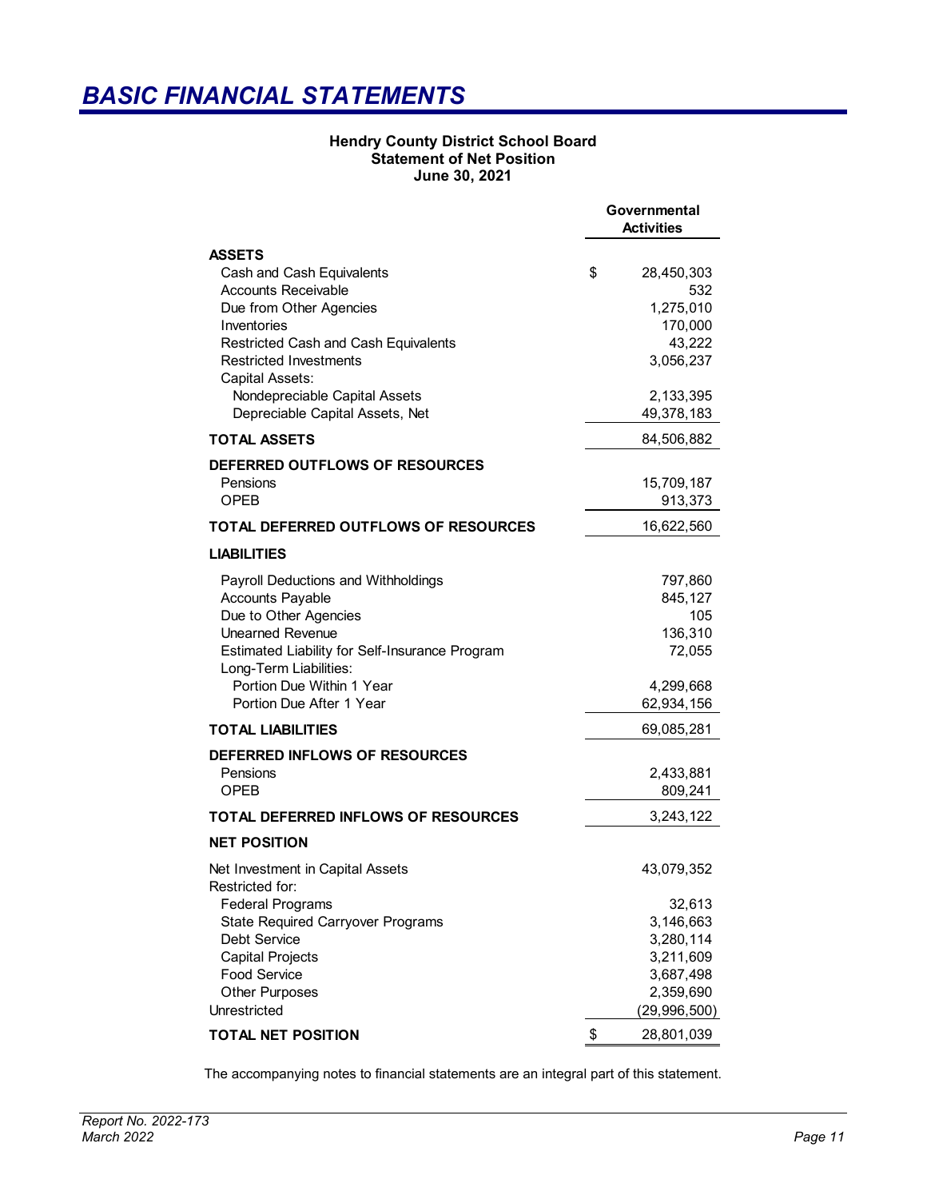# *BASIC FINANCIAL STATEMENTS*

**Hendry County District School Board**
**Statement of Net Position**
**June 30, 2021**

| | Governmental Activities |
|---|---|
| **ASSETS** | |
| Cash and Cash Equivalents | $ 28,450,303 |
| Accounts Receivable | 532 |
| Due from Other Agencies | 1,275,010 |
| Inventories | 170,000 |
| Restricted Cash and Cash Equivalents | 43,222 |
| Restricted Investments | 3,056,237 |
| Capital Assets: | |
| Nondepreciable Capital Assets | 2,133,395 |
| Depreciable Capital Assets, Net | 49,378,183 |
| **TOTAL ASSETS** | 84,506,882 |
| **DEFERRED OUTFLOWS OF RESOURCES** | |
| Pensions | 15,709,187 |
| OPEB | 913,373 |
| **TOTAL DEFERRED OUTFLOWS OF RESOURCES** | 16,622,560 |
| **LIABILITIES** | |
| Payroll Deductions and Withholdings | 797,860 |
| Accounts Payable | 845,127 |
| Due to Other Agencies | 105 |
| Unearned Revenue | 136,310 |
| Estimated Liability for Self-Insurance Program | 72,055 |
| Long-Term Liabilities: | |
| Portion Due Within 1 Year | 4,299,668 |
| Portion Due After 1 Year | 62,934,156 |
| **TOTAL LIABILITIES** | 69,085,281 |
| **DEFERRED INFLOWS OF RESOURCES** | |
| Pensions | 2,433,881 |
| OPEB | 809,241 |
| **TOTAL DEFERRED INFLOWS OF RESOURCES** | 3,243,122 |
| **NET POSITION** | |
| Net Investment in Capital Assets | 43,079,352 |
| Restricted for: | |
| Federal Programs | 32,613 |
| State Required Carryover Programs | 3,146,663 |
| Debt Service | 3,280,114 |
| Capital Projects | 3,211,609 |
| Food Service | 3,687,498 |
| Other Purposes | 2,359,690 |
| Unrestricted | (29,996,500) |
| **TOTAL NET POSITION** | $ 28,801,039 |

The accompanying notes to financial statements are an integral part of this statement.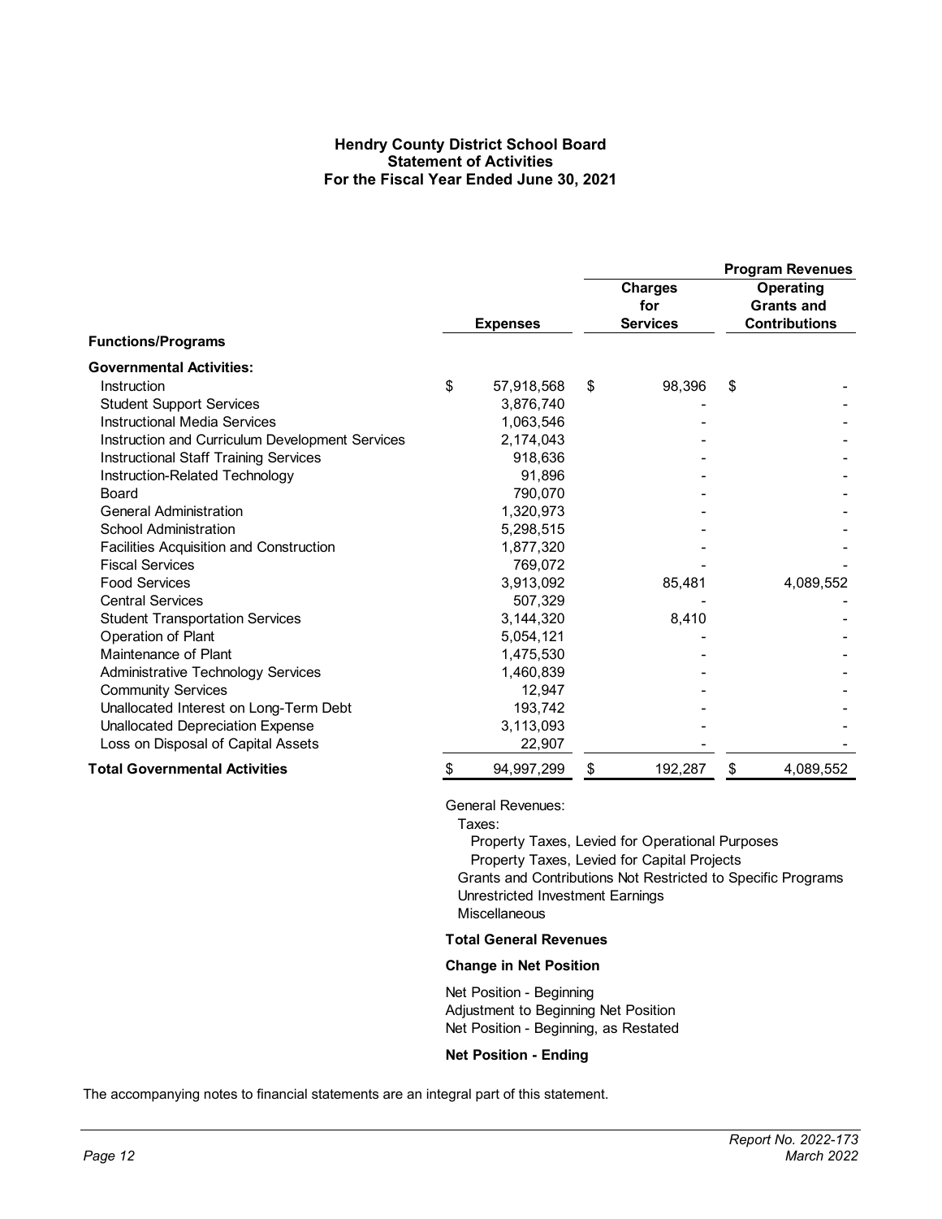# Hendry County District School Board
## Statement of Activities
### For the Fiscal Year Ended June 30, 2021

| Functions/Programs | Expenses | Program Revenues: Charges for Services | Program Revenues: Operating Grants and Contributions |
|---|---|---|---|
| **Governmental Activities:** | | | |
| Instruction | $ 57,918,568 | $ 98,396 | $ - |
| Student Support Services | 3,876,740 | - | - |
| Instructional Media Services | 1,063,546 | - | - |
| Instruction and Curriculum Development Services | 2,174,043 | - | - |
| Instructional Staff Training Services | 918,636 | - | - |
| Instruction-Related Technology | 91,896 | - | - |
| Board | 790,070 | - | - |
| General Administration | 1,320,973 | - | - |
| School Administration | 5,298,515 | - | - |
| Facilities Acquisition and Construction | 1,877,320 | - | - |
| Fiscal Services | 769,072 | - | - |
| Food Services | 3,913,092 | 85,481 | 4,089,552 |
| Central Services | 507,329 | - | - |
| Student Transportation Services | 3,144,320 | 8,410 | - |
| Operation of Plant | 5,054,121 | - | - |
| Maintenance of Plant | 1,475,530 | - | - |
| Administrative Technology Services | 1,460,839 | - | - |
| Community Services | 12,947 | - | - |
| Unallocated Interest on Long-Term Debt | 193,742 | - | - |
| Unallocated Depreciation Expense | 3,113,093 | - | - |
| Loss on Disposal of Capital Assets | 22,907 | - | - |
| **Total Governmental Activities** | $ 94,997,299 | $ 192,287 | $ 4,089,552 |

General Revenues:
- Taxes:
  - Property Taxes, Levied for Operational Purposes
  - Property Taxes, Levied for Capital Projects
- Grants and Contributions Not Restricted to Specific Programs
- Unrestricted Investment Earnings
- Miscellaneous

**Total General Revenues**

**Change in Net Position**

Net Position - Beginning
Adjustment to Beginning Net Position
Net Position - Beginning, as Restated

**Net Position - Ending**

The accompanying notes to financial statements are an integral part of this statement.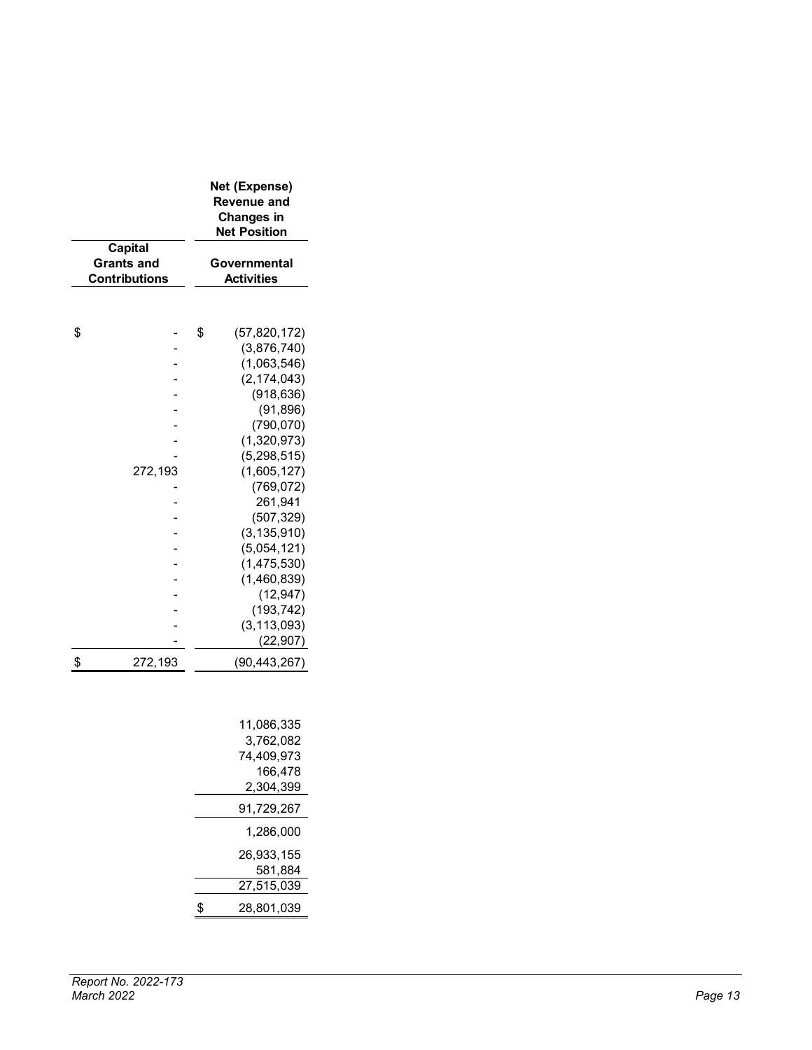| Capital Grants and Contributions | Net (Expense) Revenue and Changes in Net Position<br>Governmental Activities |
|---:|---:|
| $ - | $ (57,820,172) |
| - | (3,876,740) |
| - | (1,063,546) |
| - | (2,174,043) |
| - | (918,636) |
| - | (91,896) |
| - | (790,070) |
| - | (1,320,973) |
| - | (5,298,515) |
| 272,193 | (1,605,127) |
| - | (769,072) |
| - | 261,941 |
| - | (507,329) |
| - | (3,135,910) |
| - | (5,054,121) |
| - | (1,475,530) |
| - | (1,460,839) |
| - | (12,947) |
| - | (193,742) |
| - | (3,113,093) |
| - | (22,907) |
| $ 272,193 | (90,443,267) |
| | |
| | 11,086,335 |
| | 3,762,082 |
| | 74,409,973 |
| | 166,478 |
| | 2,304,399 |
| | 91,729,267 |
| | 1,286,000 |
| | 26,933,155 |
| | 581,884 |
| | 27,515,039 |
| | $ 28,801,039 |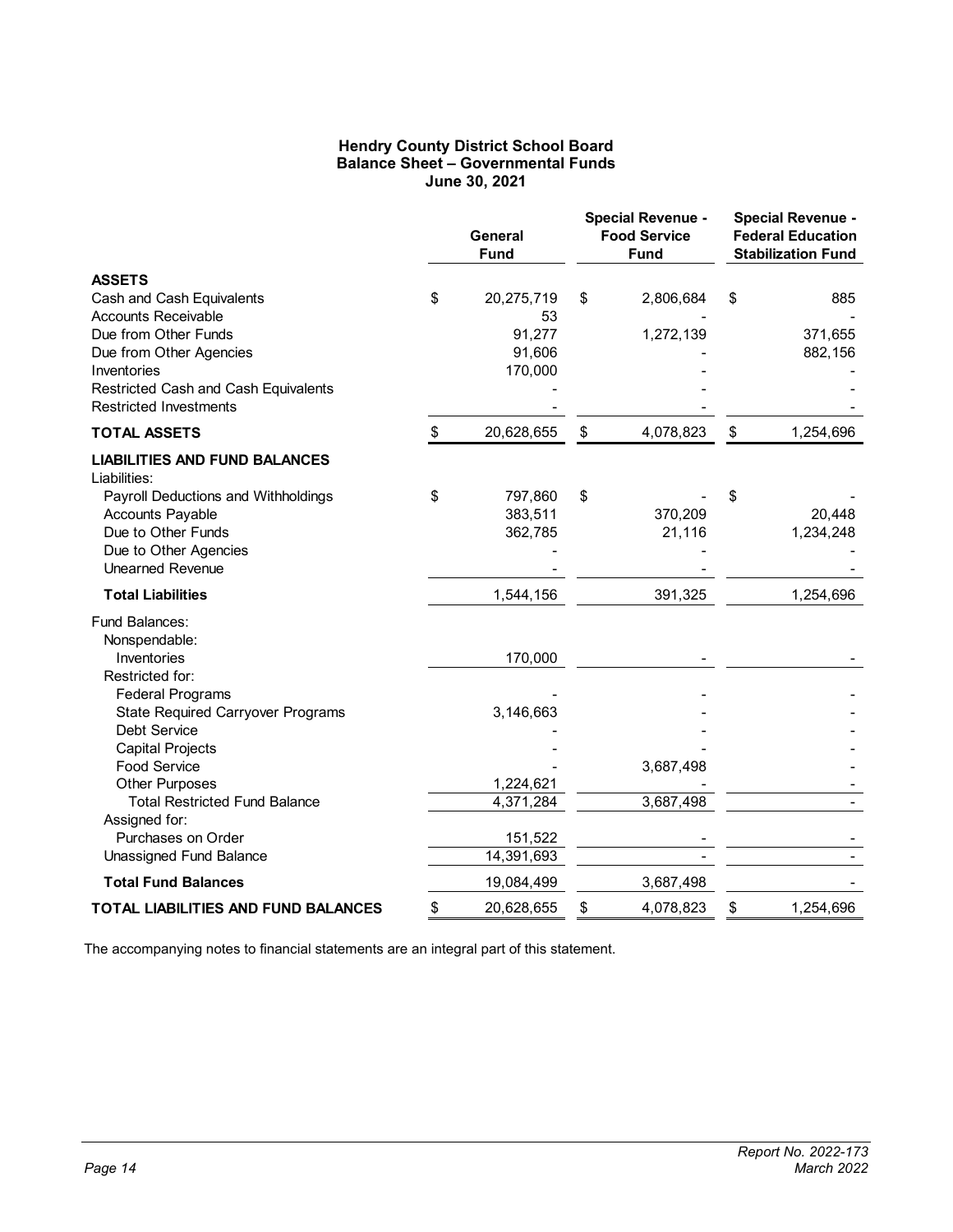**Hendry County District School Board**
**Balance Sheet – Governmental Funds**
**June 30, 2021**

| | General Fund | Special Revenue - Food Service Fund | Special Revenue - Federal Education Stabilization Fund |
|---|---|---|---|
| **ASSETS** | | | |
| Cash and Cash Equivalents | $ 20,275,719 | $ 2,806,684 | $ 885 |
| Accounts Receivable | 53 | - | - |
| Due from Other Funds | 91,277 | 1,272,139 | 371,655 |
| Due from Other Agencies | 91,606 | - | 882,156 |
| Inventories | 170,000 | - | - |
| Restricted Cash and Cash Equivalents | - | - | - |
| Restricted Investments | - | - | - |
| **TOTAL ASSETS** | $ 20,628,655 | $ 4,078,823 | $ 1,254,696 |
| **LIABILITIES AND FUND BALANCES** | | | |
| Liabilities: | | | |
| Payroll Deductions and Withholdings | $ 797,860 | $ - | $ - |
| Accounts Payable | 383,511 | 370,209 | 20,448 |
| Due to Other Funds | 362,785 | 21,116 | 1,234,248 |
| Due to Other Agencies | - | - | - |
| Unearned Revenue | - | - | - |
| **Total Liabilities** | 1,544,156 | 391,325 | 1,254,696 |
| Fund Balances: | | | |
| Nonspendable: | | | |
| Inventories | 170,000 | - | - |
| Restricted for: | | | |
| Federal Programs | - | - | - |
| State Required Carryover Programs | 3,146,663 | - | - |
| Debt Service | - | - | - |
| Capital Projects | - | - | - |
| Food Service | - | 3,687,498 | - |
| Other Purposes | 1,224,621 | - | - |
| Total Restricted Fund Balance | 4,371,284 | 3,687,498 | - |
| Assigned for: | | | |
| Purchases on Order | 151,522 | - | - |
| Unassigned Fund Balance | 14,391,693 | - | - |
| **Total Fund Balances** | 19,084,499 | 3,687,498 | - |
| **TOTAL LIABILITIES AND FUND BALANCES** | $ 20,628,655 | $ 4,078,823 | $ 1,254,696 |

The accompanying notes to financial statements are an integral part of this statement.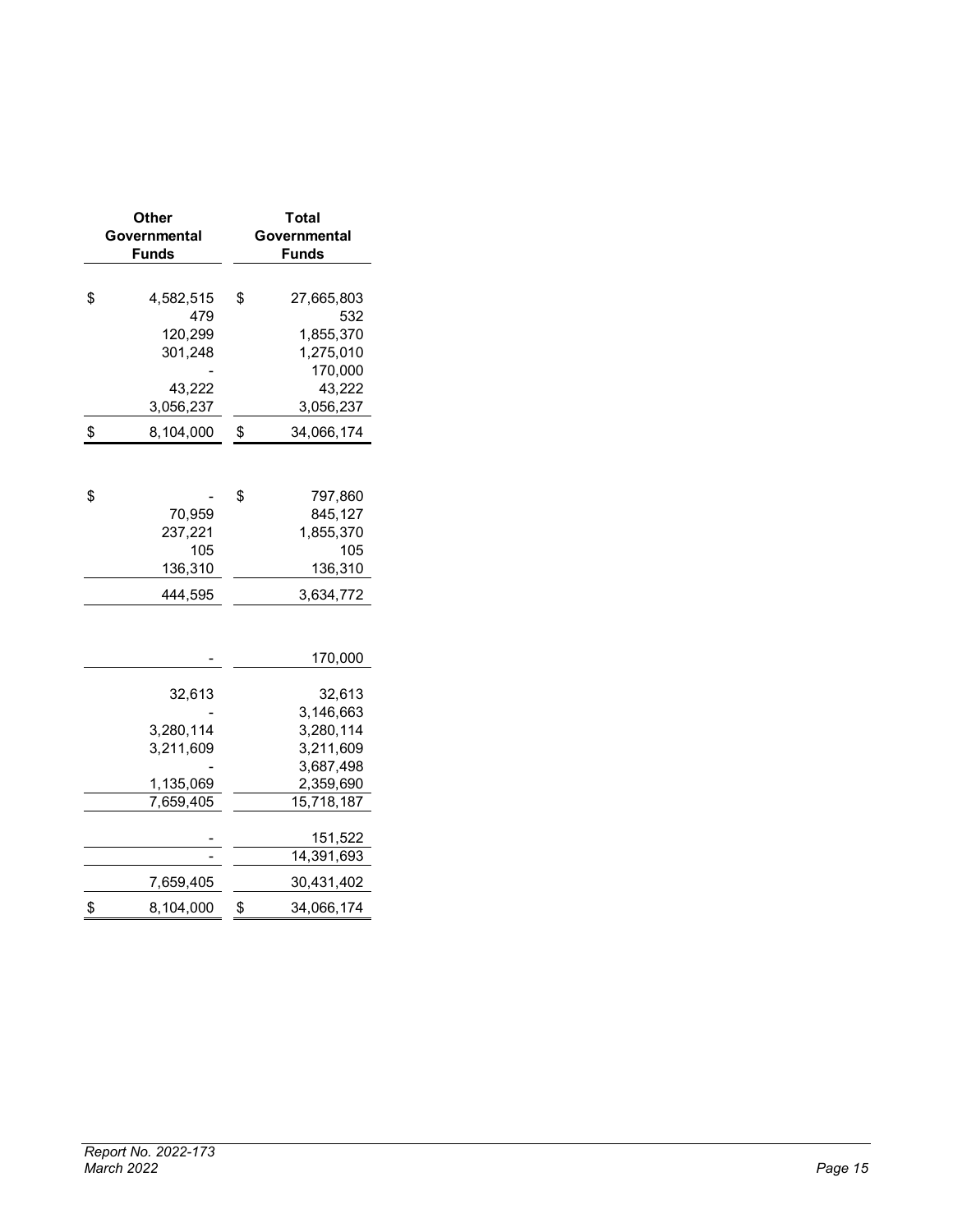| Other Governmental Funds | Total Governmental Funds |
|---|---|
| $ 4,582,515 | $ 27,665,803 |
| 479 | 532 |
| 120,299 | 1,855,370 |
| 301,248 | 1,275,010 |
| - | 170,000 |
| 43,222 | 43,222 |
| 3,056,237 | 3,056,237 |
| $ 8,104,000 | $ 34,066,174 |
| | |
| $ - | $ 797,860 |
| 70,959 | 845,127 |
| 237,221 | 1,855,370 |
| 105 | 105 |
| 136,310 | 136,310 |
| 444,595 | 3,634,772 |
| | |
| - | 170,000 |
| | |
| 32,613 | 32,613 |
| - | 3,146,663 |
| 3,280,114 | 3,280,114 |
| 3,211,609 | 3,211,609 |
| - | 3,687,498 |
| 1,135,069 | 2,359,690 |
| 7,659,405 | 15,718,187 |
| | |
| - | 151,522 |
| - | 14,391,693 |
| 7,659,405 | 30,431,402 |
| $ 8,104,000 | $ 34,066,174 |

*Report No. 2022-173*
*March 2022*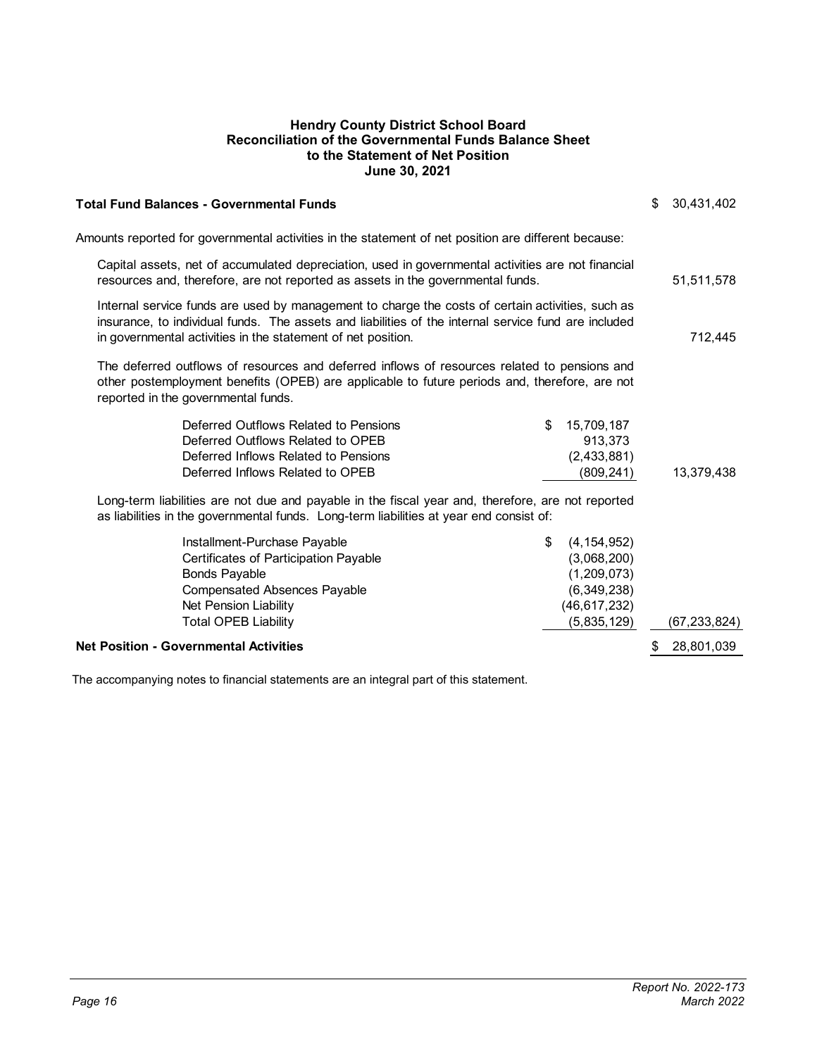**Hendry County District School Board**
**Reconciliation of the Governmental Funds Balance Sheet**
**to the Statement of Net Position**
**June 30, 2021**

| | | |
|---|---|---|
| **Total Fund Balances - Governmental Funds** | | $ 30,431,402 |
| Amounts reported for governmental activities in the statement of net position are different because: | | |
| Capital assets, net of accumulated depreciation, used in governmental activities are not financial resources and, therefore, are not reported as assets in the governmental funds. | | 51,511,578 |
| Internal service funds are used by management to charge the costs of certain activities, such as insurance, to individual funds. The assets and liabilities of the internal service fund are included in governmental activities in the statement of net position. | | 712,445 |
| The deferred outflows of resources and deferred inflows of resources related to pensions and other postemployment benefits (OPEB) are applicable to future periods and, therefore, are not reported in the governmental funds. | | |
| Deferred Outflows Related to Pensions | $ 15,709,187 | |
| Deferred Outflows Related to OPEB | 913,373 | |
| Deferred Inflows Related to Pensions | (2,433,881) | |
| Deferred Inflows Related to OPEB | (809,241) | 13,379,438 |
| Long-term liabilities are not due and payable in the fiscal year and, therefore, are not reported as liabilities in the governmental funds. Long-term liabilities at year end consist of: | | |
| Installment-Purchase Payable | $ (4,154,952) | |
| Certificates of Participation Payable | (3,068,200) | |
| Bonds Payable | (1,209,073) | |
| Compensated Absences Payable | (6,349,238) | |
| Net Pension Liability | (46,617,232) | |
| Total OPEB Liability | (5,835,129) | (67,233,824) |
| **Net Position - Governmental Activities** | | $ 28,801,039 |

The accompanying notes to financial statements are an integral part of this statement.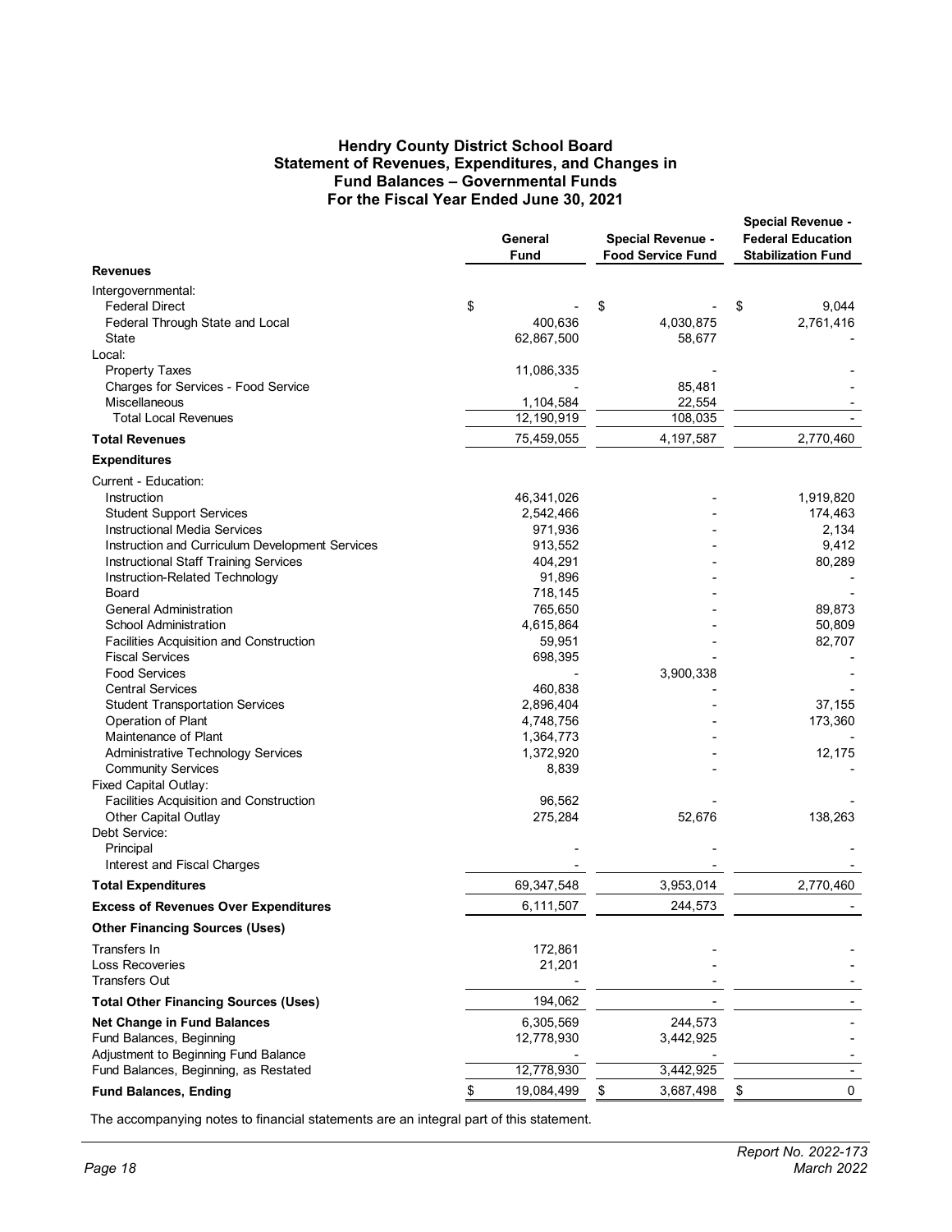### Hendry County District School Board
### Statement of Revenues, Expenditures, and Changes in Fund Balances – Governmental Funds
### For the Fiscal Year Ended June 30, 2021

| | General Fund | Special Revenue - Food Service Fund | Special Revenue - Federal Education Stabilization Fund |
|---|---|---|---|
| **Revenues** | | | |
| Intergovernmental: | | | |
| Federal Direct | $ - | $ - | $ 9,044 |
| Federal Through State and Local | 400,636 | 4,030,875 | 2,761,416 |
| State | 62,867,500 | 58,677 | - |
| Local: | | | |
| Property Taxes | 11,086,335 | - | - |
| Charges for Services - Food Service | - | 85,481 | - |
| Miscellaneous | 1,104,584 | 22,554 | - |
| Total Local Revenues | 12,190,919 | 108,035 | - |
| **Total Revenues** | 75,459,055 | 4,197,587 | 2,770,460 |
| **Expenditures** | | | |
| Current - Education: | | | |
| Instruction | 46,341,026 | - | 1,919,820 |
| Student Support Services | 2,542,466 | - | 174,463 |
| Instructional Media Services | 971,936 | - | 2,134 |
| Instruction and Curriculum Development Services | 913,552 | - | 9,412 |
| Instructional Staff Training Services | 404,291 | - | 80,289 |
| Instruction-Related Technology | 91,896 | - | - |
| Board | 718,145 | - | - |
| General Administration | 765,650 | - | 89,873 |
| School Administration | 4,615,864 | - | 50,809 |
| Facilities Acquisition and Construction | 59,951 | - | 82,707 |
| Fiscal Services | 698,395 | - | - |
| Food Services | - | 3,900,338 | - |
| Central Services | 460,838 | - | - |
| Student Transportation Services | 2,896,404 | - | 37,155 |
| Operation of Plant | 4,748,756 | - | 173,360 |
| Maintenance of Plant | 1,364,773 | - | - |
| Administrative Technology Services | 1,372,920 | - | 12,175 |
| Community Services | 8,839 | - | - |
| Fixed Capital Outlay: | | | |
| Facilities Acquisition and Construction | 96,562 | - | - |
| Other Capital Outlay | 275,284 | 52,676 | 138,263 |
| Debt Service: | | | |
| Principal | - | - | - |
| Interest and Fiscal Charges | - | - | - |
| **Total Expenditures** | 69,347,548 | 3,953,014 | 2,770,460 |
| **Excess of Revenues Over Expenditures** | 6,111,507 | 244,573 | - |
| **Other Financing Sources (Uses)** | | | |
| Transfers In | 172,861 | - | - |
| Loss Recoveries | 21,201 | - | - |
| Transfers Out | - | - | - |
| **Total Other Financing Sources (Uses)** | 194,062 | - | - |
| **Net Change in Fund Balances** | 6,305,569 | 244,573 | - |
| Fund Balances, Beginning | 12,778,930 | 3,442,925 | - |
| Adjustment to Beginning Fund Balance | - | - | - |
| Fund Balances, Beginning, as Restated | 12,778,930 | 3,442,925 | - |
| **Fund Balances, Ending** | $ 19,084,499 | $ 3,687,498 | $ 0 |

The accompanying notes to financial statements are an integral part of this statement.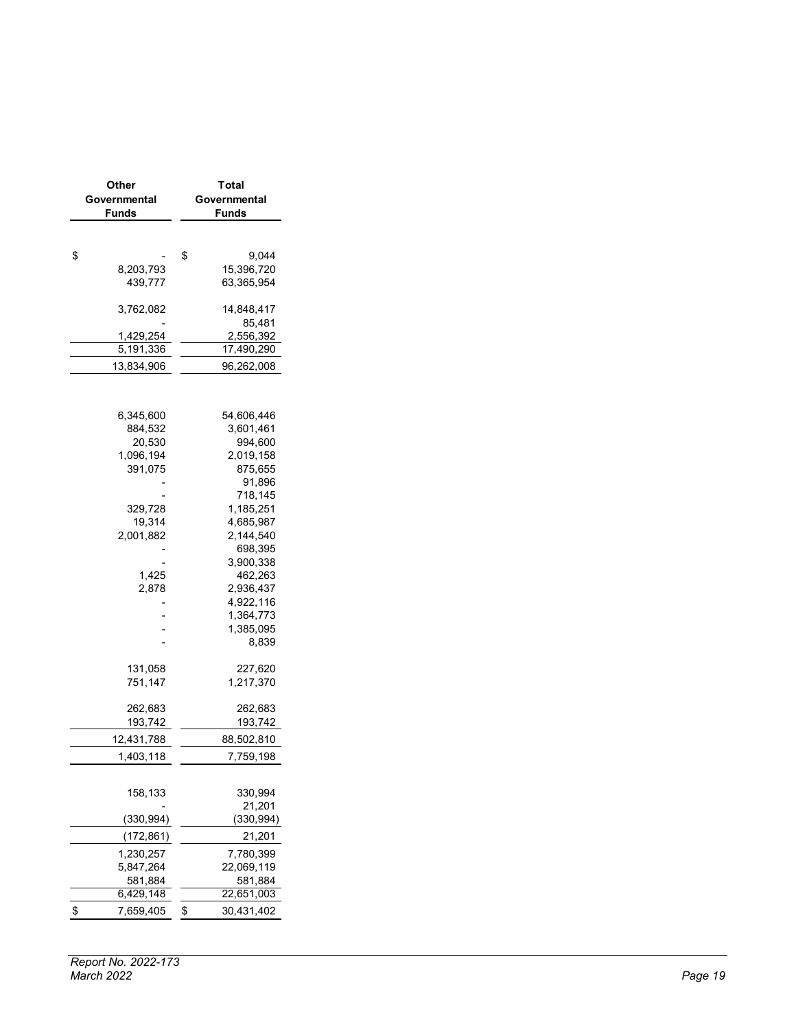| Other Governmental Funds | Total Governmental Funds |
|---|---|
| | |
| $ - | $ 9,044 |
| 8,203,793 | 15,396,720 |
| 439,777 | 63,365,954 |
| | |
| 3,762,082 | 14,848,417 |
| - | 85,481 |
| 1,429,254 | 2,556,392 |
| 5,191,336 | 17,490,290 |
| 13,834,906 | 96,262,008 |
| | |
| 6,345,600 | 54,606,446 |
| 884,532 | 3,601,461 |
| 20,530 | 994,600 |
| 1,096,194 | 2,019,158 |
| 391,075 | 875,655 |
| - | 91,896 |
| - | 718,145 |
| 329,728 | 1,185,251 |
| 19,314 | 4,685,987 |
| 2,001,882 | 2,144,540 |
| - | 698,395 |
| - | 3,900,338 |
| 1,425 | 462,263 |
| 2,878 | 2,936,437 |
| - | 4,922,116 |
| - | 1,364,773 |
| - | 1,385,095 |
| - | 8,839 |
| | |
| 131,058 | 227,620 |
| 751,147 | 1,217,370 |
| | |
| 262,683 | 262,683 |
| 193,742 | 193,742 |
| 12,431,788 | 88,502,810 |
| 1,403,118 | 7,759,198 |
| | |
| 158,133 | 330,994 |
| - | 21,201 |
| (330,994) | (330,994) |
| (172,861) | 21,201 |
| 1,230,257 | 7,780,399 |
| 5,847,264 | 22,069,119 |
| 581,884 | 581,884 |
| 6,429,148 | 22,651,003 |
| $ 7,659,405 | $ 30,431,402 |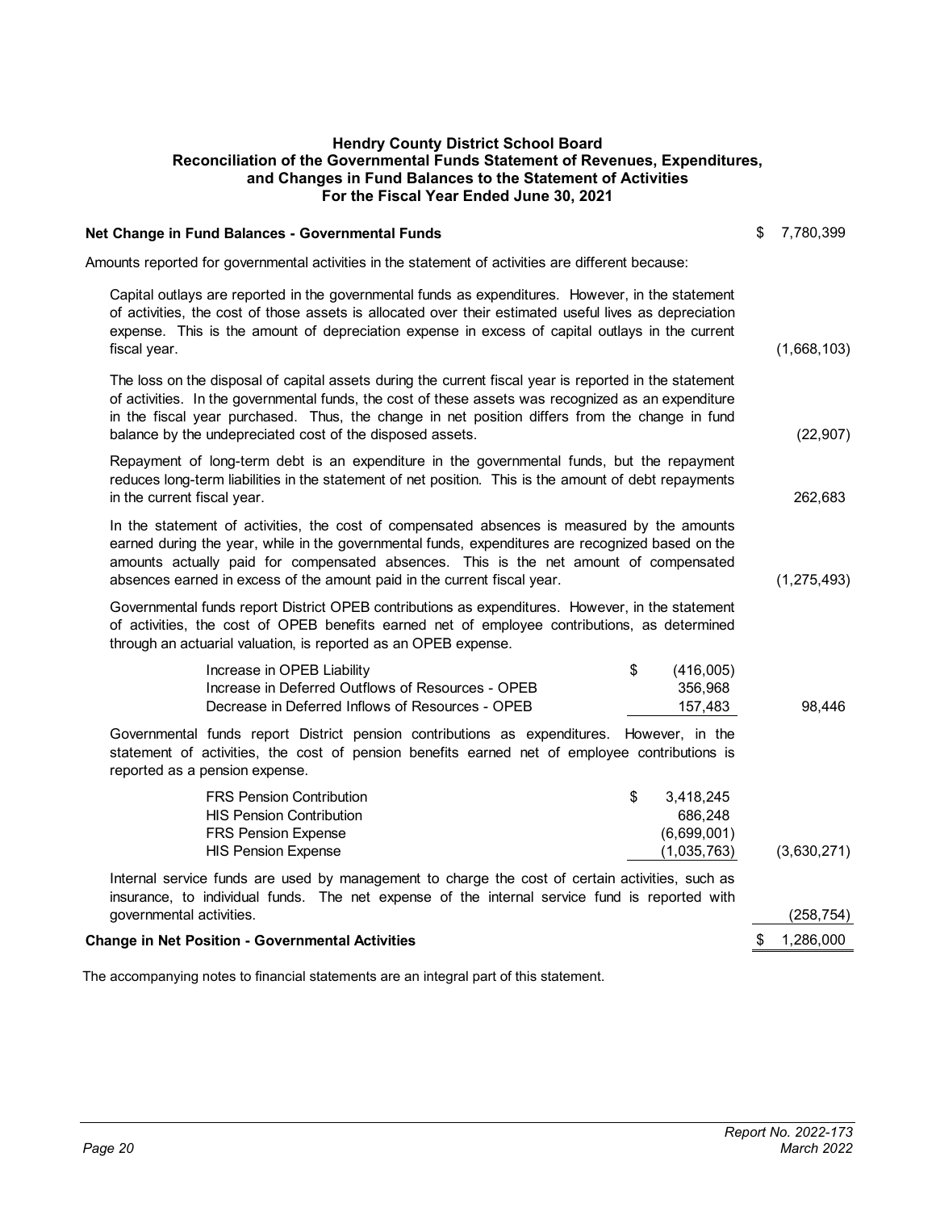# Hendry County District School Board
## Reconciliation of the Governmental Funds Statement of Revenues, Expenditures, and Changes in Fund Balances to the Statement of Activities
### For the Fiscal Year Ended June 30, 2021

| | | |
|---|---|---|
| **Net Change in Fund Balances - Governmental Funds** | | $ 7,780,399 |
| Amounts reported for governmental activities in the statement of activities are different because: | | |
| Capital outlays are reported in the governmental funds as expenditures. However, in the statement of activities, the cost of those assets is allocated over their estimated useful lives as depreciation expense. This is the amount of depreciation expense in excess of capital outlays in the current fiscal year. | | (1,668,103) |
| The loss on the disposal of capital assets during the current fiscal year is reported in the statement of activities. In the governmental funds, the cost of these assets was recognized as an expenditure in the fiscal year purchased. Thus, the change in net position differs from the change in fund balance by the undepreciated cost of the disposed assets. | | (22,907) |
| Repayment of long-term debt is an expenditure in the governmental funds, but the repayment reduces long-term liabilities in the statement of net position. This is the amount of debt repayments in the current fiscal year. | | 262,683 |
| In the statement of activities, the cost of compensated absences is measured by the amounts earned during the year, while in the governmental funds, expenditures are recognized based on the amounts actually paid for compensated absences. This is the net amount of compensated absences earned in excess of the amount paid in the current fiscal year. | | (1,275,493) |
| Governmental funds report District OPEB contributions as expenditures. However, in the statement of activities, the cost of OPEB benefits earned net of employee contributions, as determined through an actuarial valuation, is reported as an OPEB expense. | | |
| Increase in OPEB Liability | $ (416,005) | |
| Increase in Deferred Outflows of Resources - OPEB | 356,968 | |
| Decrease in Deferred Inflows of Resources - OPEB | 157,483 | 98,446 |
| Governmental funds report District pension contributions as expenditures. However, in the statement of activities, the cost of pension benefits earned net of employee contributions is reported as a pension expense. | | |
| FRS Pension Contribution | $ 3,418,245 | |
| HIS Pension Contribution | 686,248 | |
| FRS Pension Expense | (6,699,001) | |
| HIS Pension Expense | (1,035,763) | (3,630,271) |
| Internal service funds are used by management to charge the cost of certain activities, such as insurance, to individual funds. The net expense of the internal service fund is reported with governmental activities. | | (258,754) |
| **Change in Net Position - Governmental Activities** | | $ 1,286,000 |

The accompanying notes to financial statements are an integral part of this statement.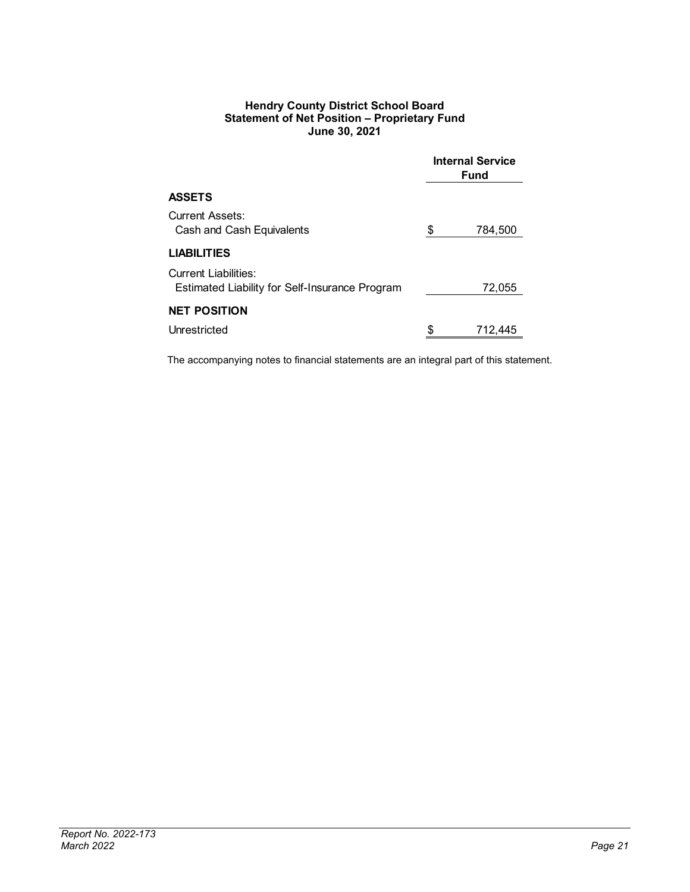**Hendry County District School Board**
**Statement of Net Position – Proprietary Fund**
**June 30, 2021**

| | Internal Service Fund |
|---|---|
| **ASSETS** | |
| Current Assets: | |
| Cash and Cash Equivalents | $ 784,500 |
| **LIABILITIES** | |
| Current Liabilities: | |
| Estimated Liability for Self-Insurance Program | 72,055 |
| **NET POSITION** | |
| Unrestricted | $ 712,445 |

The accompanying notes to financial statements are an integral part of this statement.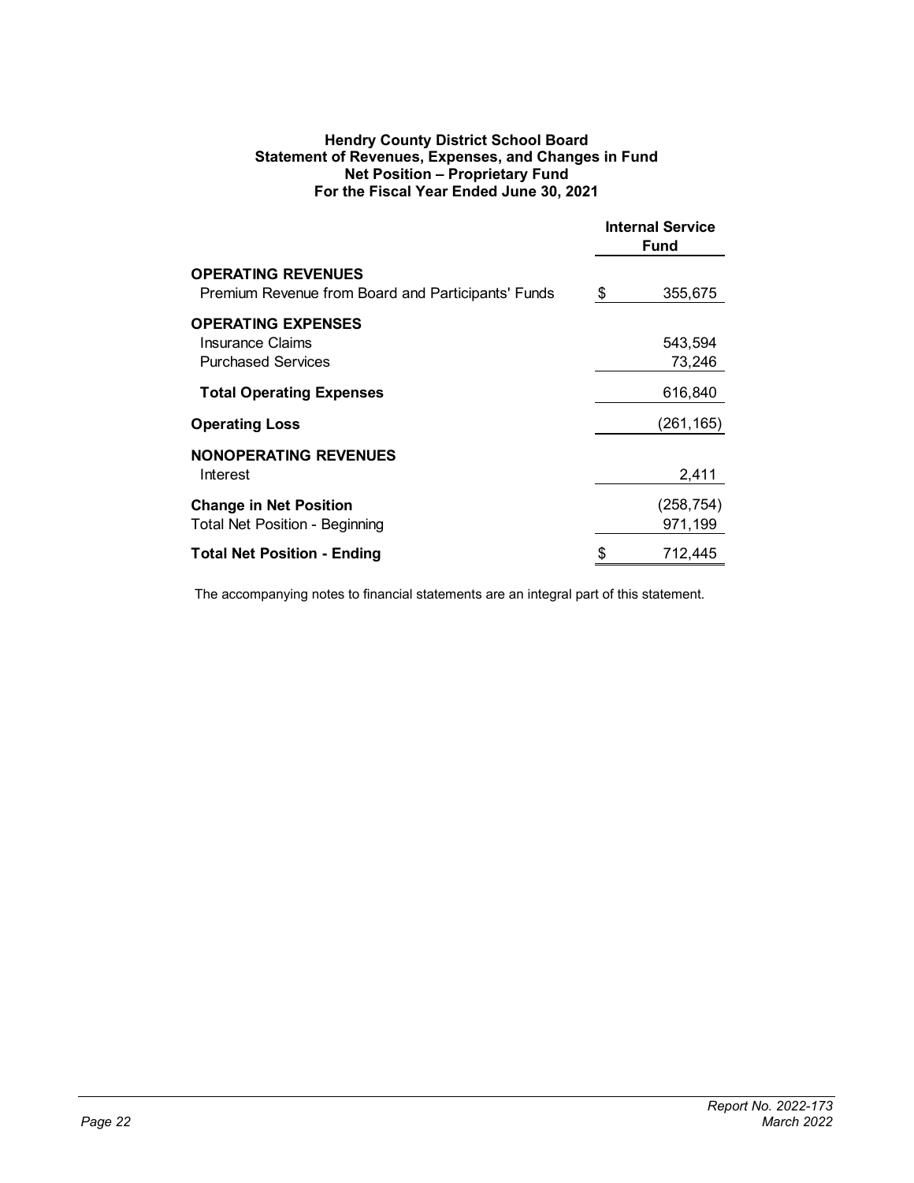**Hendry County District School Board**
**Statement of Revenues, Expenses, and Changes in Fund Net Position – Proprietary Fund**
**For the Fiscal Year Ended June 30, 2021**

| | Internal Service Fund |
|---|---|
| **OPERATING REVENUES** | |
| Premium Revenue from Board and Participants' Funds | $ 355,675 |
| **OPERATING EXPENSES** | |
| Insurance Claims | 543,594 |
| Purchased Services | 73,246 |
| **Total Operating Expenses** | 616,840 |
| **Operating Loss** | (261,165) |
| **NONOPERATING REVENUES** | |
| Interest | 2,411 |
| **Change in Net Position** | (258,754) |
| Total Net Position - Beginning | 971,199 |
| **Total Net Position - Ending** | $ 712,445 |

The accompanying notes to financial statements are an integral part of this statement.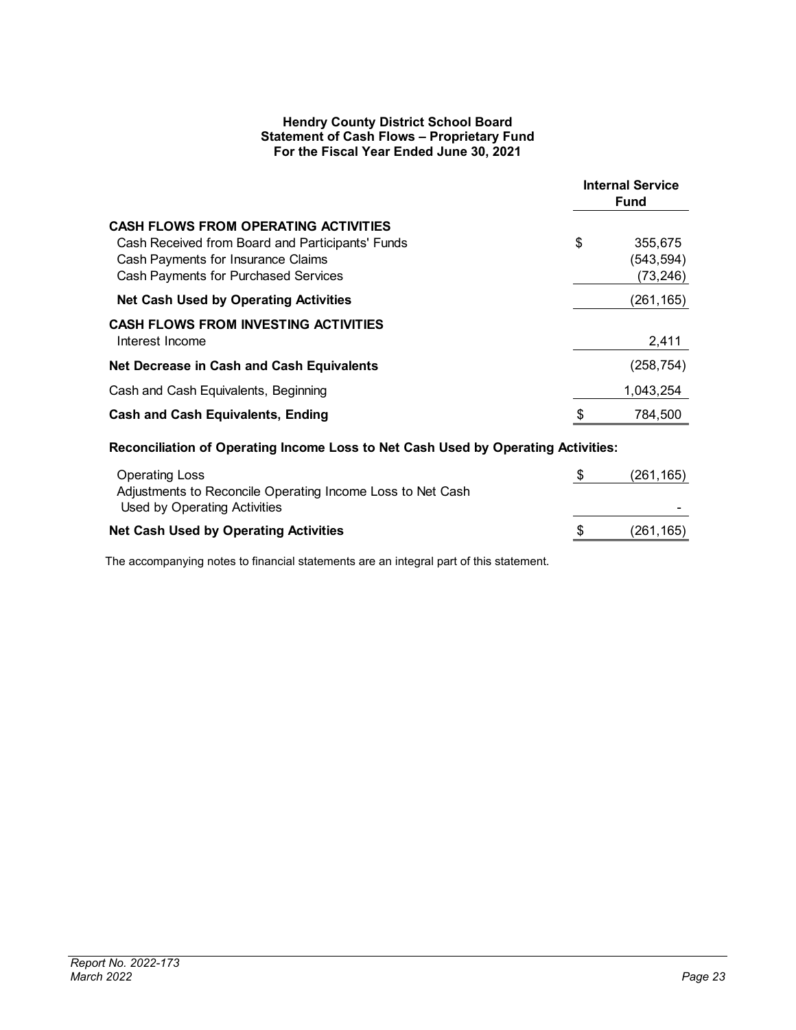**Hendry County District School Board**
**Statement of Cash Flows – Proprietary Fund**
**For the Fiscal Year Ended June 30, 2021**

| | Internal Service Fund |
|---|---|
| **CASH FLOWS FROM OPERATING ACTIVITIES** | |
| Cash Received from Board and Participants' Funds | $ 355,675 |
| Cash Payments for Insurance Claims | (543,594) |
| Cash Payments for Purchased Services | (73,246) |
| **Net Cash Used by Operating Activities** | (261,165) |
| **CASH FLOWS FROM INVESTING ACTIVITIES** | |
| Interest Income | 2,411 |
| **Net Decrease in Cash and Cash Equivalents** | (258,754) |
| Cash and Cash Equivalents, Beginning | 1,043,254 |
| **Cash and Cash Equivalents, Ending** | $ 784,500 |
| **Reconciliation of Operating Income Loss to Net Cash Used by Operating Activities:** | |
| Operating Loss | $ (261,165) |
| Adjustments to Reconcile Operating Income Loss to Net Cash Used by Operating Activities | - |
| **Net Cash Used by Operating Activities** | $ (261,165) |

The accompanying notes to financial statements are an integral part of this statement.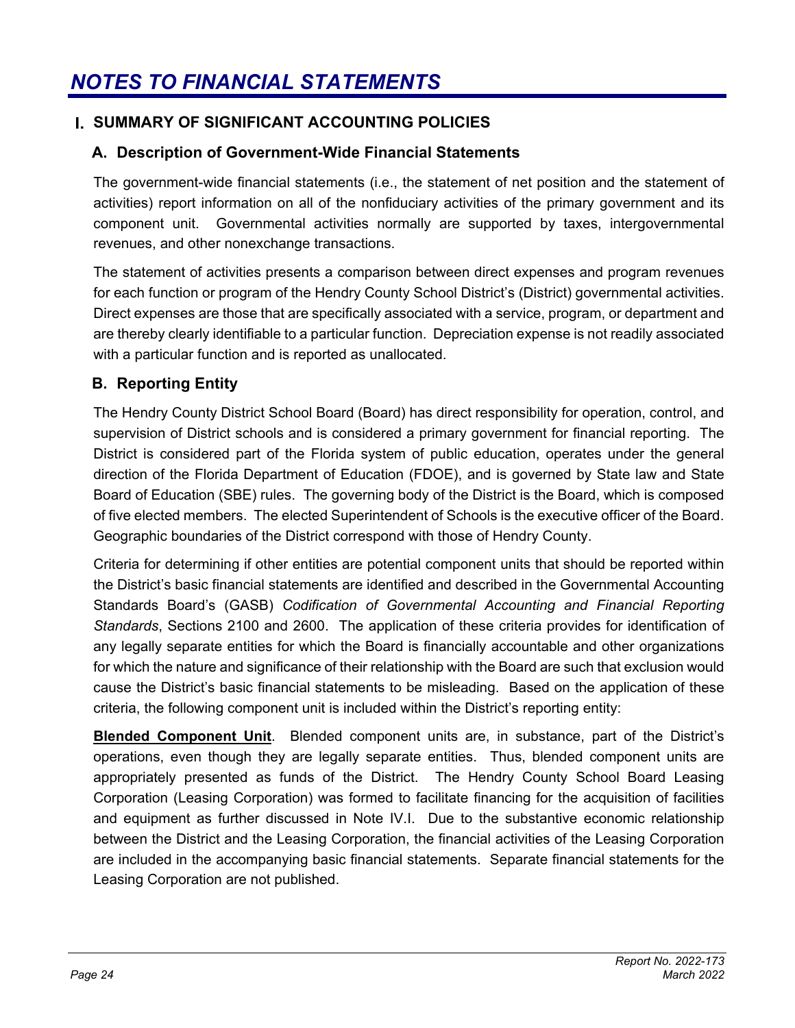# NOTES TO FINANCIAL STATEMENTS

## I. SUMMARY OF SIGNIFICANT ACCOUNTING POLICIES

### A. Description of Government-Wide Financial Statements

The government-wide financial statements (i.e., the statement of net position and the statement of activities) report information on all of the nonfiduciary activities of the primary government and its component unit. Governmental activities normally are supported by taxes, intergovernmental revenues, and other nonexchange transactions.

The statement of activities presents a comparison between direct expenses and program revenues for each function or program of the Hendry County School District's (District) governmental activities. Direct expenses are those that are specifically associated with a service, program, or department and are thereby clearly identifiable to a particular function. Depreciation expense is not readily associated with a particular function and is reported as unallocated.

### B. Reporting Entity

The Hendry County District School Board (Board) has direct responsibility for operation, control, and supervision of District schools and is considered a primary government for financial reporting. The District is considered part of the Florida system of public education, operates under the general direction of the Florida Department of Education (FDOE), and is governed by State law and State Board of Education (SBE) rules. The governing body of the District is the Board, which is composed of five elected members. The elected Superintendent of Schools is the executive officer of the Board. Geographic boundaries of the District correspond with those of Hendry County.

Criteria for determining if other entities are potential component units that should be reported within the District's basic financial statements are identified and described in the Governmental Accounting Standards Board's (GASB) *Codification of Governmental Accounting and Financial Reporting Standards*, Sections 2100 and 2600. The application of these criteria provides for identification of any legally separate entities for which the Board is financially accountable and other organizations for which the nature and significance of their relationship with the Board are such that exclusion would cause the District's basic financial statements to be misleading. Based on the application of these criteria, the following component unit is included within the District's reporting entity:

**Blended Component Unit**. Blended component units are, in substance, part of the District's operations, even though they are legally separate entities. Thus, blended component units are appropriately presented as funds of the District. The Hendry County School Board Leasing Corporation (Leasing Corporation) was formed to facilitate financing for the acquisition of facilities and equipment as further discussed in Note IV.I. Due to the substantive economic relationship between the District and the Leasing Corporation, the financial activities of the Leasing Corporation are included in the accompanying basic financial statements. Separate financial statements for the Leasing Corporation are not published.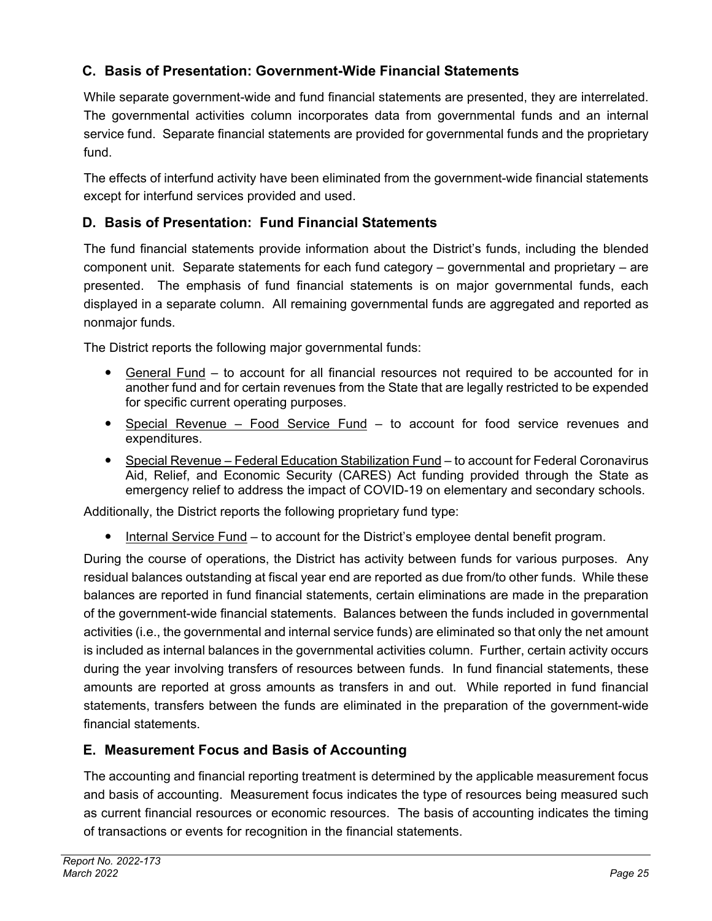## C. Basis of Presentation: Government-Wide Financial Statements

While separate government-wide and fund financial statements are presented, they are interrelated. The governmental activities column incorporates data from governmental funds and an internal service fund. Separate financial statements are provided for governmental funds and the proprietary fund.

The effects of interfund activity have been eliminated from the government-wide financial statements except for interfund services provided and used.

## D. Basis of Presentation: Fund Financial Statements

The fund financial statements provide information about the District's funds, including the blended component unit. Separate statements for each fund category – governmental and proprietary – are presented. The emphasis of fund financial statements is on major governmental funds, each displayed in a separate column. All remaining governmental funds are aggregated and reported as nonmajor funds.

The District reports the following major governmental funds:

- General Fund – to account for all financial resources not required to be accounted for in another fund and for certain revenues from the State that are legally restricted to be expended for specific current operating purposes.
- Special Revenue – Food Service Fund – to account for food service revenues and expenditures.
- Special Revenue – Federal Education Stabilization Fund – to account for Federal Coronavirus Aid, Relief, and Economic Security (CARES) Act funding provided through the State as emergency relief to address the impact of COVID-19 on elementary and secondary schools.

Additionally, the District reports the following proprietary fund type:

- Internal Service Fund – to account for the District's employee dental benefit program.

During the course of operations, the District has activity between funds for various purposes. Any residual balances outstanding at fiscal year end are reported as due from/to other funds. While these balances are reported in fund financial statements, certain eliminations are made in the preparation of the government-wide financial statements. Balances between the funds included in governmental activities (i.e., the governmental and internal service funds) are eliminated so that only the net amount is included as internal balances in the governmental activities column. Further, certain activity occurs during the year involving transfers of resources between funds. In fund financial statements, these amounts are reported at gross amounts as transfers in and out. While reported in fund financial statements, transfers between the funds are eliminated in the preparation of the government-wide financial statements.

## E. Measurement Focus and Basis of Accounting

The accounting and financial reporting treatment is determined by the applicable measurement focus and basis of accounting. Measurement focus indicates the type of resources being measured such as current financial resources or economic resources. The basis of accounting indicates the timing of transactions or events for recognition in the financial statements.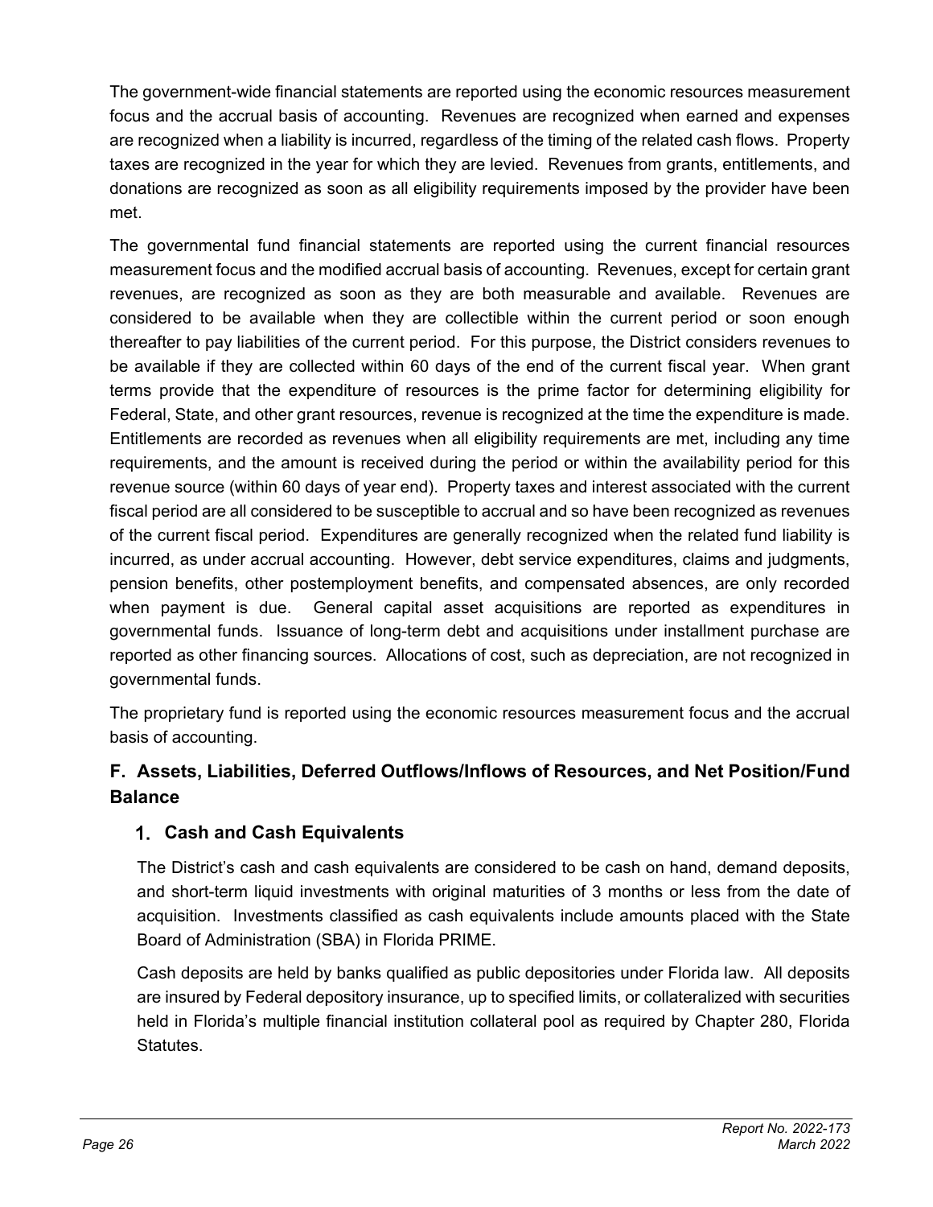The government-wide financial statements are reported using the economic resources measurement focus and the accrual basis of accounting. Revenues are recognized when earned and expenses are recognized when a liability is incurred, regardless of the timing of the related cash flows. Property taxes are recognized in the year for which they are levied. Revenues from grants, entitlements, and donations are recognized as soon as all eligibility requirements imposed by the provider have been met.

The governmental fund financial statements are reported using the current financial resources measurement focus and the modified accrual basis of accounting. Revenues, except for certain grant revenues, are recognized as soon as they are both measurable and available. Revenues are considered to be available when they are collectible within the current period or soon enough thereafter to pay liabilities of the current period. For this purpose, the District considers revenues to be available if they are collected within 60 days of the end of the current fiscal year. When grant terms provide that the expenditure of resources is the prime factor for determining eligibility for Federal, State, and other grant resources, revenue is recognized at the time the expenditure is made. Entitlements are recorded as revenues when all eligibility requirements are met, including any time requirements, and the amount is received during the period or within the availability period for this revenue source (within 60 days of year end). Property taxes and interest associated with the current fiscal period are all considered to be susceptible to accrual and so have been recognized as revenues of the current fiscal period. Expenditures are generally recognized when the related fund liability is incurred, as under accrual accounting. However, debt service expenditures, claims and judgments, pension benefits, other postemployment benefits, and compensated absences, are only recorded when payment is due. General capital asset acquisitions are reported as expenditures in governmental funds. Issuance of long-term debt and acquisitions under installment purchase are reported as other financing sources. Allocations of cost, such as depreciation, are not recognized in governmental funds.

The proprietary fund is reported using the economic resources measurement focus and the accrual basis of accounting.

## F. Assets, Liabilities, Deferred Outflows/Inflows of Resources, and Net Position/Fund Balance

### 1. Cash and Cash Equivalents

The District's cash and cash equivalents are considered to be cash on hand, demand deposits, and short-term liquid investments with original maturities of 3 months or less from the date of acquisition. Investments classified as cash equivalents include amounts placed with the State Board of Administration (SBA) in Florida PRIME.

Cash deposits are held by banks qualified as public depositories under Florida law. All deposits are insured by Federal depository insurance, up to specified limits, or collateralized with securities held in Florida's multiple financial institution collateral pool as required by Chapter 280, Florida Statutes.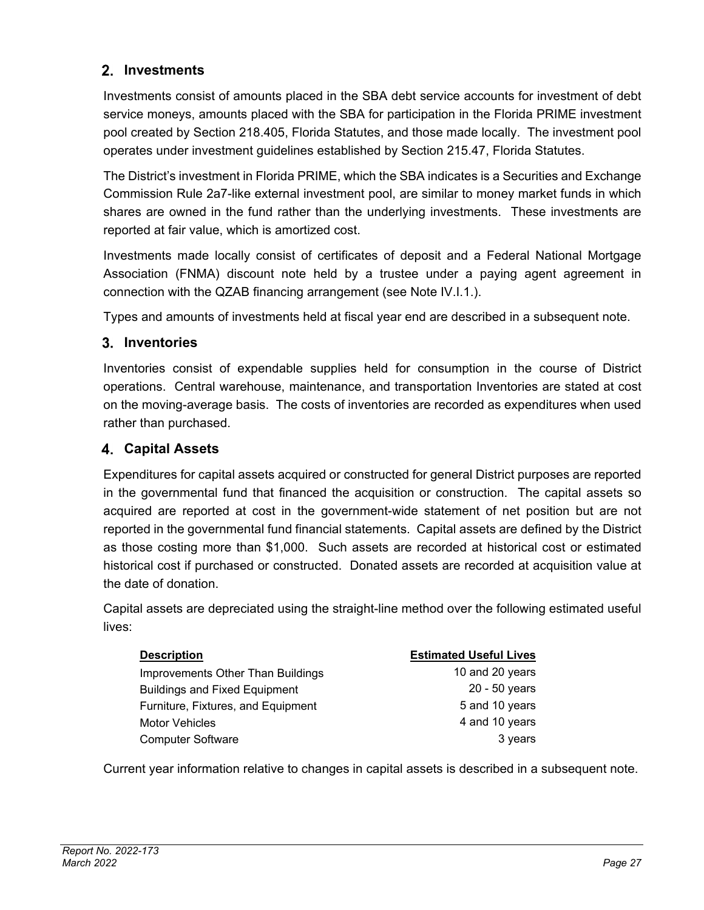### 2. Investments

Investments consist of amounts placed in the SBA debt service accounts for investment of debt service moneys, amounts placed with the SBA for participation in the Florida PRIME investment pool created by Section 218.405, Florida Statutes, and those made locally. The investment pool operates under investment guidelines established by Section 215.47, Florida Statutes.

The District's investment in Florida PRIME, which the SBA indicates is a Securities and Exchange Commission Rule 2a7-like external investment pool, are similar to money market funds in which shares are owned in the fund rather than the underlying investments. These investments are reported at fair value, which is amortized cost.

Investments made locally consist of certificates of deposit and a Federal National Mortgage Association (FNMA) discount note held by a trustee under a paying agent agreement in connection with the QZAB financing arrangement (see Note IV.I.1.).

Types and amounts of investments held at fiscal year end are described in a subsequent note.

### 3. Inventories

Inventories consist of expendable supplies held for consumption in the course of District operations. Central warehouse, maintenance, and transportation Inventories are stated at cost on the moving-average basis. The costs of inventories are recorded as expenditures when used rather than purchased.

### 4. Capital Assets

Expenditures for capital assets acquired or constructed for general District purposes are reported in the governmental fund that financed the acquisition or construction. The capital assets so acquired are reported at cost in the government-wide statement of net position but are not reported in the governmental fund financial statements. Capital assets are defined by the District as those costing more than $1,000. Such assets are recorded at historical cost or estimated historical cost if purchased or constructed. Donated assets are recorded at acquisition value at the date of donation.

Capital assets are depreciated using the straight-line method over the following estimated useful lives:

| Description | Estimated Useful Lives |
|---|---|
| Improvements Other Than Buildings | 10 and 20 years |
| Buildings and Fixed Equipment | 20 - 50 years |
| Furniture, Fixtures, and Equipment | 5 and 10 years |
| Motor Vehicles | 4 and 10 years |
| Computer Software | 3 years |

Current year information relative to changes in capital assets is described in a subsequent note.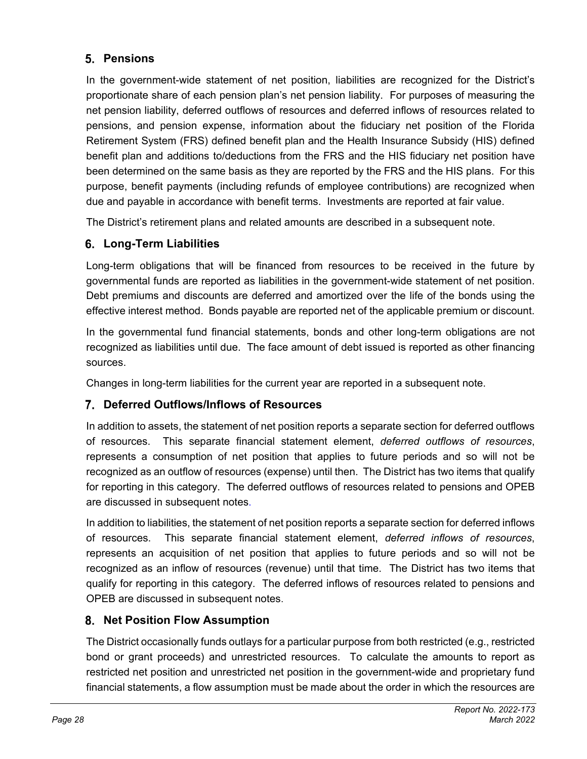### 5. Pensions

In the government-wide statement of net position, liabilities are recognized for the District's proportionate share of each pension plan's net pension liability. For purposes of measuring the net pension liability, deferred outflows of resources and deferred inflows of resources related to pensions, and pension expense, information about the fiduciary net position of the Florida Retirement System (FRS) defined benefit plan and the Health Insurance Subsidy (HIS) defined benefit plan and additions to/deductions from the FRS and the HIS fiduciary net position have been determined on the same basis as they are reported by the FRS and the HIS plans. For this purpose, benefit payments (including refunds of employee contributions) are recognized when due and payable in accordance with benefit terms. Investments are reported at fair value.

The District's retirement plans and related amounts are described in a subsequent note.

### 6. Long-Term Liabilities

Long-term obligations that will be financed from resources to be received in the future by governmental funds are reported as liabilities in the government-wide statement of net position. Debt premiums and discounts are deferred and amortized over the life of the bonds using the effective interest method. Bonds payable are reported net of the applicable premium or discount.

In the governmental fund financial statements, bonds and other long-term obligations are not recognized as liabilities until due. The face amount of debt issued is reported as other financing sources.

Changes in long-term liabilities for the current year are reported in a subsequent note.

### 7. Deferred Outflows/Inflows of Resources

In addition to assets, the statement of net position reports a separate section for deferred outflows of resources. This separate financial statement element, *deferred outflows of resources*, represents a consumption of net position that applies to future periods and so will not be recognized as an outflow of resources (expense) until then. The District has two items that qualify for reporting in this category. The deferred outflows of resources related to pensions and OPEB are discussed in subsequent notes.

In addition to liabilities, the statement of net position reports a separate section for deferred inflows of resources. This separate financial statement element, *deferred inflows of resources*, represents an acquisition of net position that applies to future periods and so will not be recognized as an inflow of resources (revenue) until that time. The District has two items that qualify for reporting in this category. The deferred inflows of resources related to pensions and OPEB are discussed in subsequent notes.

### 8. Net Position Flow Assumption

The District occasionally funds outlays for a particular purpose from both restricted (e.g., restricted bond or grant proceeds) and unrestricted resources. To calculate the amounts to report as restricted net position and unrestricted net position in the government-wide and proprietary fund financial statements, a flow assumption must be made about the order in which the resources are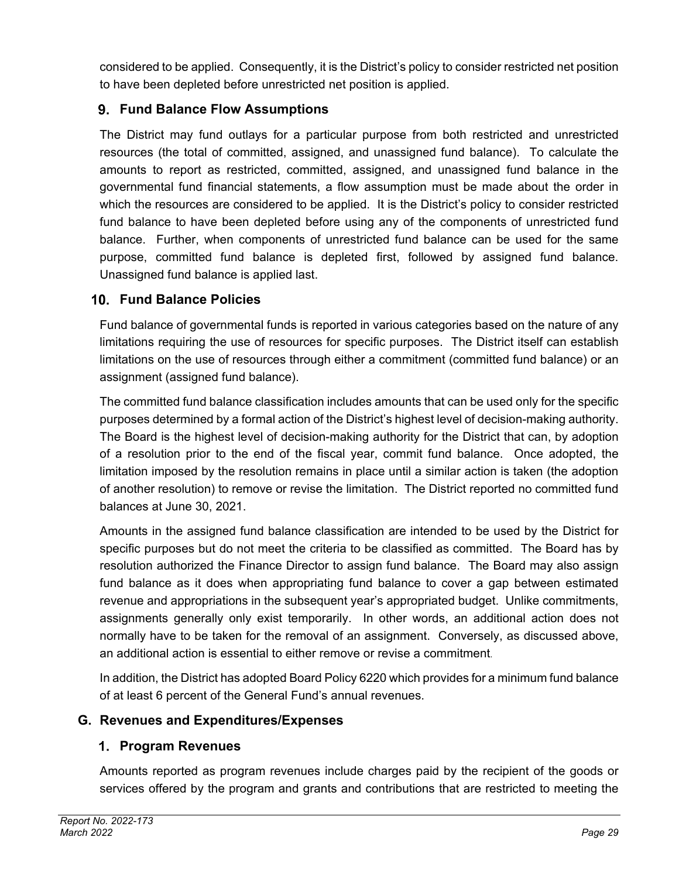considered to be applied. Consequently, it is the District's policy to consider restricted net position to have been depleted before unrestricted net position is applied.

### 9. Fund Balance Flow Assumptions

The District may fund outlays for a particular purpose from both restricted and unrestricted resources (the total of committed, assigned, and unassigned fund balance). To calculate the amounts to report as restricted, committed, assigned, and unassigned fund balance in the governmental fund financial statements, a flow assumption must be made about the order in which the resources are considered to be applied. It is the District's policy to consider restricted fund balance to have been depleted before using any of the components of unrestricted fund balance. Further, when components of unrestricted fund balance can be used for the same purpose, committed fund balance is depleted first, followed by assigned fund balance. Unassigned fund balance is applied last.

### 10. Fund Balance Policies

Fund balance of governmental funds is reported in various categories based on the nature of any limitations requiring the use of resources for specific purposes. The District itself can establish limitations on the use of resources through either a commitment (committed fund balance) or an assignment (assigned fund balance).

The committed fund balance classification includes amounts that can be used only for the specific purposes determined by a formal action of the District's highest level of decision-making authority. The Board is the highest level of decision-making authority for the District that can, by adoption of a resolution prior to the end of the fiscal year, commit fund balance. Once adopted, the limitation imposed by the resolution remains in place until a similar action is taken (the adoption of another resolution) to remove or revise the limitation. The District reported no committed fund balances at June 30, 2021.

Amounts in the assigned fund balance classification are intended to be used by the District for specific purposes but do not meet the criteria to be classified as committed. The Board has by resolution authorized the Finance Director to assign fund balance. The Board may also assign fund balance as it does when appropriating fund balance to cover a gap between estimated revenue and appropriations in the subsequent year's appropriated budget. Unlike commitments, assignments generally only exist temporarily. In other words, an additional action does not normally have to be taken for the removal of an assignment. Conversely, as discussed above, an additional action is essential to either remove or revise a commitment.

In addition, the District has adopted Board Policy 6220 which provides for a minimum fund balance of at least 6 percent of the General Fund's annual revenues.

## G. Revenues and Expenditures/Expenses

### 1. Program Revenues

Amounts reported as program revenues include charges paid by the recipient of the goods or services offered by the program and grants and contributions that are restricted to meeting the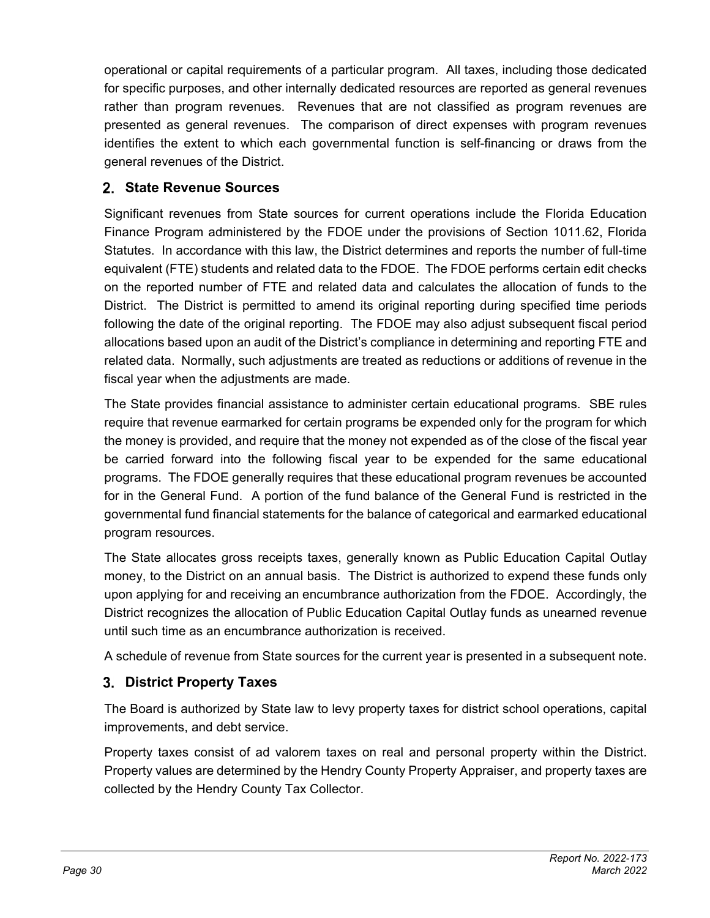operational or capital requirements of a particular program. All taxes, including those dedicated for specific purposes, and other internally dedicated resources are reported as general revenues rather than program revenues. Revenues that are not classified as program revenues are presented as general revenues. The comparison of direct expenses with program revenues identifies the extent to which each governmental function is self-financing or draws from the general revenues of the District.

### 2. State Revenue Sources

Significant revenues from State sources for current operations include the Florida Education Finance Program administered by the FDOE under the provisions of Section 1011.62, Florida Statutes. In accordance with this law, the District determines and reports the number of full-time equivalent (FTE) students and related data to the FDOE. The FDOE performs certain edit checks on the reported number of FTE and related data and calculates the allocation of funds to the District. The District is permitted to amend its original reporting during specified time periods following the date of the original reporting. The FDOE may also adjust subsequent fiscal period allocations based upon an audit of the District's compliance in determining and reporting FTE and related data. Normally, such adjustments are treated as reductions or additions of revenue in the fiscal year when the adjustments are made.

The State provides financial assistance to administer certain educational programs. SBE rules require that revenue earmarked for certain programs be expended only for the program for which the money is provided, and require that the money not expended as of the close of the fiscal year be carried forward into the following fiscal year to be expended for the same educational programs. The FDOE generally requires that these educational program revenues be accounted for in the General Fund. A portion of the fund balance of the General Fund is restricted in the governmental fund financial statements for the balance of categorical and earmarked educational program resources.

The State allocates gross receipts taxes, generally known as Public Education Capital Outlay money, to the District on an annual basis. The District is authorized to expend these funds only upon applying for and receiving an encumbrance authorization from the FDOE. Accordingly, the District recognizes the allocation of Public Education Capital Outlay funds as unearned revenue until such time as an encumbrance authorization is received.

A schedule of revenue from State sources for the current year is presented in a subsequent note.

### 3. District Property Taxes

The Board is authorized by State law to levy property taxes for district school operations, capital improvements, and debt service.

Property taxes consist of ad valorem taxes on real and personal property within the District. Property values are determined by the Hendry County Property Appraiser, and property taxes are collected by the Hendry County Tax Collector.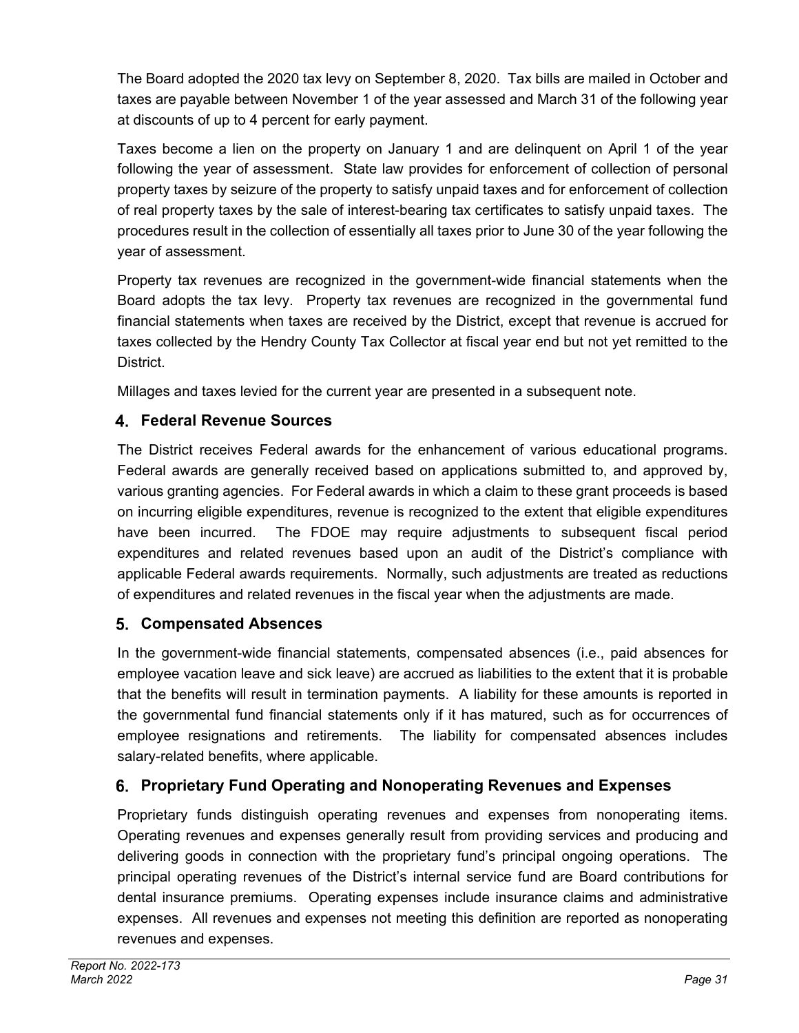The Board adopted the 2020 tax levy on September 8, 2020. Tax bills are mailed in October and taxes are payable between November 1 of the year assessed and March 31 of the following year at discounts of up to 4 percent for early payment.

Taxes become a lien on the property on January 1 and are delinquent on April 1 of the year following the year of assessment. State law provides for enforcement of collection of personal property taxes by seizure of the property to satisfy unpaid taxes and for enforcement of collection of real property taxes by the sale of interest-bearing tax certificates to satisfy unpaid taxes. The procedures result in the collection of essentially all taxes prior to June 30 of the year following the year of assessment.

Property tax revenues are recognized in the government-wide financial statements when the Board adopts the tax levy. Property tax revenues are recognized in the governmental fund financial statements when taxes are received by the District, except that revenue is accrued for taxes collected by the Hendry County Tax Collector at fiscal year end but not yet remitted to the District.

Millages and taxes levied for the current year are presented in a subsequent note.

### 4. Federal Revenue Sources

The District receives Federal awards for the enhancement of various educational programs. Federal awards are generally received based on applications submitted to, and approved by, various granting agencies. For Federal awards in which a claim to these grant proceeds is based on incurring eligible expenditures, revenue is recognized to the extent that eligible expenditures have been incurred. The FDOE may require adjustments to subsequent fiscal period expenditures and related revenues based upon an audit of the District's compliance with applicable Federal awards requirements. Normally, such adjustments are treated as reductions of expenditures and related revenues in the fiscal year when the adjustments are made.

### 5. Compensated Absences

In the government-wide financial statements, compensated absences (i.e., paid absences for employee vacation leave and sick leave) are accrued as liabilities to the extent that it is probable that the benefits will result in termination payments. A liability for these amounts is reported in the governmental fund financial statements only if it has matured, such as for occurrences of employee resignations and retirements. The liability for compensated absences includes salary-related benefits, where applicable.

### 6. Proprietary Fund Operating and Nonoperating Revenues and Expenses

Proprietary funds distinguish operating revenues and expenses from nonoperating items. Operating revenues and expenses generally result from providing services and producing and delivering goods in connection with the proprietary fund's principal ongoing operations. The principal operating revenues of the District's internal service fund are Board contributions for dental insurance premiums. Operating expenses include insurance claims and administrative expenses. All revenues and expenses not meeting this definition are reported as nonoperating revenues and expenses.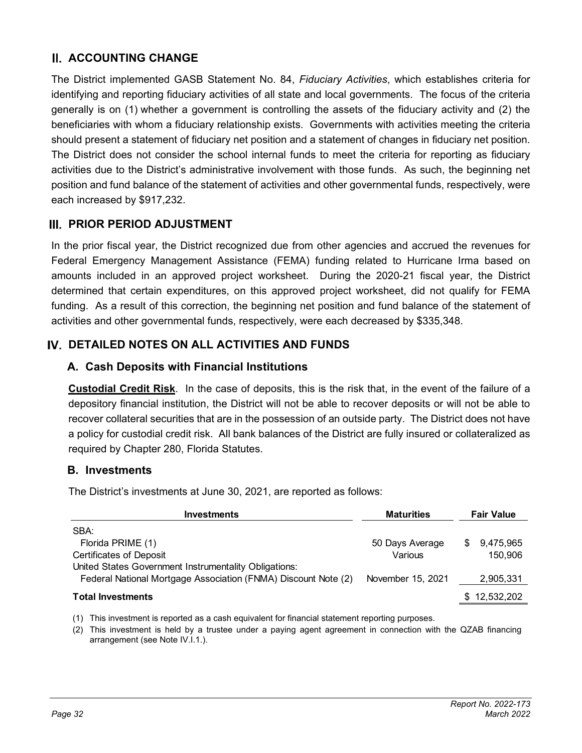## II. ACCOUNTING CHANGE

The District implemented GASB Statement No. 84, *Fiduciary Activities*, which establishes criteria for identifying and reporting fiduciary activities of all state and local governments. The focus of the criteria generally is on (1) whether a government is controlling the assets of the fiduciary activity and (2) the beneficiaries with whom a fiduciary relationship exists. Governments with activities meeting the criteria should present a statement of fiduciary net position and a statement of changes in fiduciary net position. The District does not consider the school internal funds to meet the criteria for reporting as fiduciary activities due to the District's administrative involvement with those funds. As such, the beginning net position and fund balance of the statement of activities and other governmental funds, respectively, were each increased by $917,232.

## III. PRIOR PERIOD ADJUSTMENT

In the prior fiscal year, the District recognized due from other agencies and accrued the revenues for Federal Emergency Management Assistance (FEMA) funding related to Hurricane Irma based on amounts included in an approved project worksheet. During the 2020-21 fiscal year, the District determined that certain expenditures, on this approved project worksheet, did not qualify for FEMA funding. As a result of this correction, the beginning net position and fund balance of the statement of activities and other governmental funds, respectively, were each decreased by $335,348.

## IV. DETAILED NOTES ON ALL ACTIVITIES AND FUNDS

### A. Cash Deposits with Financial Institutions

**Custodial Credit Risk**. In the case of deposits, this is the risk that, in the event of the failure of a depository financial institution, the District will not be able to recover deposits or will not be able to recover collateral securities that are in the possession of an outside party. The District does not have a policy for custodial credit risk. All bank balances of the District are fully insured or collateralized as required by Chapter 280, Florida Statutes.

### B. Investments

The District's investments at June 30, 2021, are reported as follows:

| Investments | Maturities | Fair Value |
|---|---|---|
| SBA: | | |
| Florida PRIME (1) | 50 Days Average | $ 9,475,965 |
| Certificates of Deposit | Various | 150,906 |
| United States Government Instrumentality Obligations: | | |
| Federal National Mortgage Association (FNMA) Discount Note (2) | November 15, 2021 | 2,905,331 |
| **Total Investments** | | $ 12,532,202 |

(1) This investment is reported as a cash equivalent for financial statement reporting purposes.

(2) This investment is held by a trustee under a paying agent agreement in connection with the QZAB financing arrangement (see Note IV.I.1.).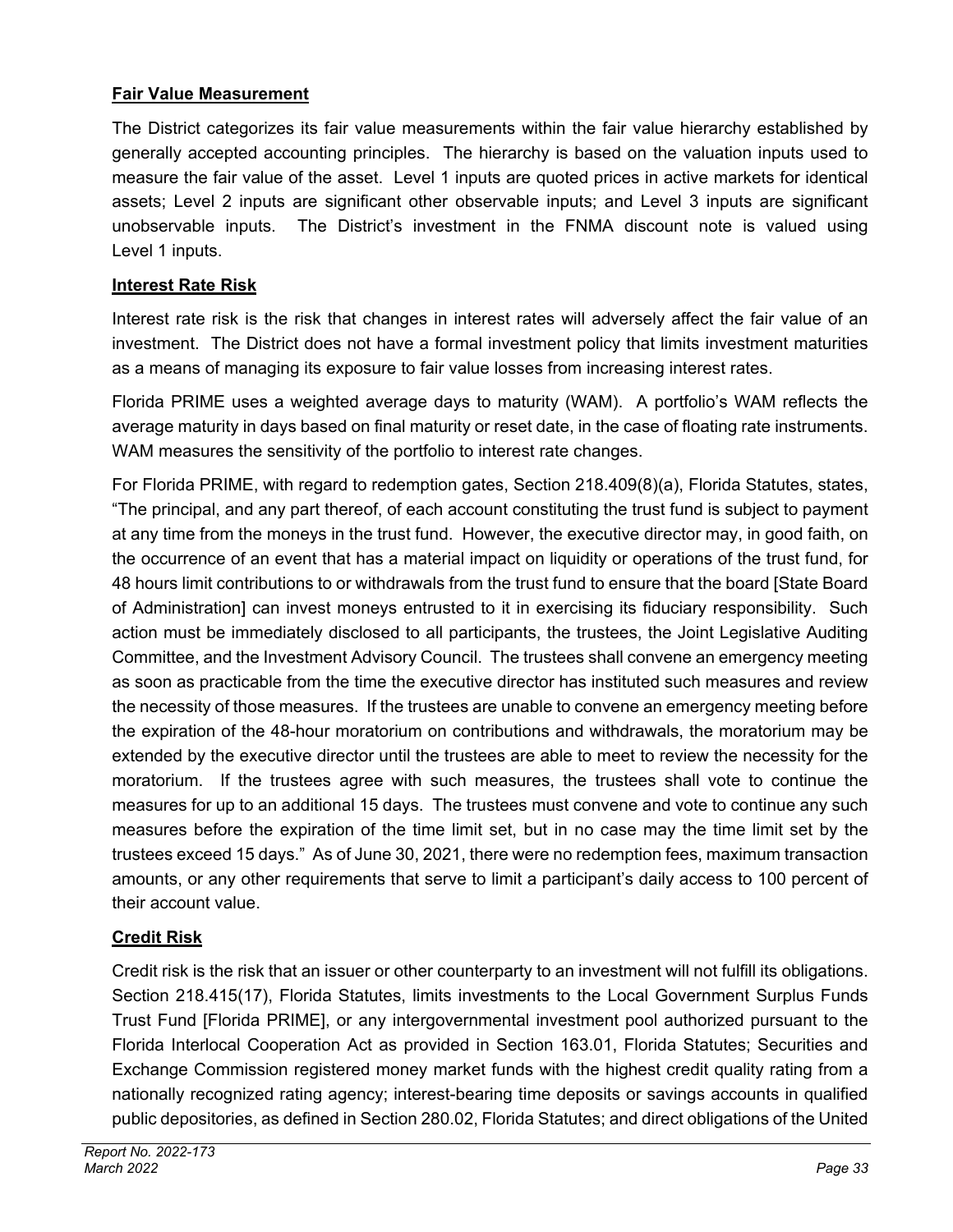**Fair Value Measurement**

The District categorizes its fair value measurements within the fair value hierarchy established by generally accepted accounting principles. The hierarchy is based on the valuation inputs used to measure the fair value of the asset. Level 1 inputs are quoted prices in active markets for identical assets; Level 2 inputs are significant other observable inputs; and Level 3 inputs are significant unobservable inputs. The District's investment in the FNMA discount note is valued using Level 1 inputs.

**Interest Rate Risk**

Interest rate risk is the risk that changes in interest rates will adversely affect the fair value of an investment. The District does not have a formal investment policy that limits investment maturities as a means of managing its exposure to fair value losses from increasing interest rates.

Florida PRIME uses a weighted average days to maturity (WAM). A portfolio's WAM reflects the average maturity in days based on final maturity or reset date, in the case of floating rate instruments. WAM measures the sensitivity of the portfolio to interest rate changes.

For Florida PRIME, with regard to redemption gates, Section 218.409(8)(a), Florida Statutes, states, "The principal, and any part thereof, of each account constituting the trust fund is subject to payment at any time from the moneys in the trust fund. However, the executive director may, in good faith, on the occurrence of an event that has a material impact on liquidity or operations of the trust fund, for 48 hours limit contributions to or withdrawals from the trust fund to ensure that the board [State Board of Administration] can invest moneys entrusted to it in exercising its fiduciary responsibility. Such action must be immediately disclosed to all participants, the trustees, the Joint Legislative Auditing Committee, and the Investment Advisory Council. The trustees shall convene an emergency meeting as soon as practicable from the time the executive director has instituted such measures and review the necessity of those measures. If the trustees are unable to convene an emergency meeting before the expiration of the 48-hour moratorium on contributions and withdrawals, the moratorium may be extended by the executive director until the trustees are able to meet to review the necessity for the moratorium. If the trustees agree with such measures, the trustees shall vote to continue the measures for up to an additional 15 days. The trustees must convene and vote to continue any such measures before the expiration of the time limit set, but in no case may the time limit set by the trustees exceed 15 days." As of June 30, 2021, there were no redemption fees, maximum transaction amounts, or any other requirements that serve to limit a participant's daily access to 100 percent of their account value.

**Credit Risk**

Credit risk is the risk that an issuer or other counterparty to an investment will not fulfill its obligations. Section 218.415(17), Florida Statutes, limits investments to the Local Government Surplus Funds Trust Fund [Florida PRIME], or any intergovernmental investment pool authorized pursuant to the Florida Interlocal Cooperation Act as provided in Section 163.01, Florida Statutes; Securities and Exchange Commission registered money market funds with the highest credit quality rating from a nationally recognized rating agency; interest-bearing time deposits or savings accounts in qualified public depositories, as defined in Section 280.02, Florida Statutes; and direct obligations of the United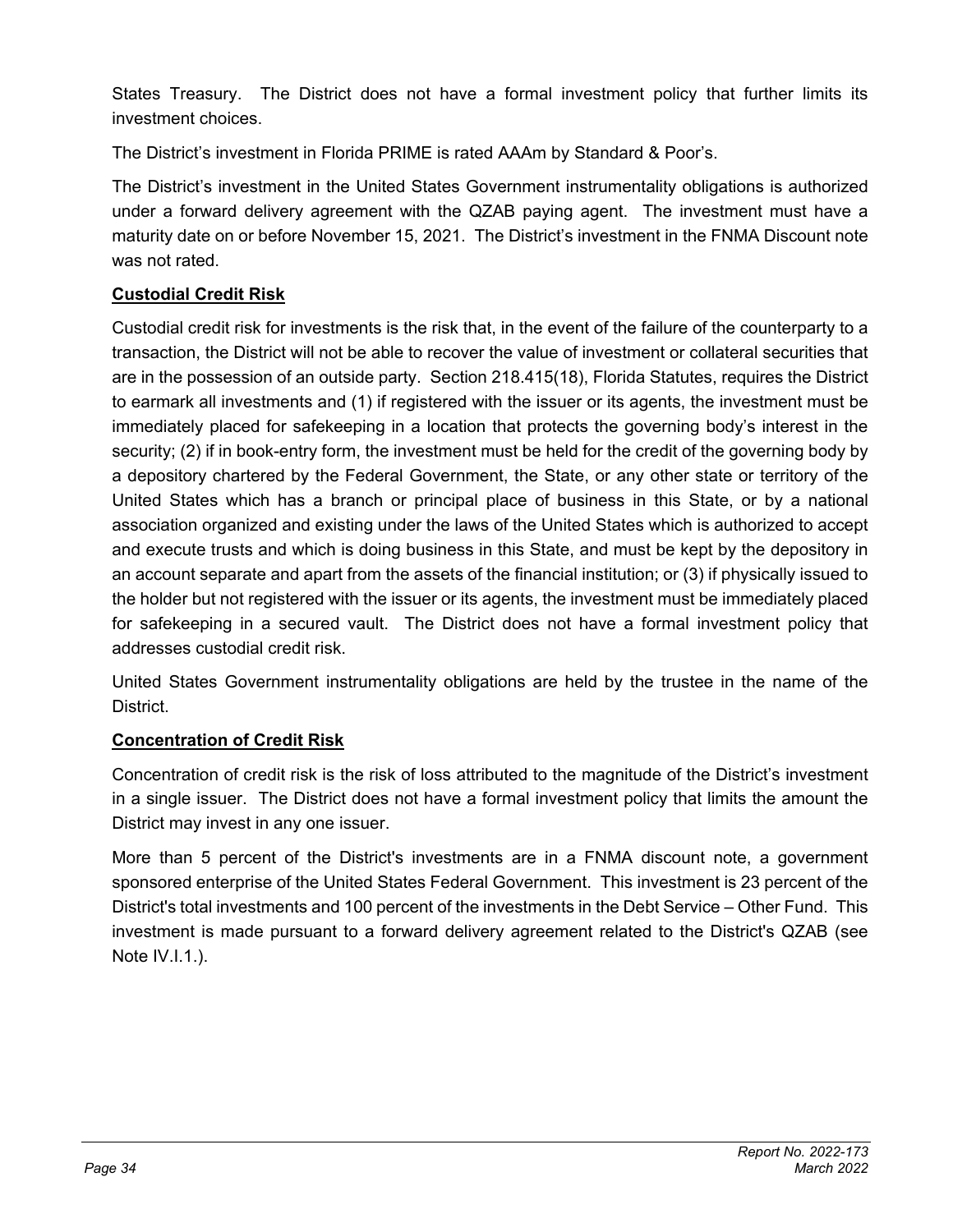States Treasury. The District does not have a formal investment policy that further limits its investment choices.

The District's investment in Florida PRIME is rated AAAm by Standard & Poor's.

The District's investment in the United States Government instrumentality obligations is authorized under a forward delivery agreement with the QZAB paying agent. The investment must have a maturity date on or before November 15, 2021. The District's investment in the FNMA Discount note was not rated.

**Custodial Credit Risk**

Custodial credit risk for investments is the risk that, in the event of the failure of the counterparty to a transaction, the District will not be able to recover the value of investment or collateral securities that are in the possession of an outside party. Section 218.415(18), Florida Statutes, requires the District to earmark all investments and (1) if registered with the issuer or its agents, the investment must be immediately placed for safekeeping in a location that protects the governing body's interest in the security; (2) if in book-entry form, the investment must be held for the credit of the governing body by a depository chartered by the Federal Government, the State, or any other state or territory of the United States which has a branch or principal place of business in this State, or by a national association organized and existing under the laws of the United States which is authorized to accept and execute trusts and which is doing business in this State, and must be kept by the depository in an account separate and apart from the assets of the financial institution; or (3) if physically issued to the holder but not registered with the issuer or its agents, the investment must be immediately placed for safekeeping in a secured vault. The District does not have a formal investment policy that addresses custodial credit risk.

United States Government instrumentality obligations are held by the trustee in the name of the District.

**Concentration of Credit Risk**

Concentration of credit risk is the risk of loss attributed to the magnitude of the District's investment in a single issuer. The District does not have a formal investment policy that limits the amount the District may invest in any one issuer.

More than 5 percent of the District's investments are in a FNMA discount note, a government sponsored enterprise of the United States Federal Government. This investment is 23 percent of the District's total investments and 100 percent of the investments in the Debt Service – Other Fund. This investment is made pursuant to a forward delivery agreement related to the District's QZAB (see Note IV.I.1.).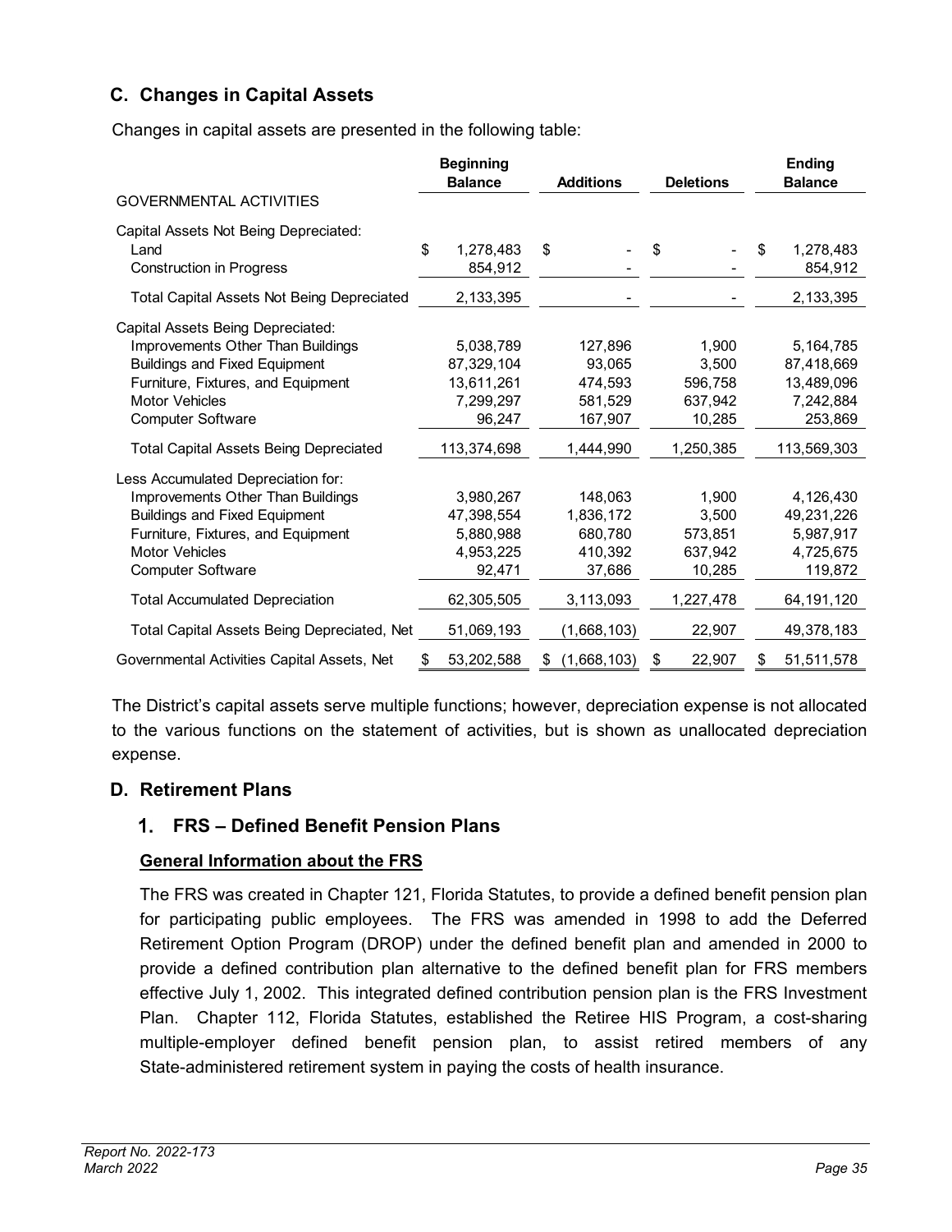## C. Changes in Capital Assets

Changes in capital assets are presented in the following table:

| | Beginning Balance | Additions | Deletions | Ending Balance |
|---|---|---|---|---|
| GOVERNMENTAL ACTIVITIES | | | | |
| Capital Assets Not Being Depreciated: | | | | |
| Land | $ 1,278,483 | $ - | $ - | $ 1,278,483 |
| Construction in Progress | 854,912 | - | - | 854,912 |
| Total Capital Assets Not Being Depreciated | 2,133,395 | - | - | 2,133,395 |
| Capital Assets Being Depreciated: | | | | |
| Improvements Other Than Buildings | 5,038,789 | 127,896 | 1,900 | 5,164,785 |
| Buildings and Fixed Equipment | 87,329,104 | 93,065 | 3,500 | 87,418,669 |
| Furniture, Fixtures, and Equipment | 13,611,261 | 474,593 | 596,758 | 13,489,096 |
| Motor Vehicles | 7,299,297 | 581,529 | 637,942 | 7,242,884 |
| Computer Software | 96,247 | 167,907 | 10,285 | 253,869 |
| Total Capital Assets Being Depreciated | 113,374,698 | 1,444,990 | 1,250,385 | 113,569,303 |
| Less Accumulated Depreciation for: | | | | |
| Improvements Other Than Buildings | 3,980,267 | 148,063 | 1,900 | 4,126,430 |
| Buildings and Fixed Equipment | 47,398,554 | 1,836,172 | 3,500 | 49,231,226 |
| Furniture, Fixtures, and Equipment | 5,880,988 | 680,780 | 573,851 | 5,987,917 |
| Motor Vehicles | 4,953,225 | 410,392 | 637,942 | 4,725,675 |
| Computer Software | 92,471 | 37,686 | 10,285 | 119,872 |
| Total Accumulated Depreciation | 62,305,505 | 3,113,093 | 1,227,478 | 64,191,120 |
| Total Capital Assets Being Depreciated, Net | 51,069,193 | (1,668,103) | 22,907 | 49,378,183 |
| Governmental Activities Capital Assets, Net | $ 53,202,588 | $ (1,668,103) | $ 22,907 | $ 51,511,578 |

The District's capital assets serve multiple functions; however, depreciation expense is not allocated to the various functions on the statement of activities, but is shown as unallocated depreciation expense.

## D. Retirement Plans

### 1. FRS – Defined Benefit Pension Plans

**General Information about the FRS**

The FRS was created in Chapter 121, Florida Statutes, to provide a defined benefit pension plan for participating public employees. The FRS was amended in 1998 to add the Deferred Retirement Option Program (DROP) under the defined benefit plan and amended in 2000 to provide a defined contribution plan alternative to the defined benefit plan for FRS members effective July 1, 2002. This integrated defined contribution pension plan is the FRS Investment Plan. Chapter 112, Florida Statutes, established the Retiree HIS Program, a cost-sharing multiple-employer defined benefit pension plan, to assist retired members of any State-administered retirement system in paying the costs of health insurance.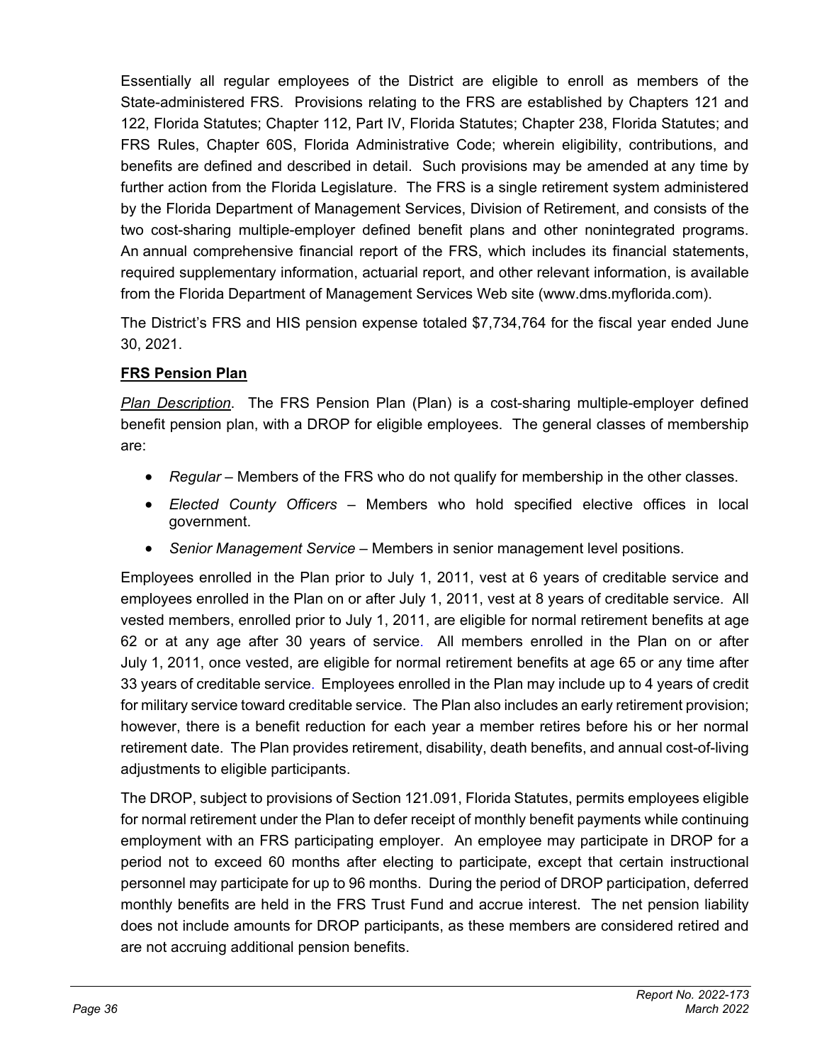Essentially all regular employees of the District are eligible to enroll as members of the State-administered FRS. Provisions relating to the FRS are established by Chapters 121 and 122, Florida Statutes; Chapter 112, Part IV, Florida Statutes; Chapter 238, Florida Statutes; and FRS Rules, Chapter 60S, Florida Administrative Code; wherein eligibility, contributions, and benefits are defined and described in detail. Such provisions may be amended at any time by further action from the Florida Legislature. The FRS is a single retirement system administered by the Florida Department of Management Services, Division of Retirement, and consists of the two cost-sharing multiple-employer defined benefit plans and other nonintegrated programs. An annual comprehensive financial report of the FRS, which includes its financial statements, required supplementary information, actuarial report, and other relevant information, is available from the Florida Department of Management Services Web site (www.dms.myflorida.com).

The District's FRS and HIS pension expense totaled $7,734,764 for the fiscal year ended June 30, 2021.

**FRS Pension Plan**

*Plan Description*. The FRS Pension Plan (Plan) is a cost-sharing multiple-employer defined benefit pension plan, with a DROP for eligible employees. The general classes of membership are:

- *Regular* – Members of the FRS who do not qualify for membership in the other classes.
- *Elected County Officers* – Members who hold specified elective offices in local government.
- *Senior Management Service* – Members in senior management level positions.

Employees enrolled in the Plan prior to July 1, 2011, vest at 6 years of creditable service and employees enrolled in the Plan on or after July 1, 2011, vest at 8 years of creditable service. All vested members, enrolled prior to July 1, 2011, are eligible for normal retirement benefits at age 62 or at any age after 30 years of service. All members enrolled in the Plan on or after July 1, 2011, once vested, are eligible for normal retirement benefits at age 65 or any time after 33 years of creditable service. Employees enrolled in the Plan may include up to 4 years of credit for military service toward creditable service. The Plan also includes an early retirement provision; however, there is a benefit reduction for each year a member retires before his or her normal retirement date. The Plan provides retirement, disability, death benefits, and annual cost-of-living adjustments to eligible participants.

The DROP, subject to provisions of Section 121.091, Florida Statutes, permits employees eligible for normal retirement under the Plan to defer receipt of monthly benefit payments while continuing employment with an FRS participating employer. An employee may participate in DROP for a period not to exceed 60 months after electing to participate, except that certain instructional personnel may participate for up to 96 months. During the period of DROP participation, deferred monthly benefits are held in the FRS Trust Fund and accrue interest. The net pension liability does not include amounts for DROP participants, as these members are considered retired and are not accruing additional pension benefits.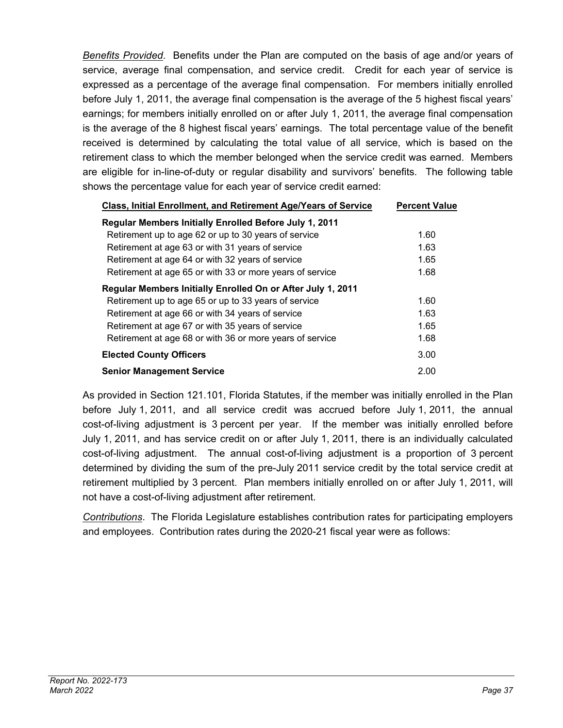*Benefits Provided*. Benefits under the Plan are computed on the basis of age and/or years of service, average final compensation, and service credit. Credit for each year of service is expressed as a percentage of the average final compensation. For members initially enrolled before July 1, 2011, the average final compensation is the average of the 5 highest fiscal years' earnings; for members initially enrolled on or after July 1, 2011, the average final compensation is the average of the 8 highest fiscal years' earnings. The total percentage value of the benefit received is determined by calculating the total value of all service, which is based on the retirement class to which the member belonged when the service credit was earned. Members are eligible for in-line-of-duty or regular disability and survivors' benefits. The following table shows the percentage value for each year of service credit earned:

| Class, Initial Enrollment, and Retirement Age/Years of Service | Percent Value |
|---|---|
| **Regular Members Initially Enrolled Before July 1, 2011** | |
| Retirement up to age 62 or up to 30 years of service | 1.60 |
| Retirement at age 63 or with 31 years of service | 1.63 |
| Retirement at age 64 or with 32 years of service | 1.65 |
| Retirement at age 65 or with 33 or more years of service | 1.68 |
| **Regular Members Initially Enrolled On or After July 1, 2011** | |
| Retirement up to age 65 or up to 33 years of service | 1.60 |
| Retirement at age 66 or with 34 years of service | 1.63 |
| Retirement at age 67 or with 35 years of service | 1.65 |
| Retirement at age 68 or with 36 or more years of service | 1.68 |
| **Elected County Officers** | 3.00 |
| **Senior Management Service** | 2.00 |

As provided in Section 121.101, Florida Statutes, if the member was initially enrolled in the Plan before July 1, 2011, and all service credit was accrued before July 1, 2011, the annual cost-of-living adjustment is 3 percent per year. If the member was initially enrolled before July 1, 2011, and has service credit on or after July 1, 2011, there is an individually calculated cost-of-living adjustment. The annual cost-of-living adjustment is a proportion of 3 percent determined by dividing the sum of the pre-July 2011 service credit by the total service credit at retirement multiplied by 3 percent. Plan members initially enrolled on or after July 1, 2011, will not have a cost-of-living adjustment after retirement.

*Contributions*. The Florida Legislature establishes contribution rates for participating employers and employees. Contribution rates during the 2020-21 fiscal year were as follows: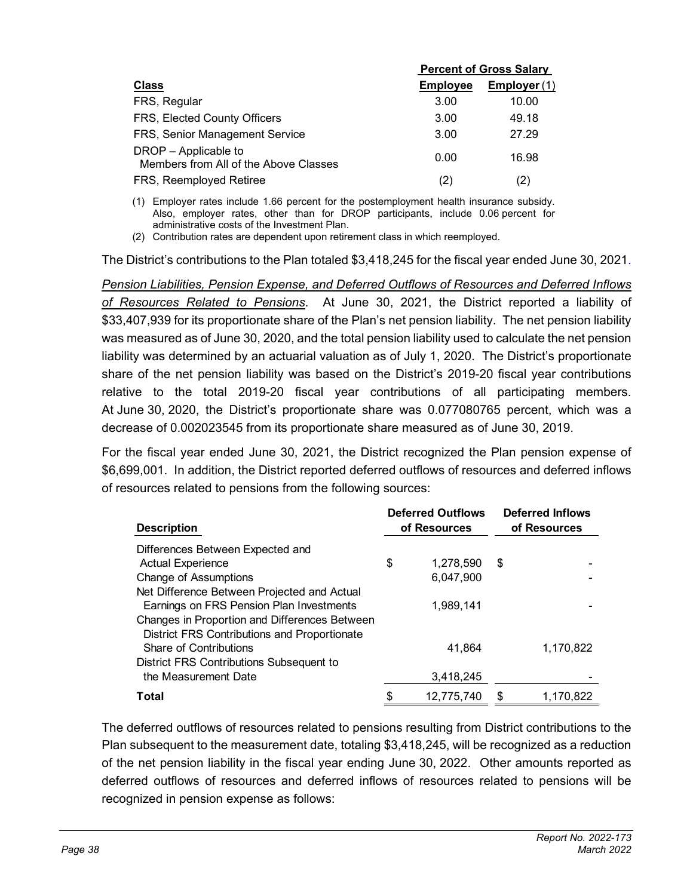| Class | Percent of Gross Salary | |
|---|---|---|
| | Employee | Employer (1) |
| FRS, Regular | 3.00 | 10.00 |
| FRS, Elected County Officers | 3.00 | 49.18 |
| FRS, Senior Management Service | 3.00 | 27.29 |
| DROP – Applicable to Members from All of the Above Classes | 0.00 | 16.98 |
| FRS, Reemployed Retiree | (2) | (2) |

(1) Employer rates include 1.66 percent for the postemployment health insurance subsidy. Also, employer rates, other than for DROP participants, include 0.06 percent for administrative costs of the Investment Plan.

(2) Contribution rates are dependent upon retirement class in which reemployed.

The District's contributions to the Plan totaled $3,418,245 for the fiscal year ended June 30, 2021.

*Pension Liabilities, Pension Expense, and Deferred Outflows of Resources and Deferred Inflows of Resources Related to Pensions*. At June 30, 2021, the District reported a liability of $33,407,939 for its proportionate share of the Plan's net pension liability. The net pension liability was measured as of June 30, 2020, and the total pension liability used to calculate the net pension liability was determined by an actuarial valuation as of July 1, 2020. The District's proportionate share of the net pension liability was based on the District's 2019-20 fiscal year contributions relative to the total 2019-20 fiscal year contributions of all participating members. At June 30, 2020, the District's proportionate share was 0.077080765 percent, which was a decrease of 0.002023545 from its proportionate share measured as of June 30, 2019.

For the fiscal year ended June 30, 2021, the District recognized the Plan pension expense of $6,699,001. In addition, the District reported deferred outflows of resources and deferred inflows of resources related to pensions from the following sources:

| Description | Deferred Outflows of Resources | Deferred Inflows of Resources |
|---|---|---|
| Differences Between Expected and Actual Experience | $ 1,278,590 | $ - |
| Change of Assumptions | 6,047,900 | - |
| Net Difference Between Projected and Actual Earnings on FRS Pension Plan Investments | 1,989,141 | - |
| Changes in Proportion and Differences Between District FRS Contributions and Proportionate Share of Contributions | 41,864 | 1,170,822 |
| District FRS Contributions Subsequent to the Measurement Date | 3,418,245 | - |
| **Total** | $ 12,775,740 | $ 1,170,822 |

The deferred outflows of resources related to pensions resulting from District contributions to the Plan subsequent to the measurement date, totaling $3,418,245, will be recognized as a reduction of the net pension liability in the fiscal year ending June 30, 2022. Other amounts reported as deferred outflows of resources and deferred inflows of resources related to pensions will be recognized in pension expense as follows: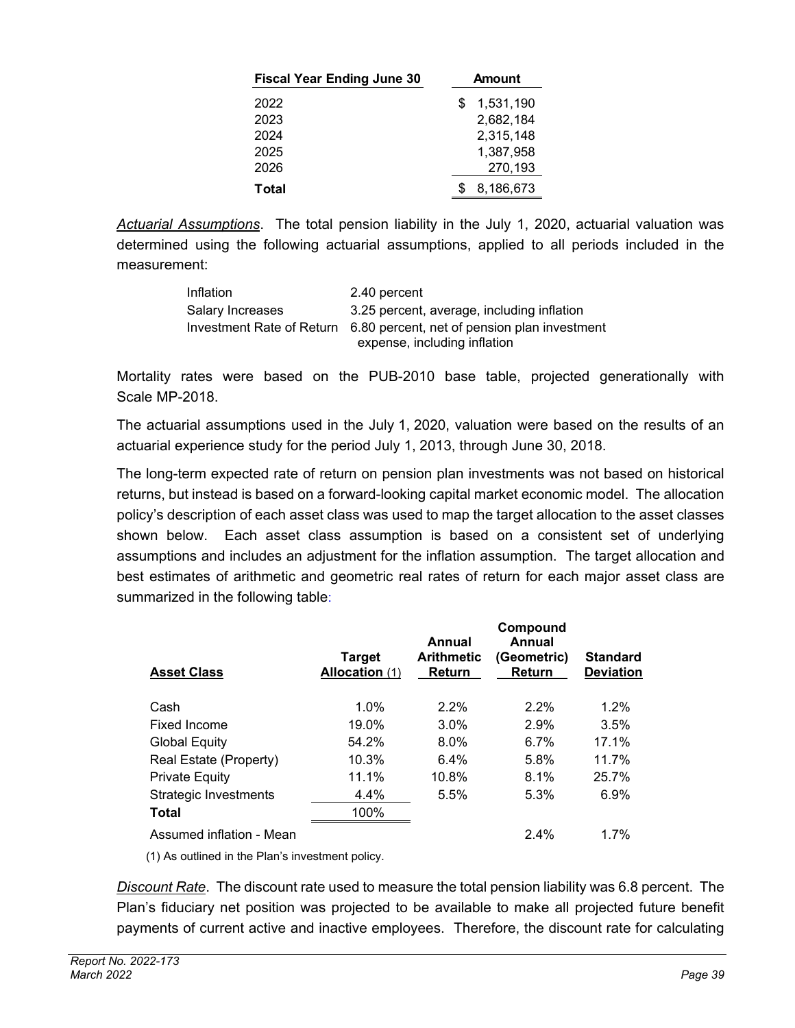| Fiscal Year Ending June 30 | Amount |
|---|---|
| 2022 | $ 1,531,190 |
| 2023 | 2,682,184 |
| 2024 | 2,315,148 |
| 2025 | 1,387,958 |
| 2026 | 270,193 |
| **Total** | $ 8,186,673 |

*Actuarial Assumptions*. The total pension liability in the July 1, 2020, actuarial valuation was determined using the following actuarial assumptions, applied to all periods included in the measurement:

| | |
|---|---|
| Inflation | 2.40 percent |
| Salary Increases | 3.25 percent, average, including inflation |
| Investment Rate of Return | 6.80 percent, net of pension plan investment expense, including inflation |

Mortality rates were based on the PUB-2010 base table, projected generationally with Scale MP-2018.

The actuarial assumptions used in the July 1, 2020, valuation were based on the results of an actuarial experience study for the period July 1, 2013, through June 30, 2018.

The long-term expected rate of return on pension plan investments was not based on historical returns, but instead is based on a forward-looking capital market economic model. The allocation policy's description of each asset class was used to map the target allocation to the asset classes shown below. Each asset class assumption is based on a consistent set of underlying assumptions and includes an adjustment for the inflation assumption. The target allocation and best estimates of arithmetic and geometric real rates of return for each major asset class are summarized in the following table:

| Asset Class | Target Allocation (1) | Annual Arithmetic Return | Compound Annual (Geometric) Return | Standard Deviation |
|---|---|---|---|---|
| Cash | 1.0% | 2.2% | 2.2% | 1.2% |
| Fixed Income | 19.0% | 3.0% | 2.9% | 3.5% |
| Global Equity | 54.2% | 8.0% | 6.7% | 17.1% |
| Real Estate (Property) | 10.3% | 6.4% | 5.8% | 11.7% |
| Private Equity | 11.1% | 10.8% | 8.1% | 25.7% |
| Strategic Investments | 4.4% | 5.5% | 5.3% | 6.9% |
| **Total** | 100% | | | |
| Assumed inflation - Mean | | | 2.4% | 1.7% |

(1) As outlined in the Plan's investment policy.

*Discount Rate*. The discount rate used to measure the total pension liability was 6.8 percent. The Plan's fiduciary net position was projected to be available to make all projected future benefit payments of current active and inactive employees. Therefore, the discount rate for calculating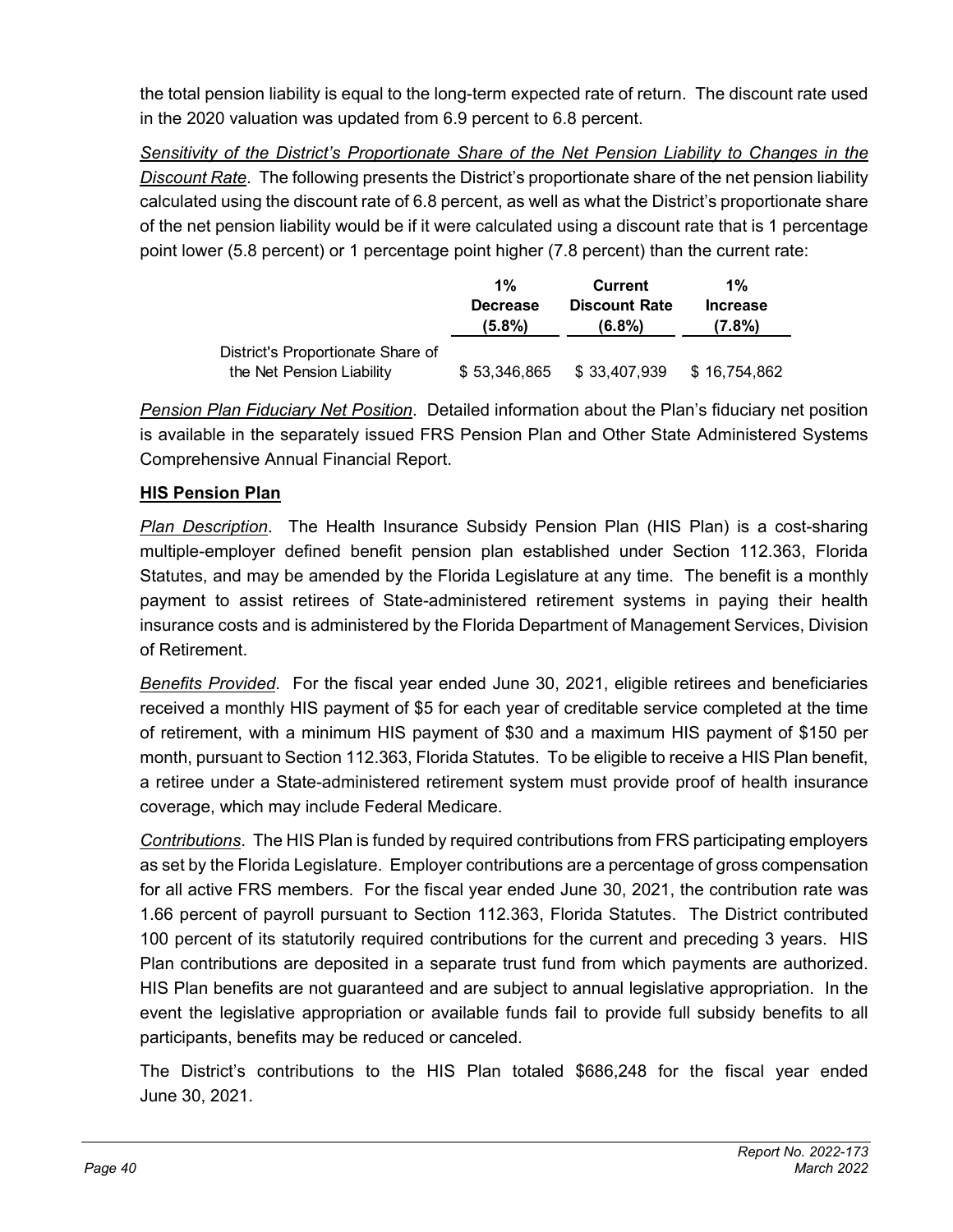the total pension liability is equal to the long-term expected rate of return. The discount rate used in the 2020 valuation was updated from 6.9 percent to 6.8 percent.

*Sensitivity of the District's Proportionate Share of the Net Pension Liability to Changes in the Discount Rate*. The following presents the District's proportionate share of the net pension liability calculated using the discount rate of 6.8 percent, as well as what the District's proportionate share of the net pension liability would be if it were calculated using a discount rate that is 1 percentage point lower (5.8 percent) or 1 percentage point higher (7.8 percent) than the current rate:

| | 1% Decrease (5.8%) | Current Discount Rate (6.8%) | 1% Increase (7.8%) |
|---|---|---|---|
| District's Proportionate Share of the Net Pension Liability | $ 53,346,865 | $ 33,407,939 | $ 16,754,862 |

*Pension Plan Fiduciary Net Position*. Detailed information about the Plan's fiduciary net position is available in the separately issued FRS Pension Plan and Other State Administered Systems Comprehensive Annual Financial Report.

**HIS Pension Plan**

*Plan Description*. The Health Insurance Subsidy Pension Plan (HIS Plan) is a cost-sharing multiple-employer defined benefit pension plan established under Section 112.363, Florida Statutes, and may be amended by the Florida Legislature at any time. The benefit is a monthly payment to assist retirees of State-administered retirement systems in paying their health insurance costs and is administered by the Florida Department of Management Services, Division of Retirement.

*Benefits Provided*. For the fiscal year ended June 30, 2021, eligible retirees and beneficiaries received a monthly HIS payment of $5 for each year of creditable service completed at the time of retirement, with a minimum HIS payment of $30 and a maximum HIS payment of $150 per month, pursuant to Section 112.363, Florida Statutes. To be eligible to receive a HIS Plan benefit, a retiree under a State-administered retirement system must provide proof of health insurance coverage, which may include Federal Medicare.

*Contributions*. The HIS Plan is funded by required contributions from FRS participating employers as set by the Florida Legislature. Employer contributions are a percentage of gross compensation for all active FRS members. For the fiscal year ended June 30, 2021, the contribution rate was 1.66 percent of payroll pursuant to Section 112.363, Florida Statutes. The District contributed 100 percent of its statutorily required contributions for the current and preceding 3 years. HIS Plan contributions are deposited in a separate trust fund from which payments are authorized. HIS Plan benefits are not guaranteed and are subject to annual legislative appropriation. In the event the legislative appropriation or available funds fail to provide full subsidy benefits to all participants, benefits may be reduced or canceled.

The District's contributions to the HIS Plan totaled $686,248 for the fiscal year ended June 30, 2021.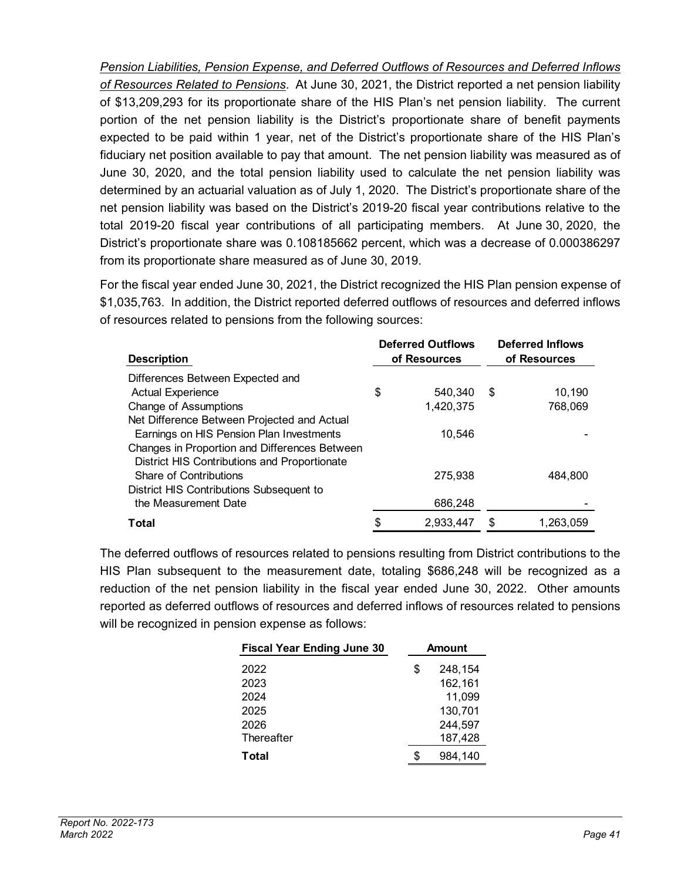*Pension Liabilities, Pension Expense, and Deferred Outflows of Resources and Deferred Inflows of Resources Related to Pensions*. At June 30, 2021, the District reported a net pension liability of $13,209,293 for its proportionate share of the HIS Plan's net pension liability. The current portion of the net pension liability is the District's proportionate share of benefit payments expected to be paid within 1 year, net of the District's proportionate share of the HIS Plan's fiduciary net position available to pay that amount. The net pension liability was measured as of June 30, 2020, and the total pension liability used to calculate the net pension liability was determined by an actuarial valuation as of July 1, 2020. The District's proportionate share of the net pension liability was based on the District's 2019-20 fiscal year contributions relative to the total 2019-20 fiscal year contributions of all participating members. At June 30, 2020, the District's proportionate share was 0.108185662 percent, which was a decrease of 0.000386297 from its proportionate share measured as of June 30, 2019.

For the fiscal year ended June 30, 2021, the District recognized the HIS Plan pension expense of $1,035,763. In addition, the District reported deferred outflows of resources and deferred inflows of resources related to pensions from the following sources:

| Description | Deferred Outflows of Resources | Deferred Inflows of Resources |
|---|---|---|
| Differences Between Expected and Actual Experience | $ 540,340 | $ 10,190 |
| Change of Assumptions | 1,420,375 | 768,069 |
| Net Difference Between Projected and Actual Earnings on HIS Pension Plan Investments | 10,546 | - |
| Changes in Proportion and Differences Between District HIS Contributions and Proportionate Share of Contributions | 275,938 | 484,800 |
| District HIS Contributions Subsequent to the Measurement Date | 686,248 | - |
| **Total** | $ 2,933,447 | $ 1,263,059 |

The deferred outflows of resources related to pensions resulting from District contributions to the HIS Plan subsequent to the measurement date, totaling $686,248 will be recognized as a reduction of the net pension liability in the fiscal year ended June 30, 2022. Other amounts reported as deferred outflows of resources and deferred inflows of resources related to pensions will be recognized in pension expense as follows:

| Fiscal Year Ending June 30 | Amount |
|---|---|
| 2022 | $ 248,154 |
| 2023 | 162,161 |
| 2024 | 11,099 |
| 2025 | 130,701 |
| 2026 | 244,597 |
| Thereafter | 187,428 |
| **Total** | $ 984,140 |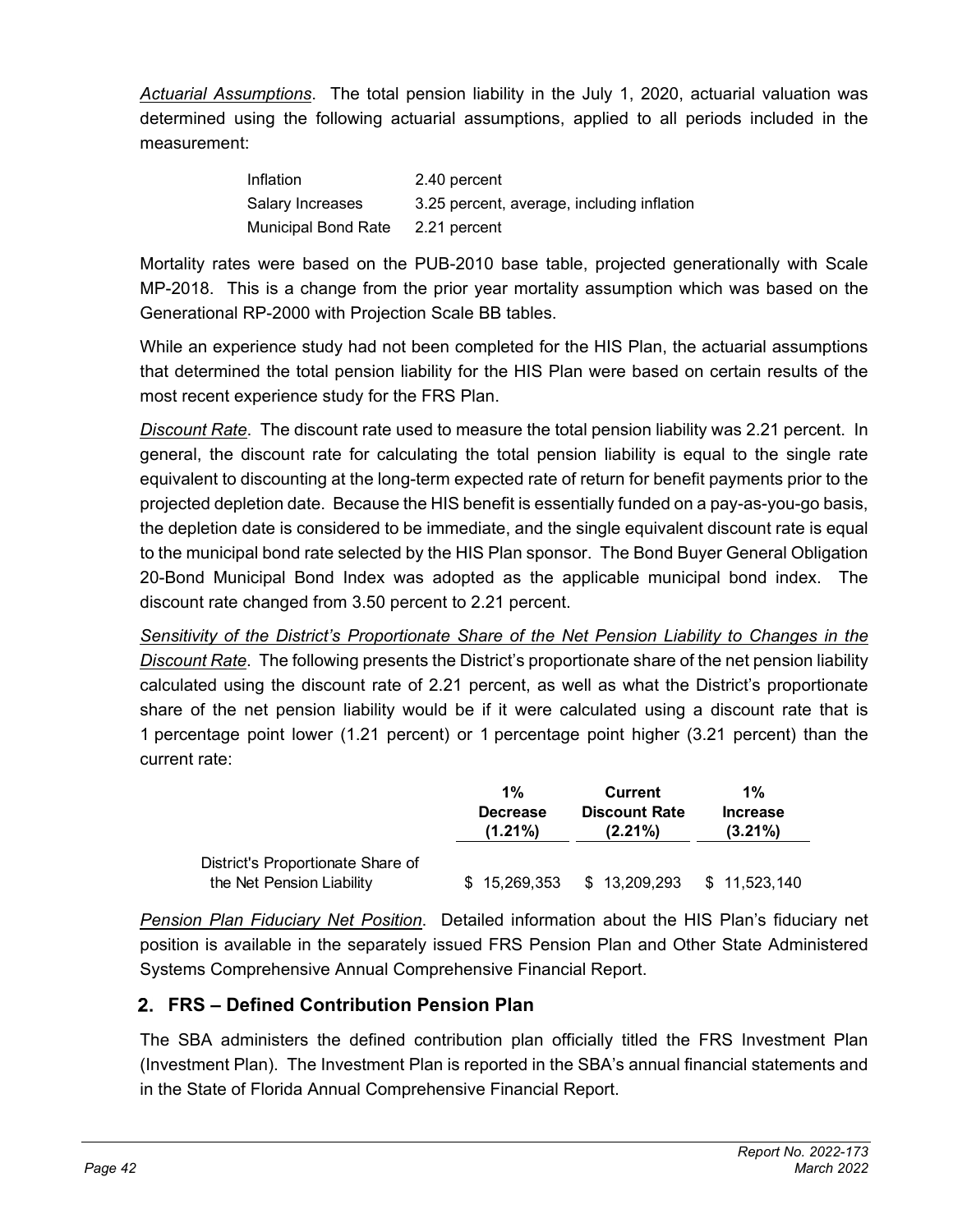*Actuarial Assumptions*. The total pension liability in the July 1, 2020, actuarial valuation was determined using the following actuarial assumptions, applied to all periods included in the measurement:

| | |
|---|---|
| Inflation | 2.40 percent |
| Salary Increases | 3.25 percent, average, including inflation |
| Municipal Bond Rate | 2.21 percent |

Mortality rates were based on the PUB-2010 base table, projected generationally with Scale MP-2018. This is a change from the prior year mortality assumption which was based on the Generational RP-2000 with Projection Scale BB tables.

While an experience study had not been completed for the HIS Plan, the actuarial assumptions that determined the total pension liability for the HIS Plan were based on certain results of the most recent experience study for the FRS Plan.

*Discount Rate*. The discount rate used to measure the total pension liability was 2.21 percent. In general, the discount rate for calculating the total pension liability is equal to the single rate equivalent to discounting at the long-term expected rate of return for benefit payments prior to the projected depletion date. Because the HIS benefit is essentially funded on a pay-as-you-go basis, the depletion date is considered to be immediate, and the single equivalent discount rate is equal to the municipal bond rate selected by the HIS Plan sponsor. The Bond Buyer General Obligation 20-Bond Municipal Bond Index was adopted as the applicable municipal bond index. The discount rate changed from 3.50 percent to 2.21 percent.

*Sensitivity of the District's Proportionate Share of the Net Pension Liability to Changes in the Discount Rate*. The following presents the District's proportionate share of the net pension liability calculated using the discount rate of 2.21 percent, as well as what the District's proportionate share of the net pension liability would be if it were calculated using a discount rate that is 1 percentage point lower (1.21 percent) or 1 percentage point higher (3.21 percent) than the current rate:

| | 1% Decrease (1.21%) | Current Discount Rate (2.21%) | 1% Increase (3.21%) |
|---|---|---|---|
| District's Proportionate Share of the Net Pension Liability | $ 15,269,353 | $ 13,209,293 | $ 11,523,140 |

*Pension Plan Fiduciary Net Position*. Detailed information about the HIS Plan's fiduciary net position is available in the separately issued FRS Pension Plan and Other State Administered Systems Comprehensive Annual Comprehensive Financial Report.

## 2. FRS – Defined Contribution Pension Plan

The SBA administers the defined contribution plan officially titled the FRS Investment Plan (Investment Plan). The Investment Plan is reported in the SBA's annual financial statements and in the State of Florida Annual Comprehensive Financial Report.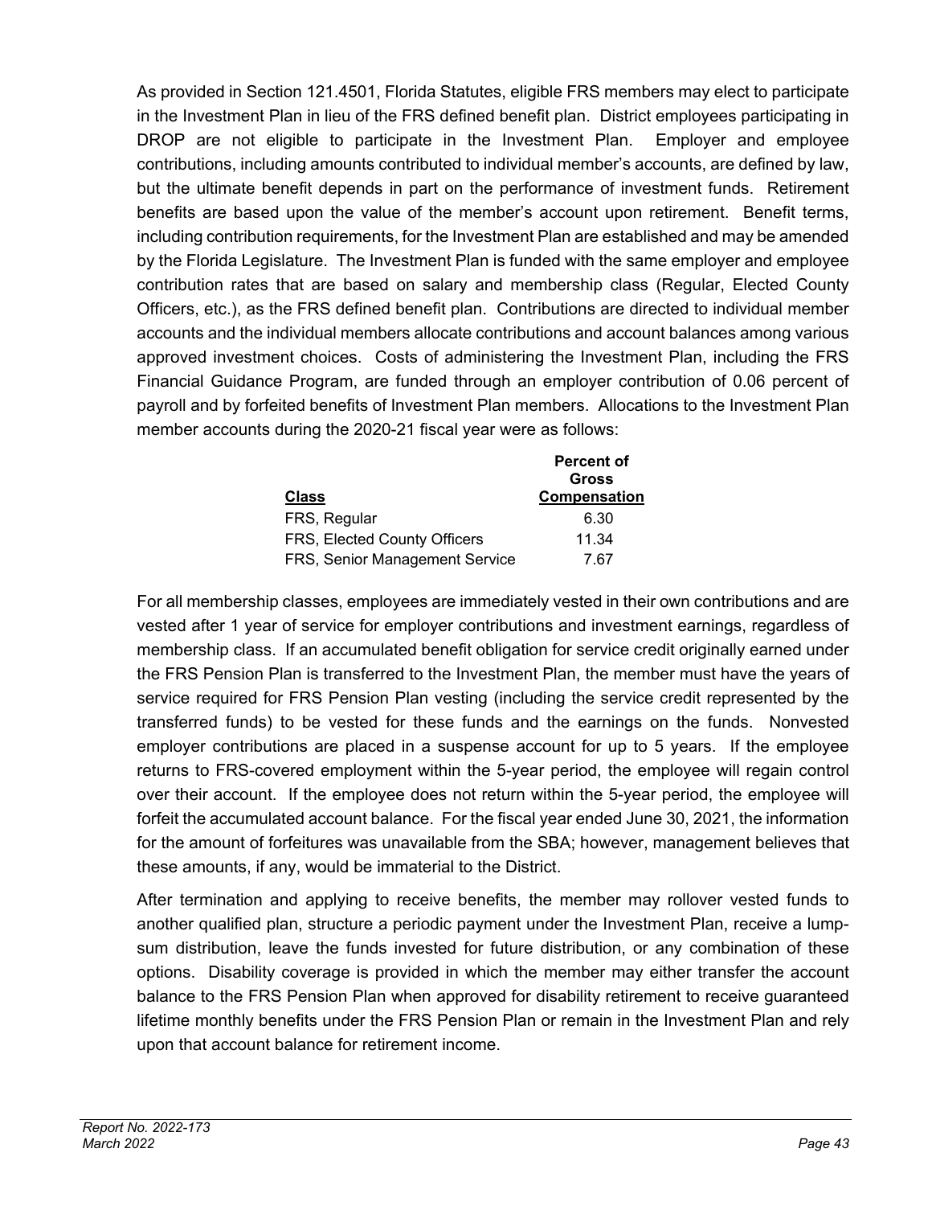As provided in Section 121.4501, Florida Statutes, eligible FRS members may elect to participate in the Investment Plan in lieu of the FRS defined benefit plan. District employees participating in DROP are not eligible to participate in the Investment Plan. Employer and employee contributions, including amounts contributed to individual member's accounts, are defined by law, but the ultimate benefit depends in part on the performance of investment funds. Retirement benefits are based upon the value of the member's account upon retirement. Benefit terms, including contribution requirements, for the Investment Plan are established and may be amended by the Florida Legislature. The Investment Plan is funded with the same employer and employee contribution rates that are based on salary and membership class (Regular, Elected County Officers, etc.), as the FRS defined benefit plan. Contributions are directed to individual member accounts and the individual members allocate contributions and account balances among various approved investment choices. Costs of administering the Investment Plan, including the FRS Financial Guidance Program, are funded through an employer contribution of 0.06 percent of payroll and by forfeited benefits of Investment Plan members. Allocations to the Investment Plan member accounts during the 2020-21 fiscal year were as follows:

| Class | Percent of Gross Compensation |
|---|---|
| FRS, Regular | 6.30 |
| FRS, Elected County Officers | 11.34 |
| FRS, Senior Management Service | 7.67 |

For all membership classes, employees are immediately vested in their own contributions and are vested after 1 year of service for employer contributions and investment earnings, regardless of membership class. If an accumulated benefit obligation for service credit originally earned under the FRS Pension Plan is transferred to the Investment Plan, the member must have the years of service required for FRS Pension Plan vesting (including the service credit represented by the transferred funds) to be vested for these funds and the earnings on the funds. Nonvested employer contributions are placed in a suspense account for up to 5 years. If the employee returns to FRS-covered employment within the 5-year period, the employee will regain control over their account. If the employee does not return within the 5-year period, the employee will forfeit the accumulated account balance. For the fiscal year ended June 30, 2021, the information for the amount of forfeitures was unavailable from the SBA; however, management believes that these amounts, if any, would be immaterial to the District.

After termination and applying to receive benefits, the member may rollover vested funds to another qualified plan, structure a periodic payment under the Investment Plan, receive a lump-sum distribution, leave the funds invested for future distribution, or any combination of these options. Disability coverage is provided in which the member may either transfer the account balance to the FRS Pension Plan when approved for disability retirement to receive guaranteed lifetime monthly benefits under the FRS Pension Plan or remain in the Investment Plan and rely upon that account balance for retirement income.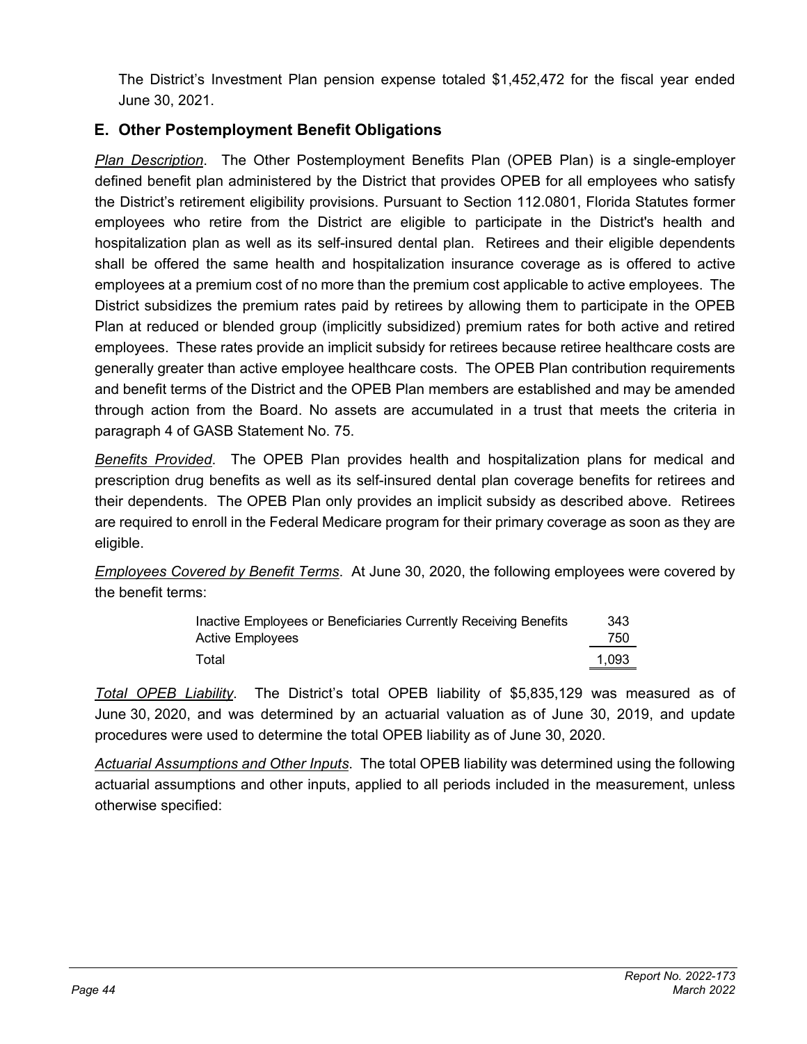The District's Investment Plan pension expense totaled $1,452,472 for the fiscal year ended June 30, 2021.

## E. Other Postemployment Benefit Obligations

*Plan Description*. The Other Postemployment Benefits Plan (OPEB Plan) is a single-employer defined benefit plan administered by the District that provides OPEB for all employees who satisfy the District's retirement eligibility provisions. Pursuant to Section 112.0801, Florida Statutes former employees who retire from the District are eligible to participate in the District's health and hospitalization plan as well as its self-insured dental plan. Retirees and their eligible dependents shall be offered the same health and hospitalization insurance coverage as is offered to active employees at a premium cost of no more than the premium cost applicable to active employees. The District subsidizes the premium rates paid by retirees by allowing them to participate in the OPEB Plan at reduced or blended group (implicitly subsidized) premium rates for both active and retired employees. These rates provide an implicit subsidy for retirees because retiree healthcare costs are generally greater than active employee healthcare costs. The OPEB Plan contribution requirements and benefit terms of the District and the OPEB Plan members are established and may be amended through action from the Board. No assets are accumulated in a trust that meets the criteria in paragraph 4 of GASB Statement No. 75.

*Benefits Provided*. The OPEB Plan provides health and hospitalization plans for medical and prescription drug benefits as well as its self-insured dental plan coverage benefits for retirees and their dependents. The OPEB Plan only provides an implicit subsidy as described above. Retirees are required to enroll in the Federal Medicare program for their primary coverage as soon as they are eligible.

*Employees Covered by Benefit Terms*. At June 30, 2020, the following employees were covered by the benefit terms:

| | |
|---|---|
| Inactive Employees or Beneficiaries Currently Receiving Benefits | 343 |
| Active Employees | 750 |
| Total | 1,093 |

*Total OPEB Liability*. The District's total OPEB liability of $5,835,129 was measured as of June 30, 2020, and was determined by an actuarial valuation as of June 30, 2019, and update procedures were used to determine the total OPEB liability as of June 30, 2020.

*Actuarial Assumptions and Other Inputs*. The total OPEB liability was determined using the following actuarial assumptions and other inputs, applied to all periods included in the measurement, unless otherwise specified: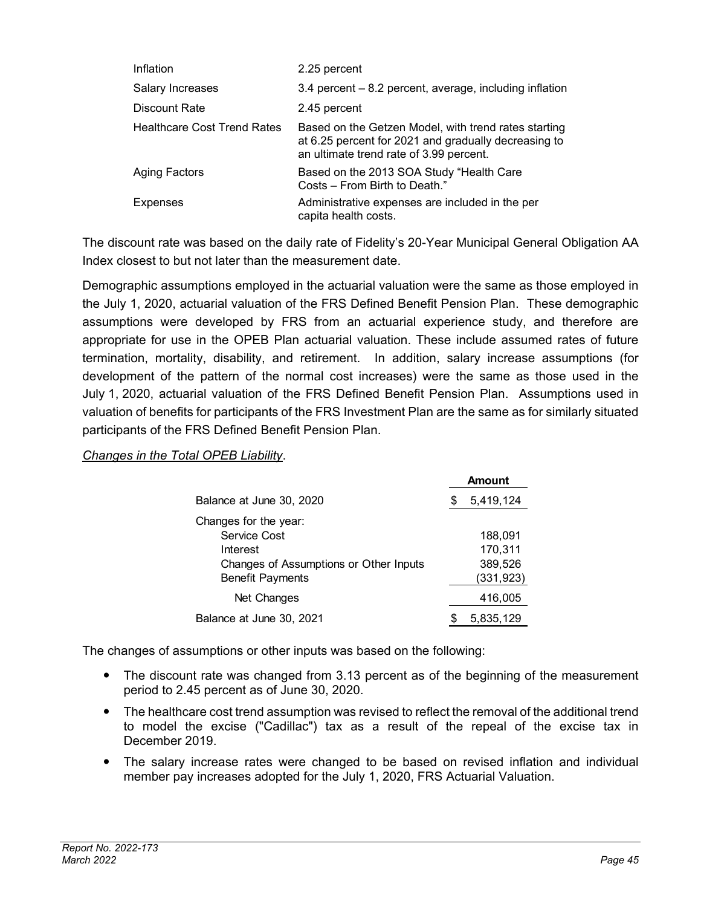| | |
|---|---|
| Inflation | 2.25 percent |
| Salary Increases | 3.4 percent – 8.2 percent, average, including inflation |
| Discount Rate | 2.45 percent |
| Healthcare Cost Trend Rates | Based on the Getzen Model, with trend rates starting at 6.25 percent for 2021 and gradually decreasing to an ultimate trend rate of 3.99 percent. |
| Aging Factors | Based on the 2013 SOA Study "Health Care Costs – From Birth to Death." |
| Expenses | Administrative expenses are included in the per capita health costs. |

The discount rate was based on the daily rate of Fidelity's 20-Year Municipal General Obligation AA Index closest to but not later than the measurement date.

Demographic assumptions employed in the actuarial valuation were the same as those employed in the July 1, 2020, actuarial valuation of the FRS Defined Benefit Pension Plan. These demographic assumptions were developed by FRS from an actuarial experience study, and therefore are appropriate for use in the OPEB Plan actuarial valuation. These include assumed rates of future termination, mortality, disability, and retirement. In addition, salary increase assumptions (for development of the pattern of the normal cost increases) were the same as those used in the July 1, 2020, actuarial valuation of the FRS Defined Benefit Pension Plan. Assumptions used in valuation of benefits for participants of the FRS Investment Plan are the same as for similarly situated participants of the FRS Defined Benefit Pension Plan.

*Changes in the Total OPEB Liability*.

| | Amount |
|---|---|
| Balance at June 30, 2020 | $ 5,419,124 |
| Changes for the year: | |
| Service Cost | 188,091 |
| Interest | 170,311 |
| Changes of Assumptions or Other Inputs | 389,526 |
| Benefit Payments | (331,923) |
| Net Changes | 416,005 |
| Balance at June 30, 2021 | $ 5,835,129 |

The changes of assumptions or other inputs was based on the following:

- The discount rate was changed from 3.13 percent as of the beginning of the measurement period to 2.45 percent as of June 30, 2020.
- The healthcare cost trend assumption was revised to reflect the removal of the additional trend to model the excise ("Cadillac") tax as a result of the repeal of the excise tax in December 2019.
- The salary increase rates were changed to be based on revised inflation and individual member pay increases adopted for the July 1, 2020, FRS Actuarial Valuation.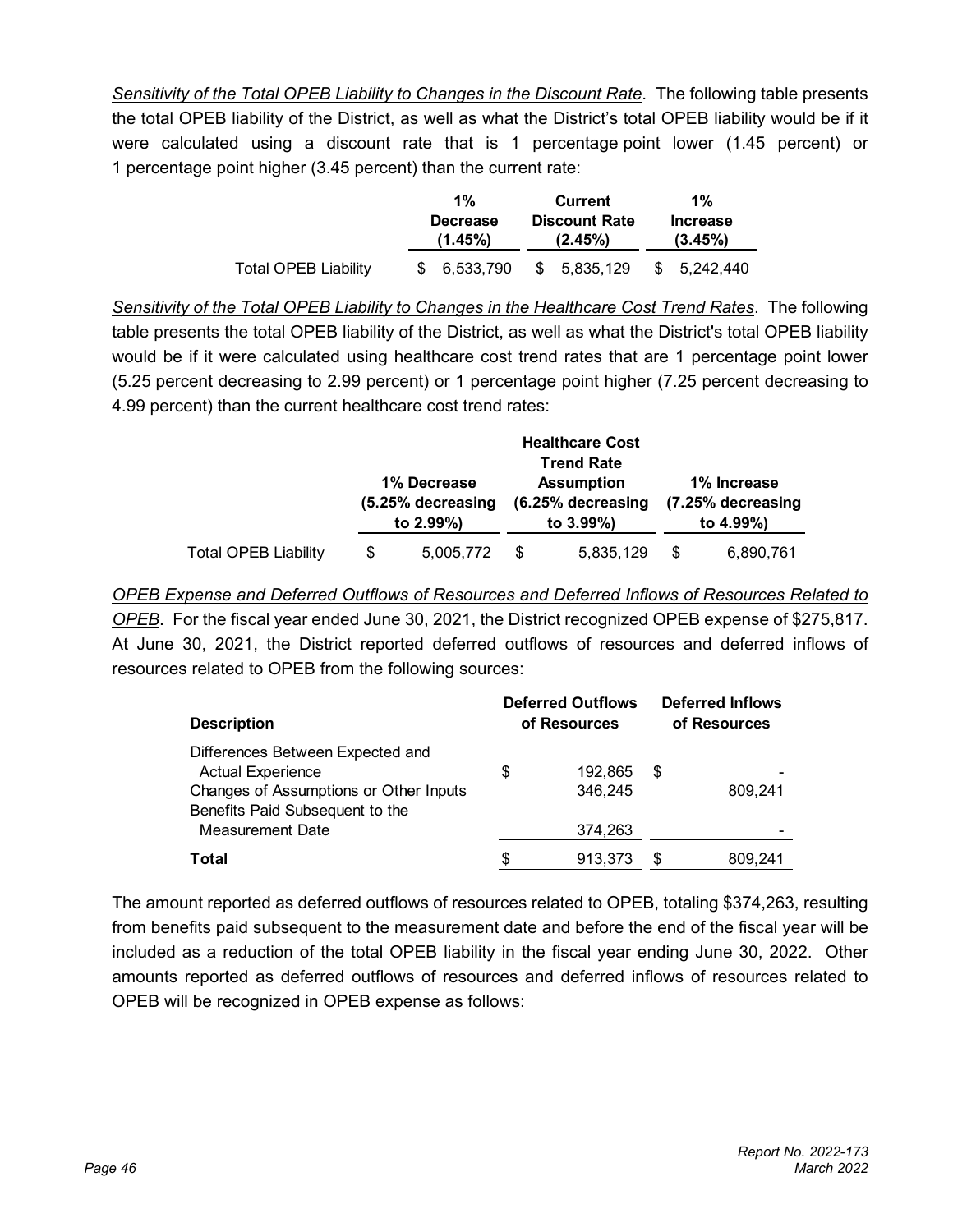*Sensitivity of the Total OPEB Liability to Changes in the Discount Rate*. The following table presents the total OPEB liability of the District, as well as what the District's total OPEB liability would be if it were calculated using a discount rate that is 1 percentage point lower (1.45 percent) or 1 percentage point higher (3.45 percent) than the current rate:

| | 1% Decrease (1.45%) | Current Discount Rate (2.45%) | 1% Increase (3.45%) |
|---|---|---|---|
| Total OPEB Liability | $ 6,533,790 | $ 5,835,129 | $ 5,242,440 |

*Sensitivity of the Total OPEB Liability to Changes in the Healthcare Cost Trend Rates*. The following table presents the total OPEB liability of the District, as well as what the District's total OPEB liability would be if it were calculated using healthcare cost trend rates that are 1 percentage point lower (5.25 percent decreasing to 2.99 percent) or 1 percentage point higher (7.25 percent decreasing to 4.99 percent) than the current healthcare cost trend rates:

| | 1% Decrease (5.25% decreasing to 2.99%) | Healthcare Cost Trend Rate Assumption (6.25% decreasing to 3.99%) | 1% Increase (7.25% decreasing to 4.99%) |
|---|---|---|---|
| Total OPEB Liability | $ 5,005,772 | $ 5,835,129 | $ 6,890,761 |

*OPEB Expense and Deferred Outflows of Resources and Deferred Inflows of Resources Related to OPEB*. For the fiscal year ended June 30, 2021, the District recognized OPEB expense of $275,817. At June 30, 2021, the District reported deferred outflows of resources and deferred inflows of resources related to OPEB from the following sources:

| Description | Deferred Outflows of Resources | Deferred Inflows of Resources |
|---|---|---|
| Differences Between Expected and Actual Experience | $ 192,865 | $ - |
| Changes of Assumptions or Other Inputs | 346,245 | 809,241 |
| Benefits Paid Subsequent to the Measurement Date | 374,263 | - |
| **Total** | $ 913,373 | $ 809,241 |

The amount reported as deferred outflows of resources related to OPEB, totaling $374,263, resulting from benefits paid subsequent to the measurement date and before the end of the fiscal year will be included as a reduction of the total OPEB liability in the fiscal year ending June 30, 2022. Other amounts reported as deferred outflows of resources and deferred inflows of resources related to OPEB will be recognized in OPEB expense as follows: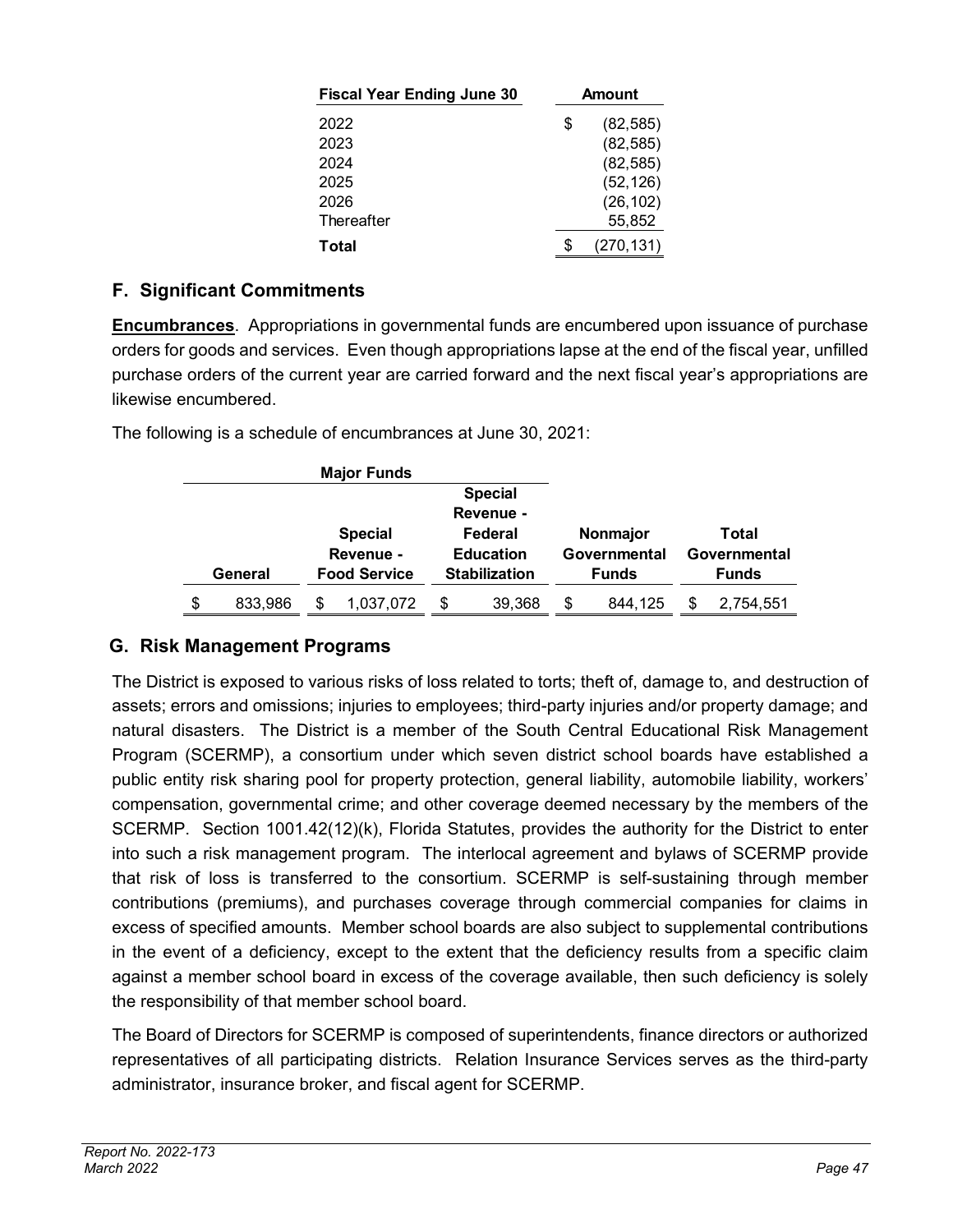| Fiscal Year Ending June 30 | Amount |
|---|---|
| 2022 | $ (82,585) |
| 2023 | (82,585) |
| 2024 | (82,585) |
| 2025 | (52,126) |
| 2026 | (26,102) |
| Thereafter | 55,852 |
| **Total** | $ (270,131) |

## F. Significant Commitments

**Encumbrances**. Appropriations in governmental funds are encumbered upon issuance of purchase orders for goods and services. Even though appropriations lapse at the end of the fiscal year, unfilled purchase orders of the current year are carried forward and the next fiscal year's appropriations are likewise encumbered.

The following is a schedule of encumbrances at June 30, 2021:

| Major Funds | | | | |
|---|---|---|---|---|
| **General** | **Special Revenue - Food Service** | **Special Revenue - Federal Education Stabilization** | **Nonmajor Governmental Funds** | **Total Governmental Funds** |
| $ 833,986 | $ 1,037,072 | $ 39,368 | $ 844,125 | $ 2,754,551 |

## G. Risk Management Programs

The District is exposed to various risks of loss related to torts; theft of, damage to, and destruction of assets; errors and omissions; injuries to employees; third-party injuries and/or property damage; and natural disasters. The District is a member of the South Central Educational Risk Management Program (SCERMP), a consortium under which seven district school boards have established a public entity risk sharing pool for property protection, general liability, automobile liability, workers' compensation, governmental crime; and other coverage deemed necessary by the members of the SCERMP. Section 1001.42(12)(k), Florida Statutes, provides the authority for the District to enter into such a risk management program. The interlocal agreement and bylaws of SCERMP provide that risk of loss is transferred to the consortium. SCERMP is self-sustaining through member contributions (premiums), and purchases coverage through commercial companies for claims in excess of specified amounts. Member school boards are also subject to supplemental contributions in the event of a deficiency, except to the extent that the deficiency results from a specific claim against a member school board in excess of the coverage available, then such deficiency is solely the responsibility of that member school board.

The Board of Directors for SCERMP is composed of superintendents, finance directors or authorized representatives of all participating districts. Relation Insurance Services serves as the third-party administrator, insurance broker, and fiscal agent for SCERMP.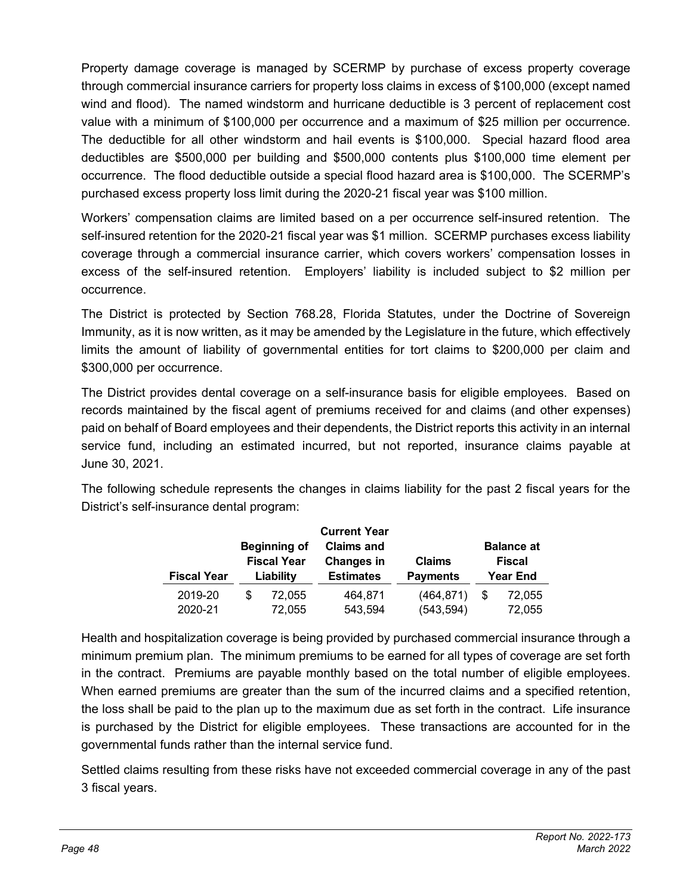Property damage coverage is managed by SCERMP by purchase of excess property coverage through commercial insurance carriers for property loss claims in excess of $100,000 (except named wind and flood). The named windstorm and hurricane deductible is 3 percent of replacement cost value with a minimum of $100,000 per occurrence and a maximum of $25 million per occurrence. The deductible for all other windstorm and hail events is $100,000. Special hazard flood area deductibles are $500,000 per building and $500,000 contents plus $100,000 time element per occurrence. The flood deductible outside a special flood hazard area is $100,000. The SCERMP's purchased excess property loss limit during the 2020-21 fiscal year was $100 million.

Workers' compensation claims are limited based on a per occurrence self-insured retention. The self-insured retention for the 2020-21 fiscal year was $1 million. SCERMP purchases excess liability coverage through a commercial insurance carrier, which covers workers' compensation losses in excess of the self-insured retention. Employers' liability is included subject to $2 million per occurrence.

The District is protected by Section 768.28, Florida Statutes, under the Doctrine of Sovereign Immunity, as it is now written, as it may be amended by the Legislature in the future, which effectively limits the amount of liability of governmental entities for tort claims to $200,000 per claim and $300,000 per occurrence.

The District provides dental coverage on a self-insurance basis for eligible employees. Based on records maintained by the fiscal agent of premiums received for and claims (and other expenses) paid on behalf of Board employees and their dependents, the District reports this activity in an internal service fund, including an estimated incurred, but not reported, insurance claims payable at June 30, 2021.

The following schedule represents the changes in claims liability for the past 2 fiscal years for the District's self-insurance dental program:

| Fiscal Year | Beginning of Fiscal Year Liability | Current Year Claims and Changes in Estimates | Claims Payments | Balance at Fiscal Year End |
|---|---|---|---|---|
| 2019-20 | $ 72,055 | 464,871 | (464,871) | $ 72,055 |
| 2020-21 | 72,055 | 543,594 | (543,594) | 72,055 |

Health and hospitalization coverage is being provided by purchased commercial insurance through a minimum premium plan. The minimum premiums to be earned for all types of coverage are set forth in the contract. Premiums are payable monthly based on the total number of eligible employees. When earned premiums are greater than the sum of the incurred claims and a specified retention, the loss shall be paid to the plan up to the maximum due as set forth in the contract. Life insurance is purchased by the District for eligible employees. These transactions are accounted for in the governmental funds rather than the internal service fund.

Settled claims resulting from these risks have not exceeded commercial coverage in any of the past 3 fiscal years.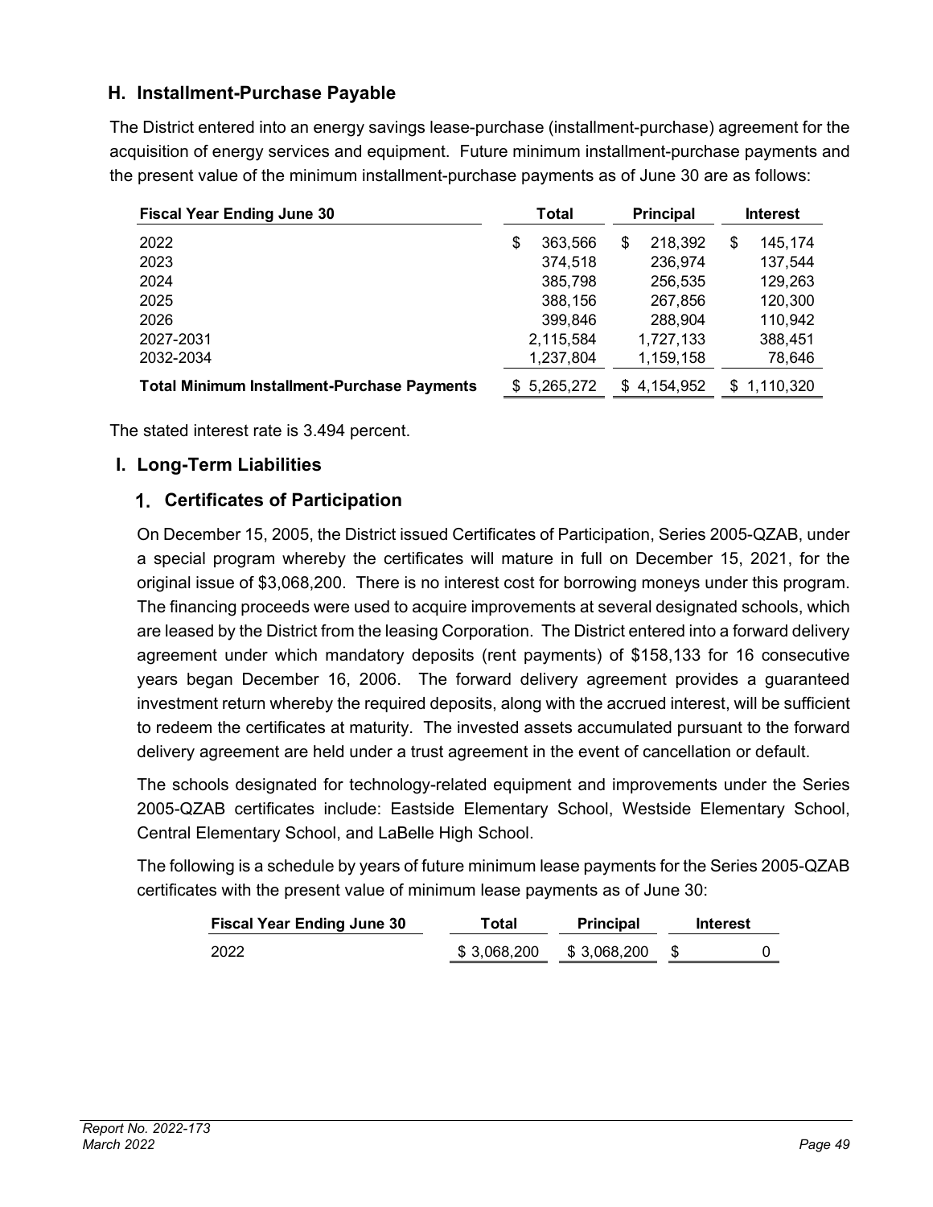## H. Installment-Purchase Payable

The District entered into an energy savings lease-purchase (installment-purchase) agreement for the acquisition of energy services and equipment. Future minimum installment-purchase payments and the present value of the minimum installment-purchase payments as of June 30 are as follows:

| Fiscal Year Ending June 30 | Total | Principal | Interest |
|---|---|---|---|
| 2022 | $ 363,566 | $ 218,392 | $ 145,174 |
| 2023 | 374,518 | 236,974 | 137,544 |
| 2024 | 385,798 | 256,535 | 129,263 |
| 2025 | 388,156 | 267,856 | 120,300 |
| 2026 | 399,846 | 288,904 | 110,942 |
| 2027-2031 | 2,115,584 | 1,727,133 | 388,451 |
| 2032-2034 | 1,237,804 | 1,159,158 | 78,646 |
| **Total Minimum Installment-Purchase Payments** | $ 5,265,272 | $ 4,154,952 | $ 1,110,320 |

The stated interest rate is 3.494 percent.

## I. Long-Term Liabilities

### 1. Certificates of Participation

On December 15, 2005, the District issued Certificates of Participation, Series 2005-QZAB, under a special program whereby the certificates will mature in full on December 15, 2021, for the original issue of $3,068,200. There is no interest cost for borrowing moneys under this program. The financing proceeds were used to acquire improvements at several designated schools, which are leased by the District from the leasing Corporation. The District entered into a forward delivery agreement under which mandatory deposits (rent payments) of $158,133 for 16 consecutive years began December 16, 2006. The forward delivery agreement provides a guaranteed investment return whereby the required deposits, along with the accrued interest, will be sufficient to redeem the certificates at maturity. The invested assets accumulated pursuant to the forward delivery agreement are held under a trust agreement in the event of cancellation or default.

The schools designated for technology-related equipment and improvements under the Series 2005-QZAB certificates include: Eastside Elementary School, Westside Elementary School, Central Elementary School, and LaBelle High School.

The following is a schedule by years of future minimum lease payments for the Series 2005-QZAB certificates with the present value of minimum lease payments as of June 30:

| Fiscal Year Ending June 30 | Total | Principal | Interest |
|---|---|---|---|
| 2022 | $ 3,068,200 | $ 3,068,200 | $ 0 |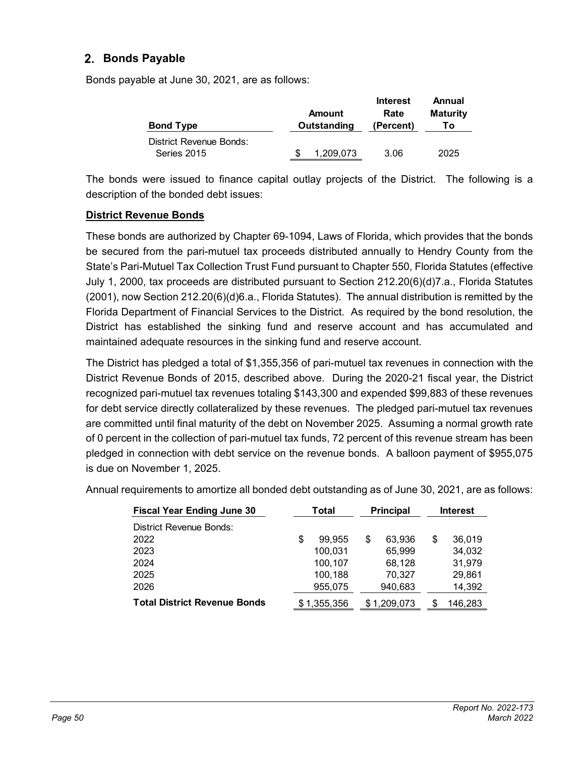## 2. Bonds Payable

Bonds payable at June 30, 2021, are as follows:

| Bond Type | Amount Outstanding | Interest Rate (Percent) | Annual Maturity To |
|---|---|---|---|
| District Revenue Bonds: | | | |
| Series 2015 | $ 1,209,073 | 3.06 | 2025 |

The bonds were issued to finance capital outlay projects of the District. The following is a description of the bonded debt issues:

**District Revenue Bonds**

These bonds are authorized by Chapter 69-1094, Laws of Florida, which provides that the bonds be secured from the pari-mutuel tax proceeds distributed annually to Hendry County from the State's Pari-Mutuel Tax Collection Trust Fund pursuant to Chapter 550, Florida Statutes (effective July 1, 2000, tax proceeds are distributed pursuant to Section 212.20(6)(d)7.a., Florida Statutes (2001), now Section 212.20(6)(d)6.a., Florida Statutes). The annual distribution is remitted by the Florida Department of Financial Services to the District. As required by the bond resolution, the District has established the sinking fund and reserve account and has accumulated and maintained adequate resources in the sinking fund and reserve account.

The District has pledged a total of $1,355,356 of pari-mutuel tax revenues in connection with the District Revenue Bonds of 2015, described above. During the 2020-21 fiscal year, the District recognized pari-mutuel tax revenues totaling $143,300 and expended $99,883 of these revenues for debt service directly collateralized by these revenues. The pledged pari-mutuel tax revenues are committed until final maturity of the debt on November 2025. Assuming a normal growth rate of 0 percent in the collection of pari-mutuel tax funds, 72 percent of this revenue stream has been pledged in connection with debt service on the revenue bonds. A balloon payment of $955,075 is due on November 1, 2025.

Annual requirements to amortize all bonded debt outstanding as of June 30, 2021, are as follows:

| Fiscal Year Ending June 30 | Total | Principal | Interest |
|---|---|---|---|
| District Revenue Bonds: | | | |
| 2022 | $ 99,955 | $ 63,936 | $ 36,019 |
| 2023 | 100,031 | 65,999 | 34,032 |
| 2024 | 100,107 | 68,128 | 31,979 |
| 2025 | 100,188 | 70,327 | 29,861 |
| 2026 | 955,075 | 940,683 | 14,392 |
| **Total District Revenue Bonds** | $ 1,355,356 | $ 1,209,073 | $ 146,283 |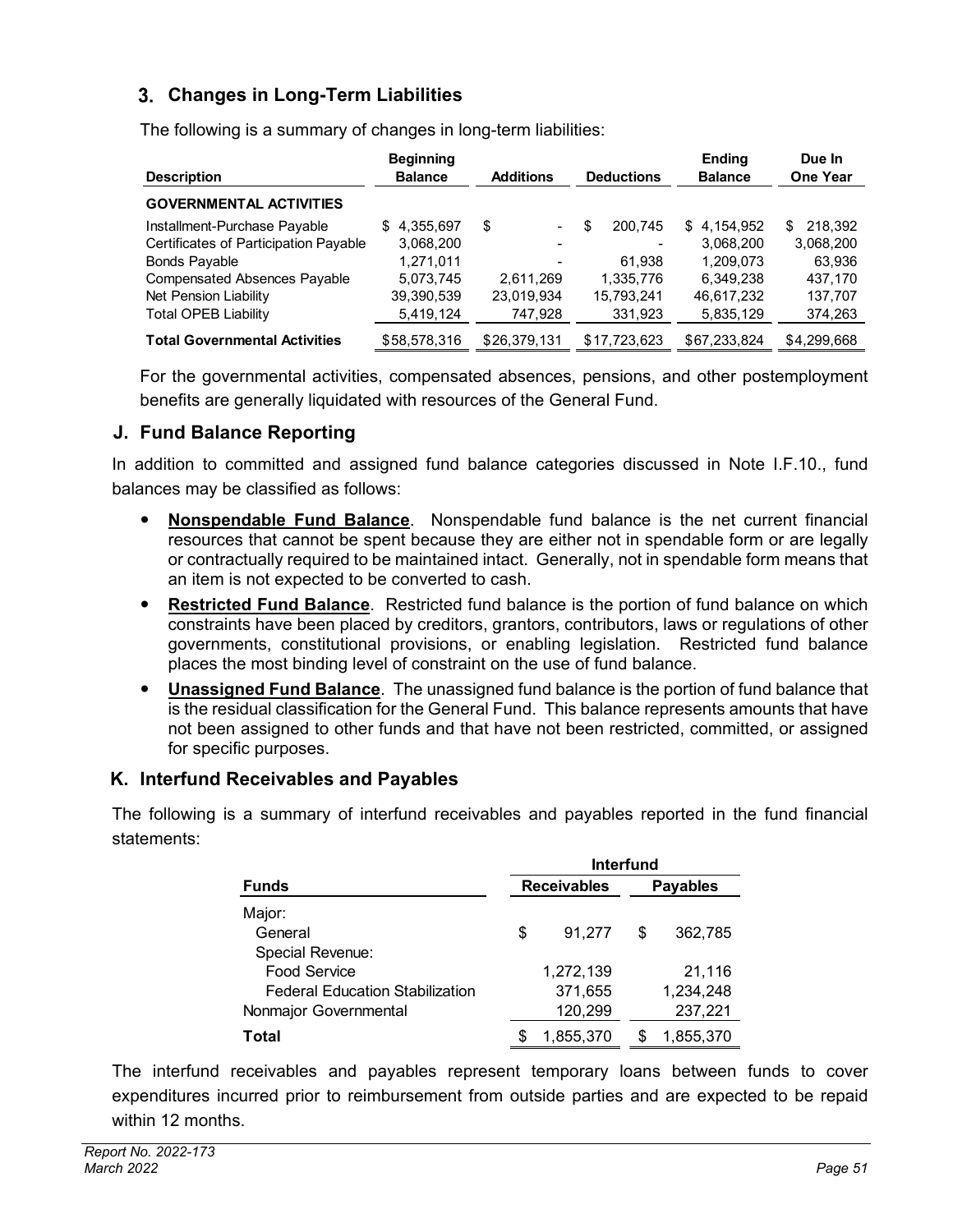### 3. Changes in Long-Term Liabilities

The following is a summary of changes in long-term liabilities:

| Description | Beginning Balance | Additions | Deductions | Ending Balance | Due In One Year |
|---|---|---|---|---|---|
| **GOVERNMENTAL ACTIVITIES** | | | | | |
| Installment-Purchase Payable | $ 4,355,697 | $ - | $ 200,745 | $ 4,154,952 | $ 218,392 |
| Certificates of Participation Payable | 3,068,200 | - | - | 3,068,200 | 3,068,200 |
| Bonds Payable | 1,271,011 | - | 61,938 | 1,209,073 | 63,936 |
| Compensated Absences Payable | 5,073,745 | 2,611,269 | 1,335,776 | 6,349,238 | 437,170 |
| Net Pension Liability | 39,390,539 | 23,019,934 | 15,793,241 | 46,617,232 | 137,707 |
| Total OPEB Liability | 5,419,124 | 747,928 | 331,923 | 5,835,129 | 374,263 |
| **Total Governmental Activities** | $58,578,316 | $26,379,131 | $17,723,623 | $67,233,824 | $4,299,668 |

For the governmental activities, compensated absences, pensions, and other postemployment benefits are generally liquidated with resources of the General Fund.

## J. Fund Balance Reporting

In addition to committed and assigned fund balance categories discussed in Note I.F.10., fund balances may be classified as follows:

- **Nonspendable Fund Balance**. Nonspendable fund balance is the net current financial resources that cannot be spent because they are either not in spendable form or are legally or contractually required to be maintained intact. Generally, not in spendable form means that an item is not expected to be converted to cash.
- **Restricted Fund Balance**. Restricted fund balance is the portion of fund balance on which constraints have been placed by creditors, grantors, contributors, laws or regulations of other governments, constitutional provisions, or enabling legislation. Restricted fund balance places the most binding level of constraint on the use of fund balance.
- **Unassigned Fund Balance**. The unassigned fund balance is the portion of fund balance that is the residual classification for the General Fund. This balance represents amounts that have not been assigned to other funds and that have not been restricted, committed, or assigned for specific purposes.

## K. Interfund Receivables and Payables

The following is a summary of interfund receivables and payables reported in the fund financial statements:

| Funds | Interfund Receivables | Interfund Payables |
|---|---|---|
| Major: | | |
| General | $ 91,277 | $ 362,785 |
| Special Revenue: | | |
| Food Service | 1,272,139 | 21,116 |
| Federal Education Stabilization | 371,655 | 1,234,248 |
| Nonmajor Governmental | 120,299 | 237,221 |
| **Total** | $ 1,855,370 | $ 1,855,370 |

The interfund receivables and payables represent temporary loans between funds to cover expenditures incurred prior to reimbursement from outside parties and are expected to be repaid within 12 months.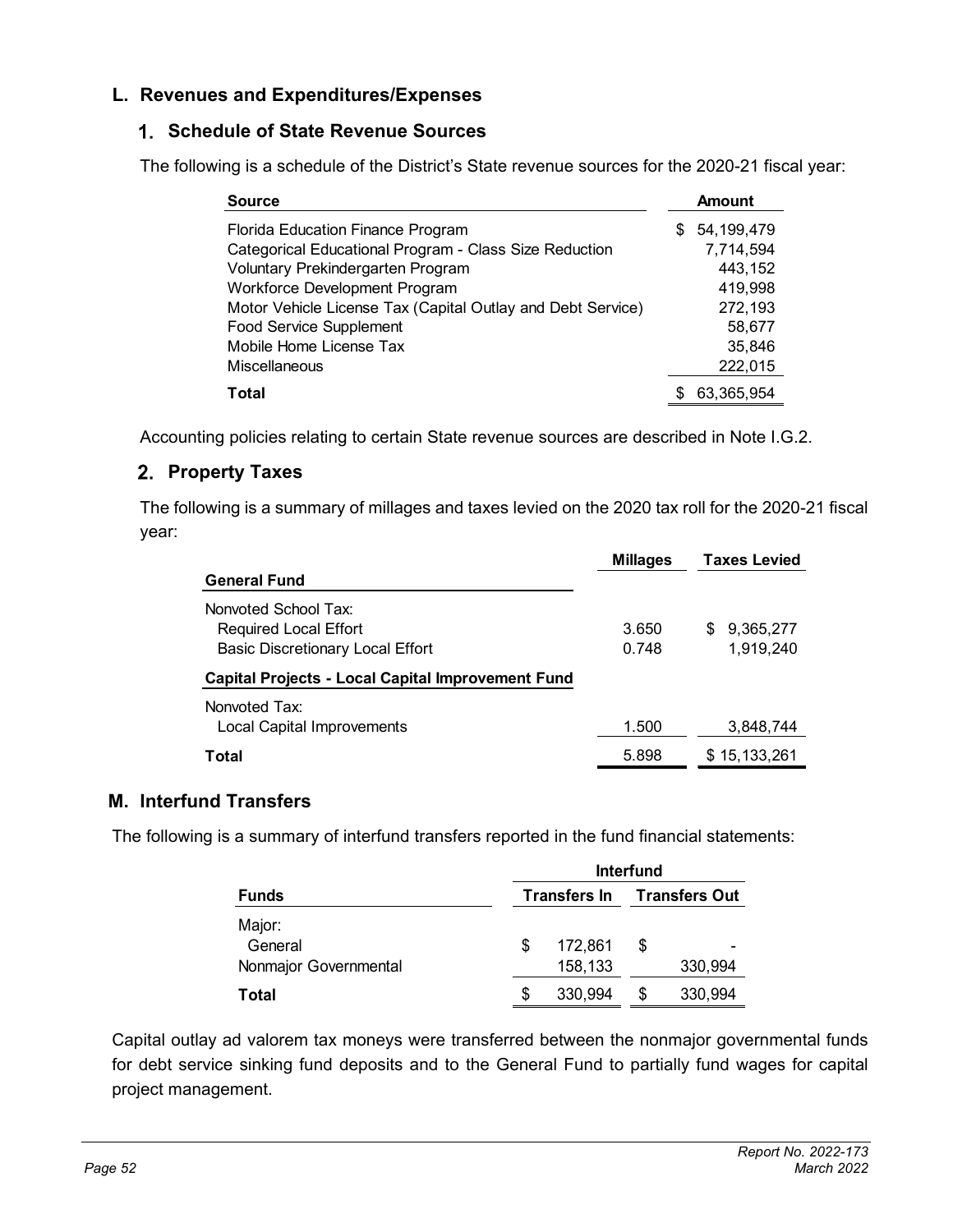## L. Revenues and Expenditures/Expenses

### 1. Schedule of State Revenue Sources

The following is a schedule of the District's State revenue sources for the 2020-21 fiscal year:

| Source | Amount |
|---|---|
| Florida Education Finance Program | $ 54,199,479 |
| Categorical Educational Program - Class Size Reduction | 7,714,594 |
| Voluntary Prekindergarten Program | 443,152 |
| Workforce Development Program | 419,998 |
| Motor Vehicle License Tax (Capital Outlay and Debt Service) | 272,193 |
| Food Service Supplement | 58,677 |
| Mobile Home License Tax | 35,846 |
| Miscellaneous | 222,015 |
| **Total** | $ 63,365,954 |

Accounting policies relating to certain State revenue sources are described in Note I.G.2.

### 2. Property Taxes

The following is a summary of millages and taxes levied on the 2020 tax roll for the 2020-21 fiscal year:

| | Millages | Taxes Levied |
|---|---|---|
| **General Fund** | | |
| Nonvoted School Tax: | | |
| Required Local Effort | 3.650 | $ 9,365,277 |
| Basic Discretionary Local Effort | 0.748 | 1,919,240 |
| **Capital Projects - Local Capital Improvement Fund** | | |
| Nonvoted Tax: | | |
| Local Capital Improvements | 1.500 | 3,848,744 |
| **Total** | 5.898 | $ 15,133,261 |

## M. Interfund Transfers

The following is a summary of interfund transfers reported in the fund financial statements:

| | Interfund | |
|---|---|---|
| **Funds** | **Transfers In** | **Transfers Out** |
| Major: | | |
| General | $ 172,861 | $ - |
| Nonmajor Governmental | 158,133 | 330,994 |
| **Total** | $ 330,994 | $ 330,994 |

Capital outlay ad valorem tax moneys were transferred between the nonmajor governmental funds for debt service sinking fund deposits and to the General Fund to partially fund wages for capital project management.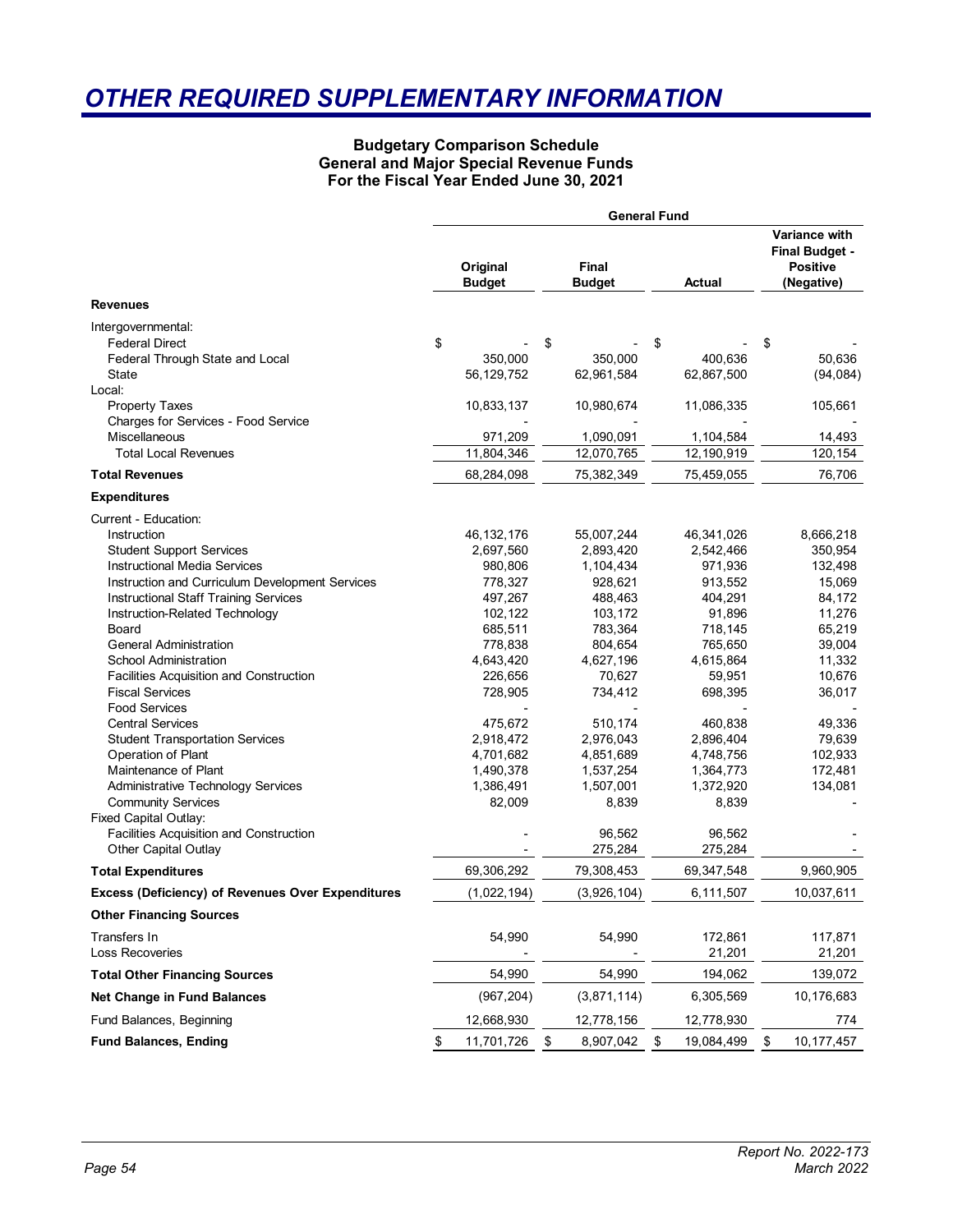# OTHER REQUIRED SUPPLEMENTARY INFORMATION

**Budgetary Comparison Schedule**
**General and Major Special Revenue Funds**
**For the Fiscal Year Ended June 30, 2021**

| | General Fund | | | |
|---|---|---|---|---|
| | **Original Budget** | **Final Budget** | **Actual** | **Variance with Final Budget - Positive (Negative)** |
| **Revenues** | | | | |
| Intergovernmental: | | | | |
| Federal Direct | $ - | $ - | $ - | $ - |
| Federal Through State and Local | 350,000 | 350,000 | 400,636 | 50,636 |
| State | 56,129,752 | 62,961,584 | 62,867,500 | (94,084) |
| Local: | | | | |
| Property Taxes | 10,833,137 | 10,980,674 | 11,086,335 | 105,661 |
| Charges for Services - Food Service | - | - | - | - |
| Miscellaneous | 971,209 | 1,090,091 | 1,104,584 | 14,493 |
| Total Local Revenues | 11,804,346 | 12,070,765 | 12,190,919 | 120,154 |
| **Total Revenues** | 68,284,098 | 75,382,349 | 75,459,055 | 76,706 |
| **Expenditures** | | | | |
| Current - Education: | | | | |
| Instruction | 46,132,176 | 55,007,244 | 46,341,026 | 8,666,218 |
| Student Support Services | 2,697,560 | 2,893,420 | 2,542,466 | 350,954 |
| Instructional Media Services | 980,806 | 1,104,434 | 971,936 | 132,498 |
| Instruction and Curriculum Development Services | 778,327 | 928,621 | 913,552 | 15,069 |
| Instructional Staff Training Services | 497,267 | 488,463 | 404,291 | 84,172 |
| Instruction-Related Technology | 102,122 | 103,172 | 91,896 | 11,276 |
| Board | 685,511 | 783,364 | 718,145 | 65,219 |
| General Administration | 778,838 | 804,654 | 765,650 | 39,004 |
| School Administration | 4,643,420 | 4,627,196 | 4,615,864 | 11,332 |
| Facilities Acquisition and Construction | 226,656 | 70,627 | 59,951 | 10,676 |
| Fiscal Services | 728,905 | 734,412 | 698,395 | 36,017 |
| Food Services | - | - | - | - |
| Central Services | 475,672 | 510,174 | 460,838 | 49,336 |
| Student Transportation Services | 2,918,472 | 2,976,043 | 2,896,404 | 79,639 |
| Operation of Plant | 4,701,682 | 4,851,689 | 4,748,756 | 102,933 |
| Maintenance of Plant | 1,490,378 | 1,537,254 | 1,364,773 | 172,481 |
| Administrative Technology Services | 1,386,491 | 1,507,001 | 1,372,920 | 134,081 |
| Community Services | 82,009 | 8,839 | 8,839 | - |
| Fixed Capital Outlay: | | | | |
| Facilities Acquisition and Construction | - | 96,562 | 96,562 | - |
| Other Capital Outlay | - | 275,284 | 275,284 | - |
| **Total Expenditures** | 69,306,292 | 79,308,453 | 69,347,548 | 9,960,905 |
| **Excess (Deficiency) of Revenues Over Expenditures** | (1,022,194) | (3,926,104) | 6,111,507 | 10,037,611 |
| **Other Financing Sources** | | | | |
| Transfers In | 54,990 | 54,990 | 172,861 | 117,871 |
| Loss Recoveries | - | - | 21,201 | 21,201 |
| **Total Other Financing Sources** | 54,990 | 54,990 | 194,062 | 139,072 |
| **Net Change in Fund Balances** | (967,204) | (3,871,114) | 6,305,569 | 10,176,683 |
| Fund Balances, Beginning | 12,668,930 | 12,778,156 | 12,778,930 | 774 |
| **Fund Balances, Ending** | $ 11,701,726 | $ 8,907,042 | $ 19,084,499 | $ 10,177,457 |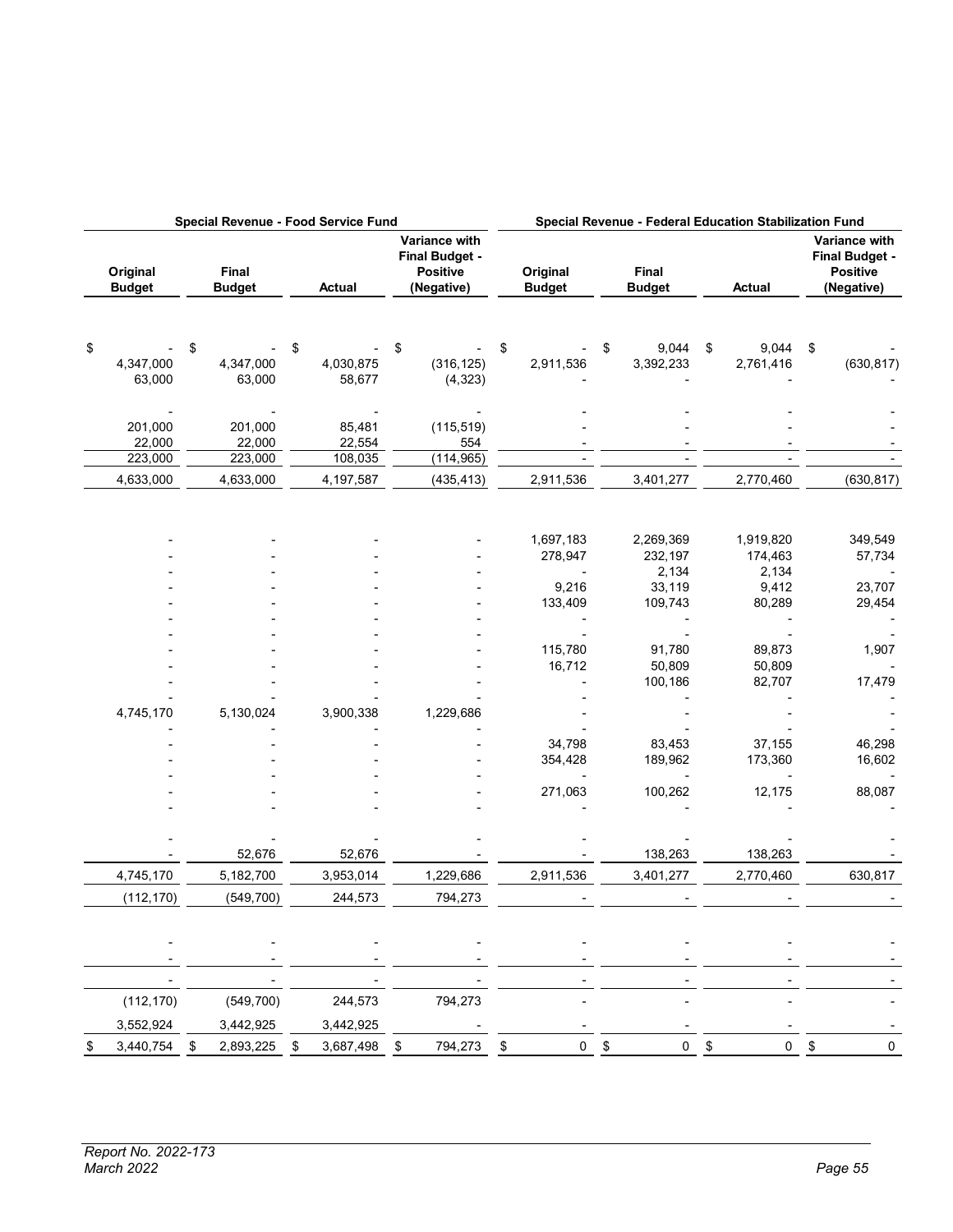| Special Revenue - Food Service Fund | | | | Special Revenue - Federal Education Stabilization Fund | | | |
|---|---|---|---|---|---|---|---|
| Original Budget | Final Budget | Actual | Variance with Final Budget - Positive (Negative) | Original Budget | Final Budget | Actual | Variance with Final Budget - Positive (Negative) |
| $ - | $ - | $ - | $ - | $ - | $ 9,044 | $ 9,044 | $ - |
| 4,347,000 | 4,347,000 | 4,030,875 | (316,125) | 2,911,536 | 3,392,233 | 2,761,416 | (630,817) |
| 63,000 | 63,000 | 58,677 | (4,323) | - | - | - | - |
| - | - | - | - | - | - | - | - |
| 201,000 | 201,000 | 85,481 | (115,519) | - | - | - | - |
| 22,000 | 22,000 | 22,554 | 554 | - | - | - | - |
| 223,000 | 223,000 | 108,035 | (114,965) | - | - | - | - |
| 4,633,000 | 4,633,000 | 4,197,587 | (435,413) | 2,911,536 | 3,401,277 | 2,770,460 | (630,817) |
| - | - | - | - | 1,697,183 | 2,269,369 | 1,919,820 | 349,549 |
| - | - | - | - | 278,947 | 232,197 | 174,463 | 57,734 |
| - | - | - | - | - | 2,134 | 2,134 | - |
| - | - | - | - | 9,216 | 33,119 | 9,412 | 23,707 |
| - | - | - | - | 133,409 | 109,743 | 80,289 | 29,454 |
| - | - | - | - | - | - | - | - |
| - | - | - | - | - | - | - | - |
| - | - | - | - | 115,780 | 91,780 | 89,873 | 1,907 |
| - | - | - | - | 16,712 | 50,809 | 50,809 | - |
| - | - | - | - | - | 100,186 | 82,707 | 17,479 |
| - | - | - | - | - | - | - | - |
| 4,745,170 | 5,130,024 | 3,900,338 | 1,229,686 | - | - | - | - |
| - | - | - | - | - | - | - | - |
| - | - | - | - | 34,798 | 83,453 | 37,155 | 46,298 |
| - | - | - | - | 354,428 | 189,962 | 173,360 | 16,602 |
| - | - | - | - | - | - | - | - |
| - | - | - | - | 271,063 | 100,262 | 12,175 | 88,087 |
| - | - | - | - | - | - | - | - |
| - | - | - | - | - | - | - | - |
| - | 52,676 | 52,676 | - | - | 138,263 | 138,263 | - |
| 4,745,170 | 5,182,700 | 3,953,014 | 1,229,686 | 2,911,536 | 3,401,277 | 2,770,460 | 630,817 |
| (112,170) | (549,700) | 244,573 | 794,273 | - | - | - | - |
| - | - | - | - | - | - | - | - |
| - | - | - | - | - | - | - | - |
| - | - | - | - | - | - | - | - |
| (112,170) | (549,700) | 244,573 | 794,273 | - | - | - | - |
| 3,552,924 | 3,442,925 | 3,442,925 | - | - | - | - | - |
| $ 3,440,754 | $ 2,893,225 | $ 3,687,498 | $ 794,273 | $ 0 | $ 0 | $ 0 | $ 0 |

*Report No. 2022-173*
*March 2022*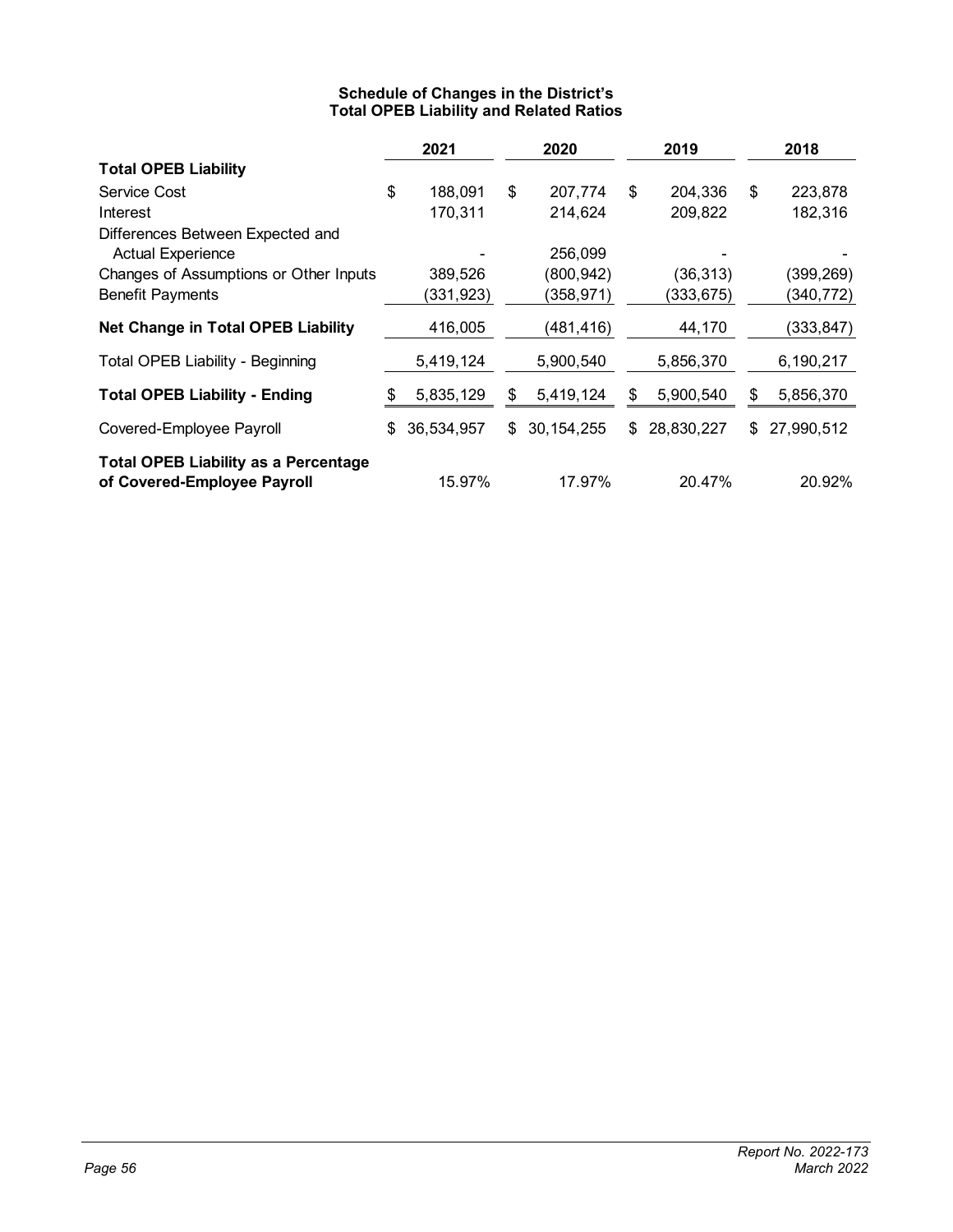### Schedule of Changes in the District's Total OPEB Liability and Related Ratios

| | 2021 | 2020 | 2019 | 2018 |
|---|---|---|---|---|
| **Total OPEB Liability** | | | | |
| Service Cost | $ 188,091 | $ 207,774 | $ 204,336 | $ 223,878 |
| Interest | 170,311 | 214,624 | 209,822 | 182,316 |
| Differences Between Expected and Actual Experience | - | 256,099 | - | - |
| Changes of Assumptions or Other Inputs | 389,526 | (800,942) | (36,313) | (399,269) |
| Benefit Payments | (331,923) | (358,971) | (333,675) | (340,772) |
| **Net Change in Total OPEB Liability** | 416,005 | (481,416) | 44,170 | (333,847) |
| Total OPEB Liability - Beginning | 5,419,124 | 5,900,540 | 5,856,370 | 6,190,217 |
| **Total OPEB Liability - Ending** | $ 5,835,129 | $ 5,419,124 | $ 5,900,540 | $ 5,856,370 |
| Covered-Employee Payroll | $ 36,534,957 | $ 30,154,255 | $ 28,830,227 | $ 27,990,512 |
| **Total OPEB Liability as a Percentage of Covered-Employee Payroll** | 15.97% | 17.97% | 20.47% | 20.92% |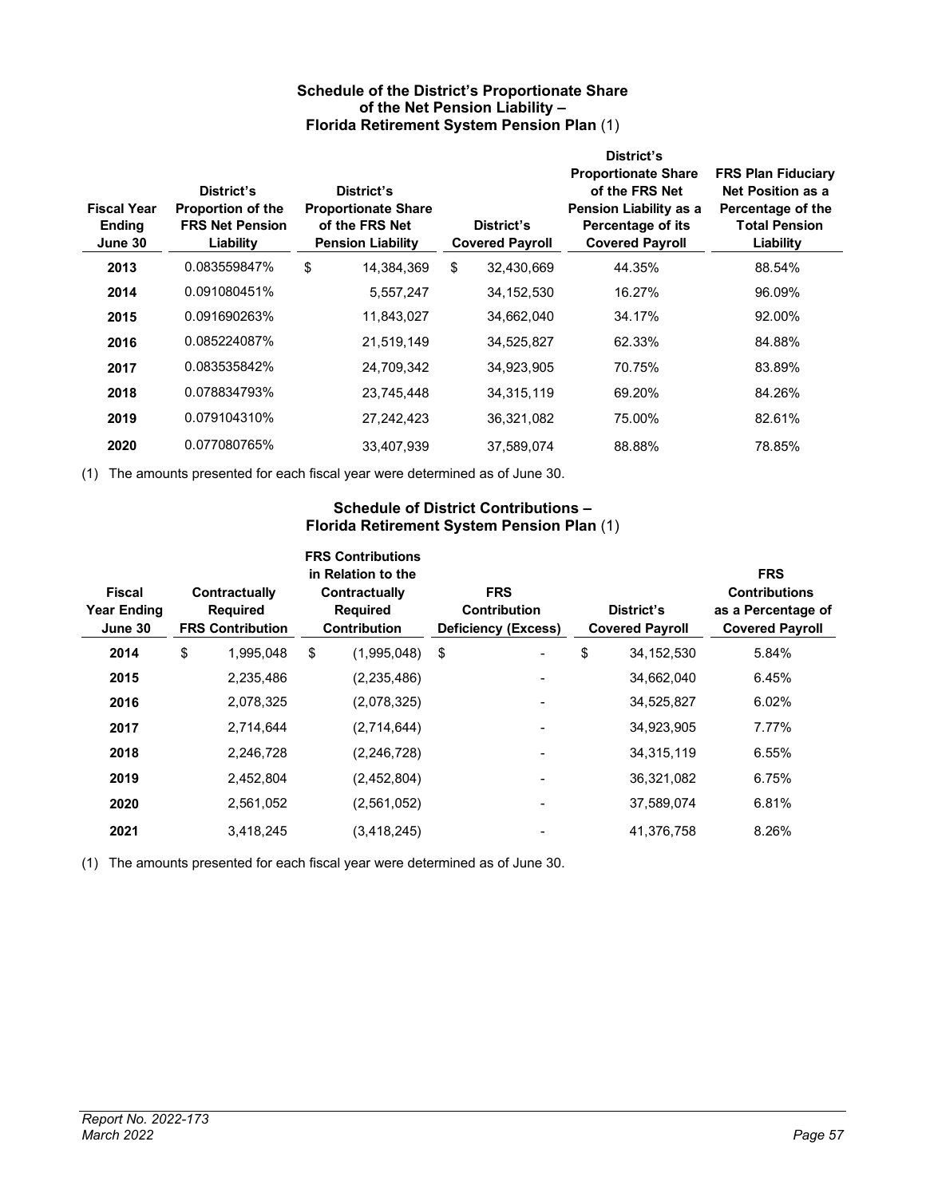### Schedule of the District's Proportionate Share of the Net Pension Liability – Florida Retirement System Pension Plan (1)

| Fiscal Year Ending June 30 | District's Proportion of the FRS Net Pension Liability | District's Proportionate Share of the FRS Net Pension Liability | District's Covered Payroll | District's Proportionate Share of the FRS Net Pension Liability as a Percentage of its Covered Payroll | FRS Plan Fiduciary Net Position as a Percentage of the Total Pension Liability |
|---|---|---|---|---|---|
| **2013** | 0.083559847% | $ 14,384,369 | $ 32,430,669 | 44.35% | 88.54% |
| **2014** | 0.091080451% | 5,557,247 | 34,152,530 | 16.27% | 96.09% |
| **2015** | 0.091690263% | 11,843,027 | 34,662,040 | 34.17% | 92.00% |
| **2016** | 0.085224087% | 21,519,149 | 34,525,827 | 62.33% | 84.88% |
| **2017** | 0.083535842% | 24,709,342 | 34,923,905 | 70.75% | 83.89% |
| **2018** | 0.078834793% | 23,745,448 | 34,315,119 | 69.20% | 84.26% |
| **2019** | 0.079104310% | 27,242,423 | 36,321,082 | 75.00% | 82.61% |
| **2020** | 0.077080765% | 33,407,939 | 37,589,074 | 88.88% | 78.85% |

(1) The amounts presented for each fiscal year were determined as of June 30.

### Schedule of District Contributions – Florida Retirement System Pension Plan (1)

| Fiscal Year Ending June 30 | Contractually Required FRS Contribution | FRS Contributions in Relation to the Contractually Required Contribution | FRS Contribution Deficiency (Excess) | District's Covered Payroll | FRS Contributions as a Percentage of Covered Payroll |
|---|---|---|---|---|---|
| **2014** | $ 1,995,048 | $ (1,995,048) | $ - | $ 34,152,530 | 5.84% |
| **2015** | 2,235,486 | (2,235,486) | - | 34,662,040 | 6.45% |
| **2016** | 2,078,325 | (2,078,325) | - | 34,525,827 | 6.02% |
| **2017** | 2,714,644 | (2,714,644) | - | 34,923,905 | 7.77% |
| **2018** | 2,246,728 | (2,246,728) | - | 34,315,119 | 6.55% |
| **2019** | 2,452,804 | (2,452,804) | - | 36,321,082 | 6.75% |
| **2020** | 2,561,052 | (2,561,052) | - | 37,589,074 | 6.81% |
| **2021** | 3,418,245 | (3,418,245) | - | 41,376,758 | 8.26% |

(1) The amounts presented for each fiscal year were determined as of June 30.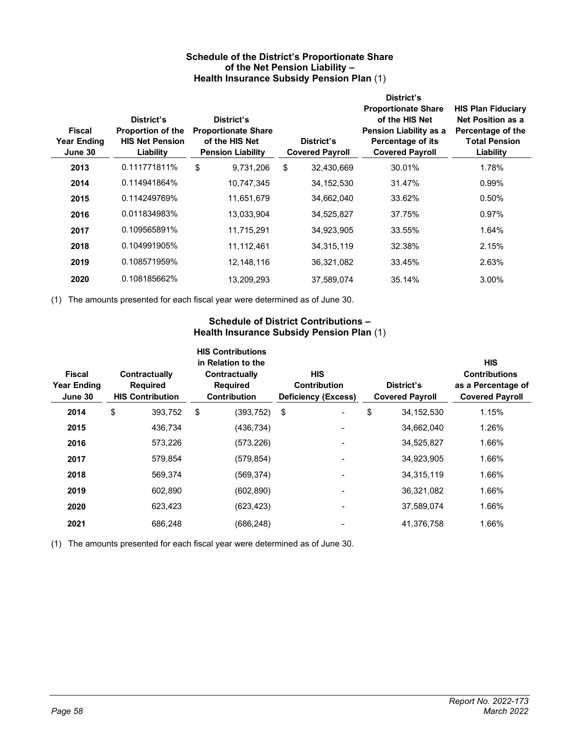### Schedule of the District's Proportionate Share of the Net Pension Liability – Health Insurance Subsidy Pension Plan (1)

| Fiscal Year Ending June 30 | District's Proportion of the HIS Net Pension Liability | District's Proportionate Share of the HIS Net Pension Liability | District's Covered Payroll | District's Proportionate Share of the HIS Net Pension Liability as a Percentage of its Covered Payroll | HIS Plan Fiduciary Net Position as a Percentage of the Total Pension Liability |
|---|---|---|---|---|---|
| **2013** | 0.111771811% | $ 9,731,206 | $ 32,430,669 | 30.01% | 1.78% |
| **2014** | 0.114941864% | 10,747,345 | 34,152,530 | 31.47% | 0.99% |
| **2015** | 0.114249769% | 11,651,679 | 34,662,040 | 33.62% | 0.50% |
| **2016** | 0.011834983% | 13,033,904 | 34,525,827 | 37.75% | 0.97% |
| **2017** | 0.109565891% | 11,715,291 | 34,923,905 | 33.55% | 1.64% |
| **2018** | 0.104991905% | 11,112,461 | 34,315,119 | 32.38% | 2.15% |
| **2019** | 0.108571959% | 12,148,116 | 36,321,082 | 33.45% | 2.63% |
| **2020** | 0.108185662% | 13,209,293 | 37,589,074 | 35.14% | 3.00% |

(1) The amounts presented for each fiscal year were determined as of June 30.

### Schedule of District Contributions – Health Insurance Subsidy Pension Plan (1)

| Fiscal Year Ending June 30 | Contractually Required HIS Contribution | HIS Contributions in Relation to the Contractually Required Contribution | HIS Contribution Deficiency (Excess) | District's Covered Payroll | HIS Contributions as a Percentage of Covered Payroll |
|---|---|---|---|---|---|
| **2014** | $ 393,752 | $ (393,752) | $ - | $ 34,152,530 | 1.15% |
| **2015** | 436,734 | (436,734) | - | 34,662,040 | 1.26% |
| **2016** | 573,226 | (573,226) | - | 34,525,827 | 1.66% |
| **2017** | 579,854 | (579,854) | - | 34,923,905 | 1.66% |
| **2018** | 569,374 | (569,374) | - | 34,315,119 | 1.66% |
| **2019** | 602,890 | (602,890) | - | 36,321,082 | 1.66% |
| **2020** | 623,423 | (623,423) | - | 37,589,074 | 1.66% |
| **2021** | 686,248 | (686,248) | - | 41,376,758 | 1.66% |

(1) The amounts presented for each fiscal year were determined as of June 30.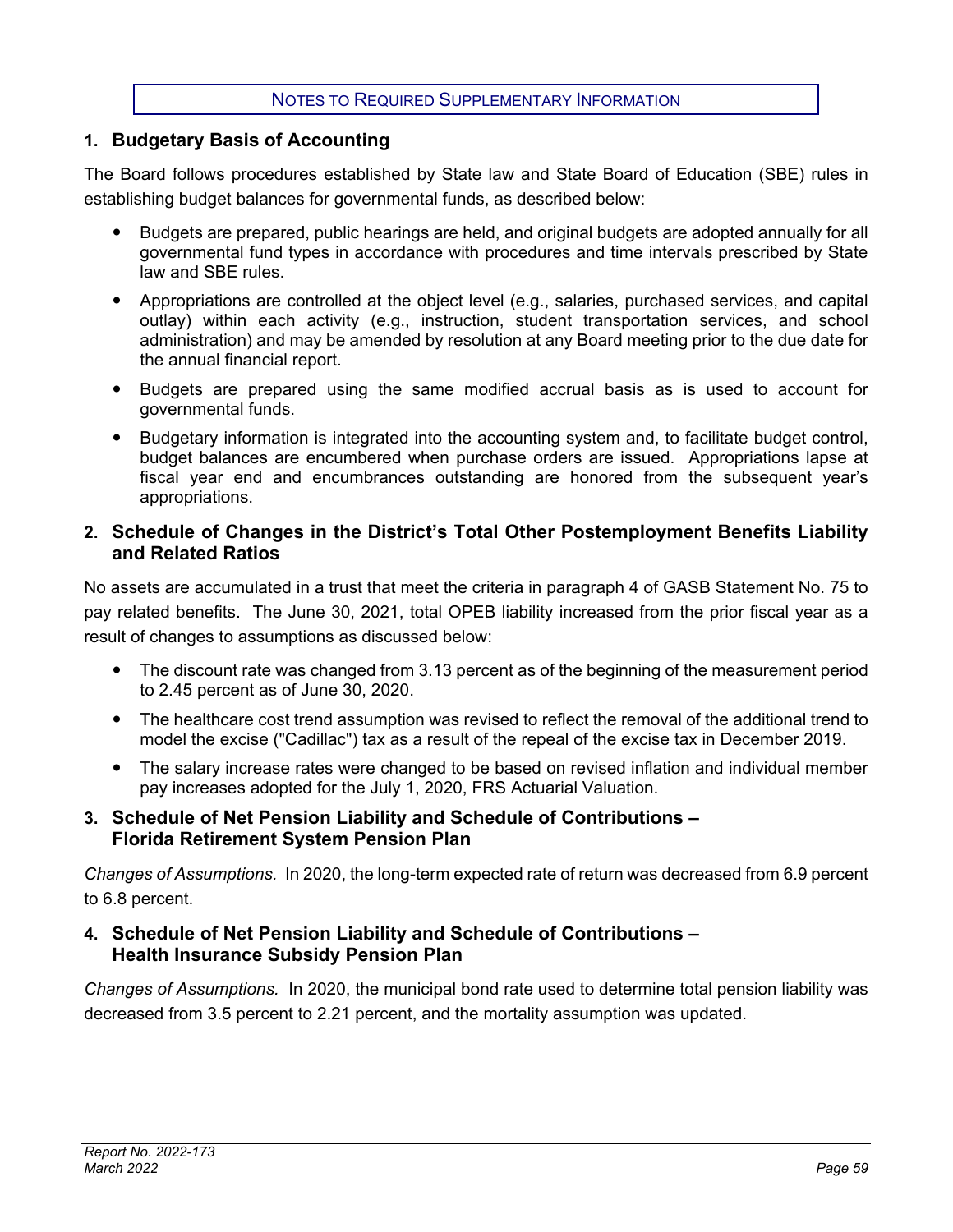# NOTES TO REQUIRED SUPPLEMENTARY INFORMATION

## 1. Budgetary Basis of Accounting

The Board follows procedures established by State law and State Board of Education (SBE) rules in establishing budget balances for governmental funds, as described below:

- Budgets are prepared, public hearings are held, and original budgets are adopted annually for all governmental fund types in accordance with procedures and time intervals prescribed by State law and SBE rules.
- Appropriations are controlled at the object level (e.g., salaries, purchased services, and capital outlay) within each activity (e.g., instruction, student transportation services, and school administration) and may be amended by resolution at any Board meeting prior to the due date for the annual financial report.
- Budgets are prepared using the same modified accrual basis as is used to account for governmental funds.
- Budgetary information is integrated into the accounting system and, to facilitate budget control, budget balances are encumbered when purchase orders are issued. Appropriations lapse at fiscal year end and encumbrances outstanding are honored from the subsequent year's appropriations.

## 2. Schedule of Changes in the District's Total Other Postemployment Benefits Liability and Related Ratios

No assets are accumulated in a trust that meet the criteria in paragraph 4 of GASB Statement No. 75 to pay related benefits. The June 30, 2021, total OPEB liability increased from the prior fiscal year as a result of changes to assumptions as discussed below:

- The discount rate was changed from 3.13 percent as of the beginning of the measurement period to 2.45 percent as of June 30, 2020.
- The healthcare cost trend assumption was revised to reflect the removal of the additional trend to model the excise ("Cadillac") tax as a result of the repeal of the excise tax in December 2019.
- The salary increase rates were changed to be based on revised inflation and individual member pay increases adopted for the July 1, 2020, FRS Actuarial Valuation.

## 3. Schedule of Net Pension Liability and Schedule of Contributions – Florida Retirement System Pension Plan

*Changes of Assumptions.* In 2020, the long-term expected rate of return was decreased from 6.9 percent to 6.8 percent.

## 4. Schedule of Net Pension Liability and Schedule of Contributions – Health Insurance Subsidy Pension Plan

*Changes of Assumptions.* In 2020, the municipal bond rate used to determine total pension liability was decreased from 3.5 percent to 2.21 percent, and the mortality assumption was updated.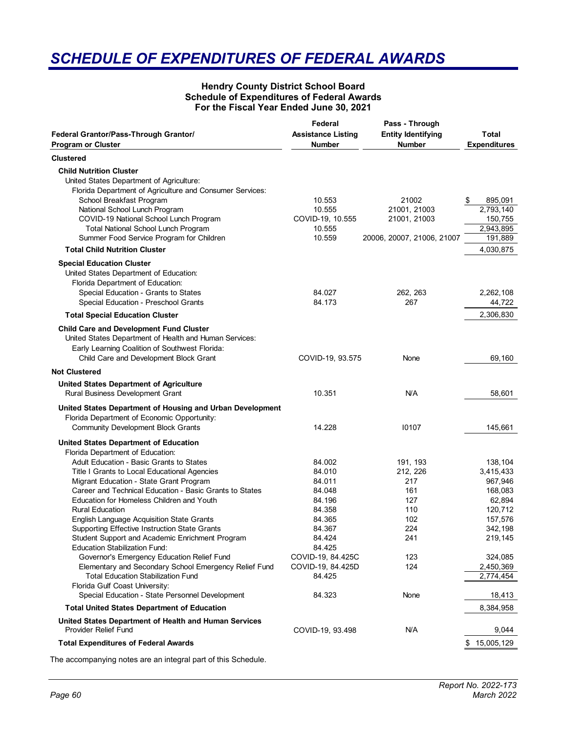# SCHEDULE OF EXPENDITURES OF FEDERAL AWARDS

**Hendry County District School Board**
**Schedule of Expenditures of Federal Awards**
**For the Fiscal Year Ended June 30, 2021**

| Federal Grantor/Pass-Through Grantor/ Program or Cluster | Federal Assistance Listing Number | Pass - Through Entity Identifying Number | Total Expenditures |
|---|---|---|---|
| **Clustered** | | | |
| **Child Nutrition Cluster** | | | |
| United States Department of Agriculture: | | | |
| Florida Department of Agriculture and Consumer Services: | | | |
| School Breakfast Program | 10.553 | 21002 | $ 895,091 |
| National School Lunch Program | 10.555 | 21001, 21003 | 2,793,140 |
| COVID-19 National School Lunch Program | COVID-19, 10.555 | 21001, 21003 | 150,755 |
| Total National School Lunch Program | 10.555 | | 2,943,895 |
| Summer Food Service Program for Children | 10.559 | 20006, 20007, 21006, 21007 | 191,889 |
| **Total Child Nutrition Cluster** | | | 4,030,875 |
| **Special Education Cluster** | | | |
| United States Department of Education: | | | |
| Florida Department of Education: | | | |
| Special Education - Grants to States | 84.027 | 262, 263 | 2,262,108 |
| Special Education - Preschool Grants | 84.173 | 267 | 44,722 |
| **Total Special Education Cluster** | | | 2,306,830 |
| **Child Care and Development Fund Cluster** | | | |
| United States Department of Health and Human Services: | | | |
| Early Learning Coalition of Southwest Florida: | | | |
| Child Care and Development Block Grant | COVID-19, 93.575 | None | 69,160 |
| **Not Clustered** | | | |
| **United States Department of Agriculture** | | | |
| Rural Business Development Grant | 10.351 | N/A | 58,601 |
| **United States Department of Housing and Urban Development** | | | |
| Florida Department of Economic Opportunity: | | | |
| Community Development Block Grants | 14.228 | I0107 | 145,661 |
| **United States Department of Education** | | | |
| Florida Department of Education: | | | |
| Adult Education - Basic Grants to States | 84.002 | 191, 193 | 138,104 |
| Title I Grants to Local Educational Agencies | 84.010 | 212, 226 | 3,415,433 |
| Migrant Education - State Grant Program | 84.011 | 217 | 967,946 |
| Career and Technical Education - Basic Grants to States | 84.048 | 161 | 168,083 |
| Education for Homeless Children and Youth | 84.196 | 127 | 62,894 |
| Rural Education | 84.358 | 110 | 120,712 |
| English Language Acquisition State Grants | 84.365 | 102 | 157,576 |
| Supporting Effective Instruction State Grants | 84.367 | 224 | 342,198 |
| Student Support and Academic Enrichment Program | 84.424 | 241 | 219,145 |
| Education Stabilization Fund: | 84.425 | | |
| Governor's Emergency Education Relief Fund | COVID-19, 84.425C | 123 | 324,085 |
| Elementary and Secondary School Emergency Relief Fund | COVID-19, 84.425D | 124 | 2,450,369 |
| Total Education Stabilization Fund | 84.425 | | 2,774,454 |
| Florida Gulf Coast University: | | | |
| Special Education - State Personnel Development | 84.323 | None | 18,413 |
| **Total United States Department of Education** | | | 8,384,958 |
| **United States Department of Health and Human Services** | | | |
| Provider Relief Fund | COVID-19, 93.498 | N/A | 9,044 |
| **Total Expenditures of Federal Awards** | | | $ 15,005,129 |

The accompanying notes are an integral part of this Schedule.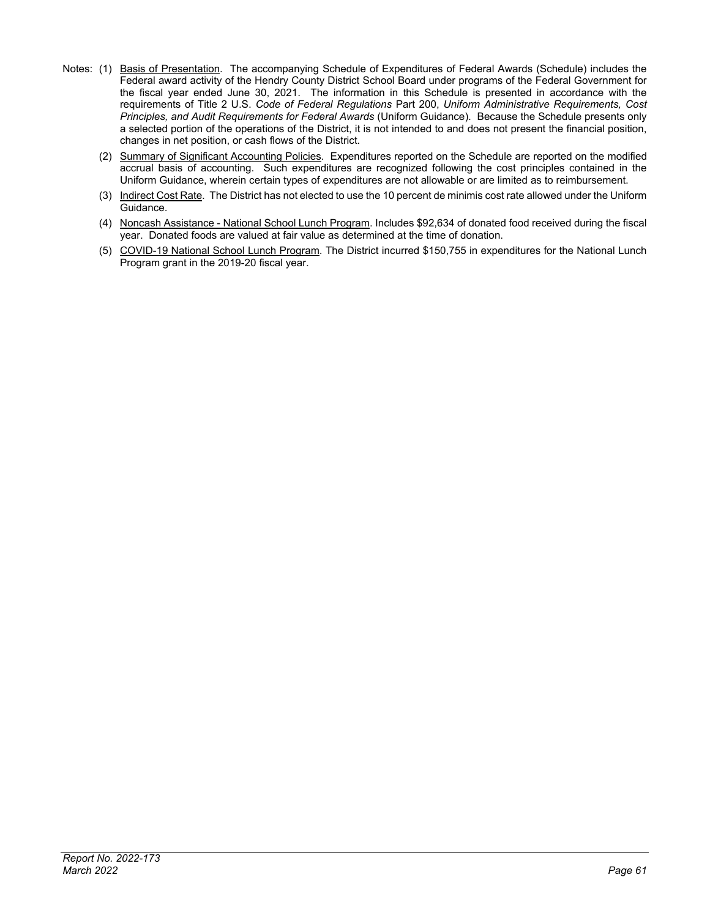Notes: (1) Basis of Presentation. The accompanying Schedule of Expenditures of Federal Awards (Schedule) includes the Federal award activity of the Hendry County District School Board under programs of the Federal Government for the fiscal year ended June 30, 2021. The information in this Schedule is presented in accordance with the requirements of Title 2 U.S. *Code of Federal Regulations* Part 200, *Uniform Administrative Requirements, Cost Principles, and Audit Requirements for Federal Awards* (Uniform Guidance). Because the Schedule presents only a selected portion of the operations of the District, it is not intended to and does not present the financial position, changes in net position, or cash flows of the District.

(2) Summary of Significant Accounting Policies. Expenditures reported on the Schedule are reported on the modified accrual basis of accounting. Such expenditures are recognized following the cost principles contained in the Uniform Guidance, wherein certain types of expenditures are not allowable or are limited as to reimbursement.

(3) Indirect Cost Rate. The District has not elected to use the 10 percent de minimis cost rate allowed under the Uniform Guidance.

(4) Noncash Assistance - National School Lunch Program. Includes $92,634 of donated food received during the fiscal year. Donated foods are valued at fair value as determined at the time of donation.

(5) COVID-19 National School Lunch Program. The District incurred $150,755 in expenditures for the National Lunch Program grant in the 2019-20 fiscal year.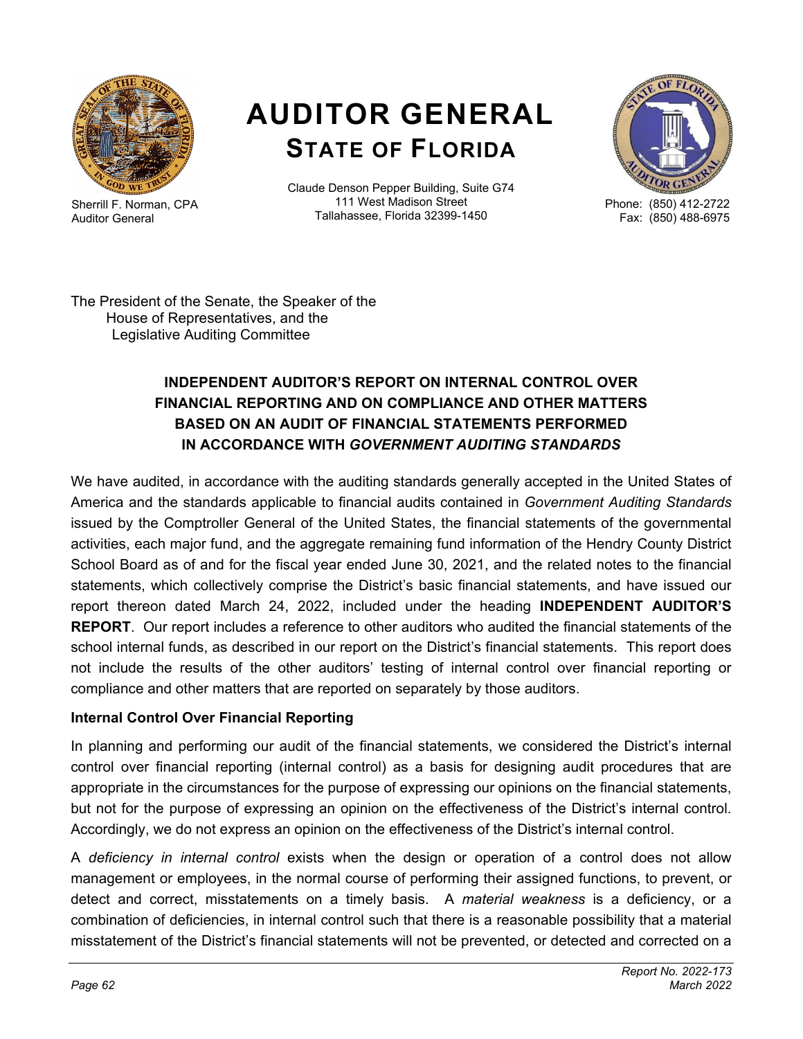Sherrill F. Norman, CPA
Auditor General

# AUDITOR GENERAL
## STATE OF FLORIDA

Claude Denson Pepper Building, Suite G74
111 West Madison Street
Tallahassee, Florida 32399-1450

Phone: (850) 412-2722
Fax: (850) 488-6975

The President of the Senate, the Speaker of the
House of Representatives, and the
Legislative Auditing Committee

### INDEPENDENT AUDITOR'S REPORT ON INTERNAL CONTROL OVER FINANCIAL REPORTING AND ON COMPLIANCE AND OTHER MATTERS BASED ON AN AUDIT OF FINANCIAL STATEMENTS PERFORMED IN ACCORDANCE WITH *GOVERNMENT AUDITING STANDARDS*

We have audited, in accordance with the auditing standards generally accepted in the United States of America and the standards applicable to financial audits contained in *Government Auditing Standards* issued by the Comptroller General of the United States, the financial statements of the governmental activities, each major fund, and the aggregate remaining fund information of the Hendry County District School Board as of and for the fiscal year ended June 30, 2021, and the related notes to the financial statements, which collectively comprise the District's basic financial statements, and have issued our report thereon dated March 24, 2022, included under the heading **INDEPENDENT AUDITOR'S REPORT**. Our report includes a reference to other auditors who audited the financial statements of the school internal funds, as described in our report on the District's financial statements. This report does not include the results of the other auditors' testing of internal control over financial reporting or compliance and other matters that are reported on separately by those auditors.

**Internal Control Over Financial Reporting**

In planning and performing our audit of the financial statements, we considered the District's internal control over financial reporting (internal control) as a basis for designing audit procedures that are appropriate in the circumstances for the purpose of expressing our opinions on the financial statements, but not for the purpose of expressing an opinion on the effectiveness of the District's internal control. Accordingly, we do not express an opinion on the effectiveness of the District's internal control.

A *deficiency in internal control* exists when the design or operation of a control does not allow management or employees, in the normal course of performing their assigned functions, to prevent, or detect and correct, misstatements on a timely basis. A *material weakness* is a deficiency, or a combination of deficiencies, in internal control such that there is a reasonable possibility that a material misstatement of the District's financial statements will not be prevented, or detected and corrected on a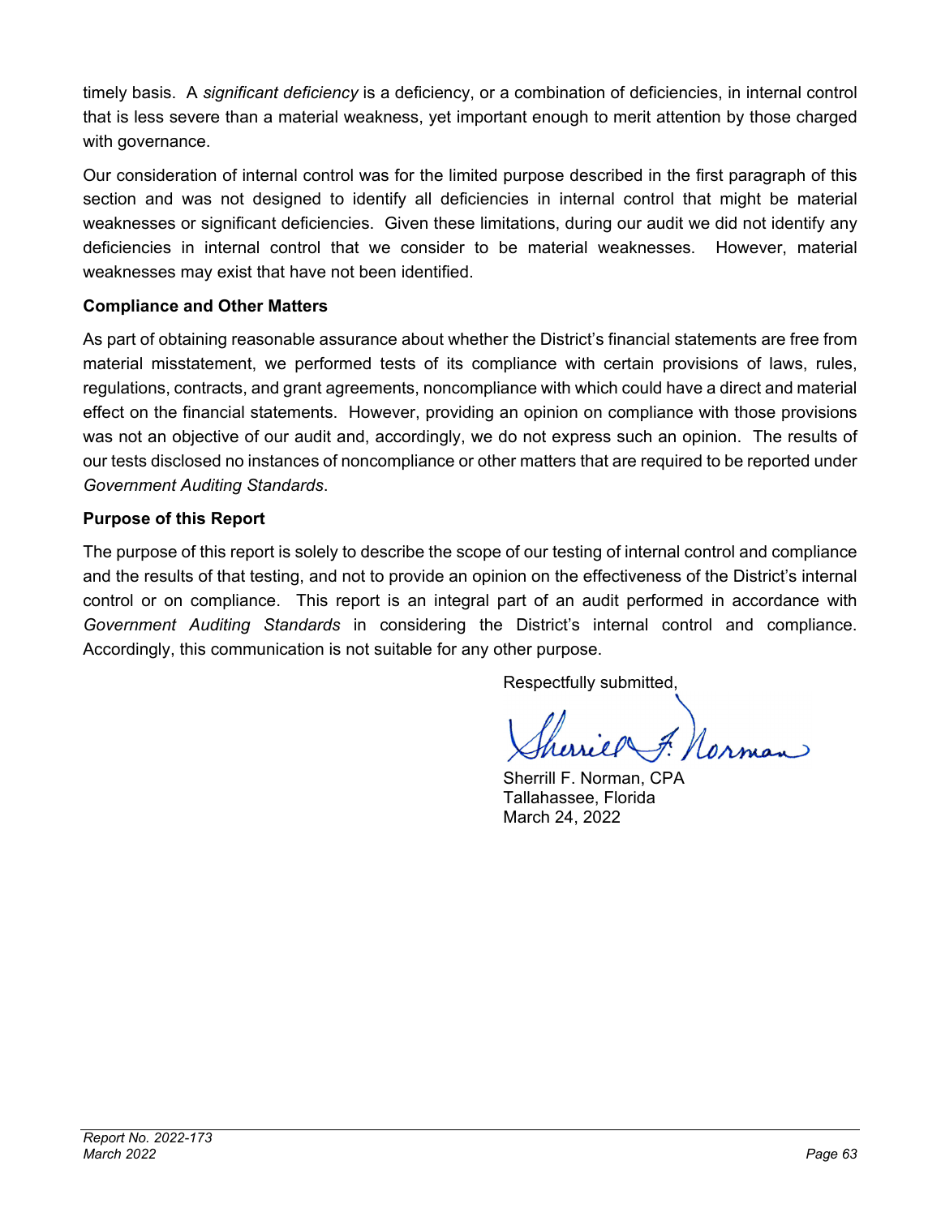timely basis. A *significant deficiency* is a deficiency, or a combination of deficiencies, in internal control that is less severe than a material weakness, yet important enough to merit attention by those charged with governance.

Our consideration of internal control was for the limited purpose described in the first paragraph of this section and was not designed to identify all deficiencies in internal control that might be material weaknesses or significant deficiencies. Given these limitations, during our audit we did not identify any deficiencies in internal control that we consider to be material weaknesses. However, material weaknesses may exist that have not been identified.

**Compliance and Other Matters**

As part of obtaining reasonable assurance about whether the District's financial statements are free from material misstatement, we performed tests of its compliance with certain provisions of laws, rules, regulations, contracts, and grant agreements, noncompliance with which could have a direct and material effect on the financial statements. However, providing an opinion on compliance with those provisions was not an objective of our audit and, accordingly, we do not express such an opinion. The results of our tests disclosed no instances of noncompliance or other matters that are required to be reported under *Government Auditing Standards*.

**Purpose of this Report**

The purpose of this report is solely to describe the scope of our testing of internal control and compliance and the results of that testing, and not to provide an opinion on the effectiveness of the District's internal control or on compliance. This report is an integral part of an audit performed in accordance with *Government Auditing Standards* in considering the District's internal control and compliance. Accordingly, this communication is not suitable for any other purpose.

Respectfully submitted,

Sherrill F. Norman, CPA
Tallahassee, Florida
March 24, 2022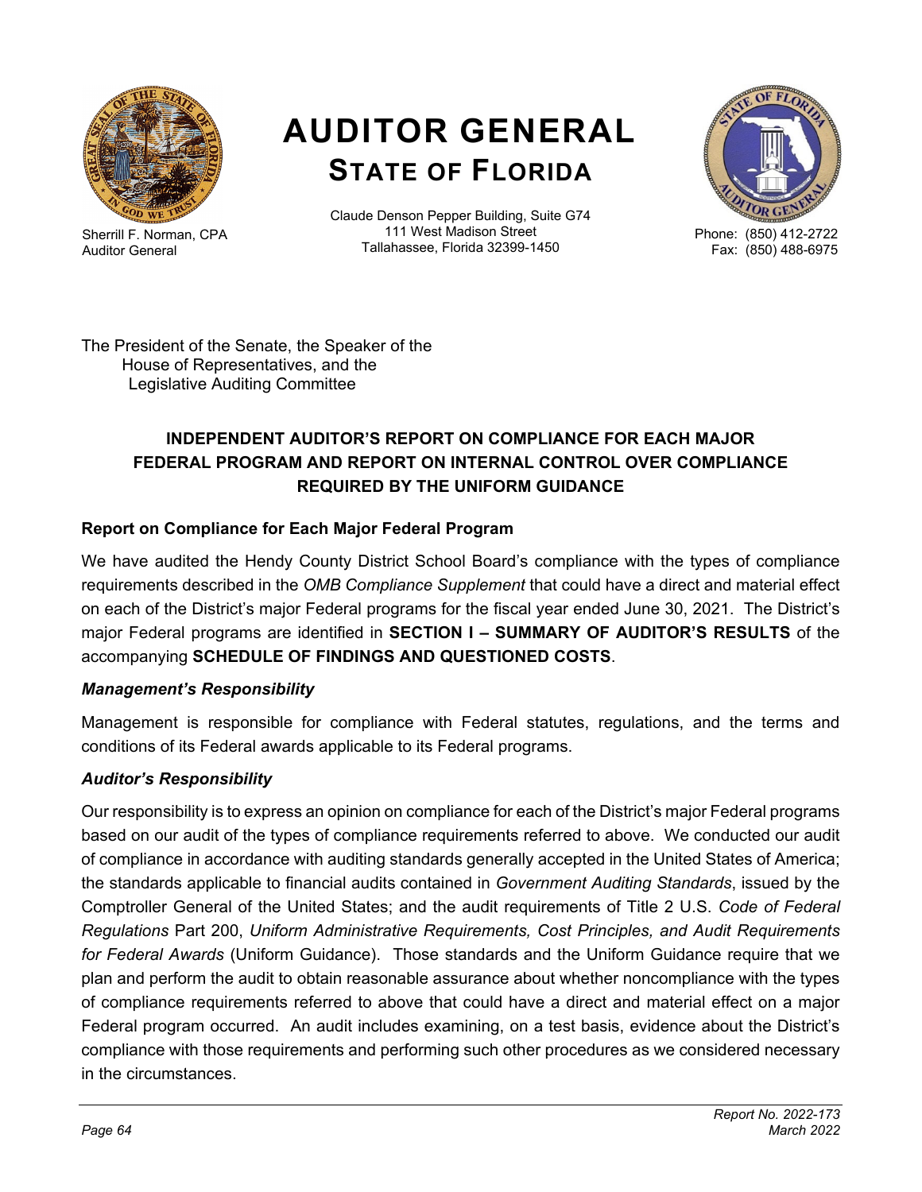# AUDITOR GENERAL
## STATE OF FLORIDA

Sherrill F. Norman, CPA
Auditor General

Claude Denson Pepper Building, Suite G74
111 West Madison Street
Tallahassee, Florida 32399-1450

Phone: (850) 412-2722
Fax: (850) 488-6975

The President of the Senate, the Speaker of the
House of Representatives, and the
Legislative Auditing Committee

### INDEPENDENT AUDITOR'S REPORT ON COMPLIANCE FOR EACH MAJOR FEDERAL PROGRAM AND REPORT ON INTERNAL CONTROL OVER COMPLIANCE REQUIRED BY THE UNIFORM GUIDANCE

**Report on Compliance for Each Major Federal Program**

We have audited the Hendy County District School Board's compliance with the types of compliance requirements described in the *OMB Compliance Supplement* that could have a direct and material effect on each of the District's major Federal programs for the fiscal year ended June 30, 2021. The District's major Federal programs are identified in **SECTION I – SUMMARY OF AUDITOR'S RESULTS** of the accompanying **SCHEDULE OF FINDINGS AND QUESTIONED COSTS**.

***Management's Responsibility***

Management is responsible for compliance with Federal statutes, regulations, and the terms and conditions of its Federal awards applicable to its Federal programs.

***Auditor's Responsibility***

Our responsibility is to express an opinion on compliance for each of the District's major Federal programs based on our audit of the types of compliance requirements referred to above. We conducted our audit of compliance in accordance with auditing standards generally accepted in the United States of America; the standards applicable to financial audits contained in *Government Auditing Standards*, issued by the Comptroller General of the United States; and the audit requirements of Title 2 U.S. *Code of Federal Regulations* Part 200, *Uniform Administrative Requirements, Cost Principles, and Audit Requirements for Federal Awards* (Uniform Guidance). Those standards and the Uniform Guidance require that we plan and perform the audit to obtain reasonable assurance about whether noncompliance with the types of compliance requirements referred to above that could have a direct and material effect on a major Federal program occurred. An audit includes examining, on a test basis, evidence about the District's compliance with those requirements and performing such other procedures as we considered necessary in the circumstances.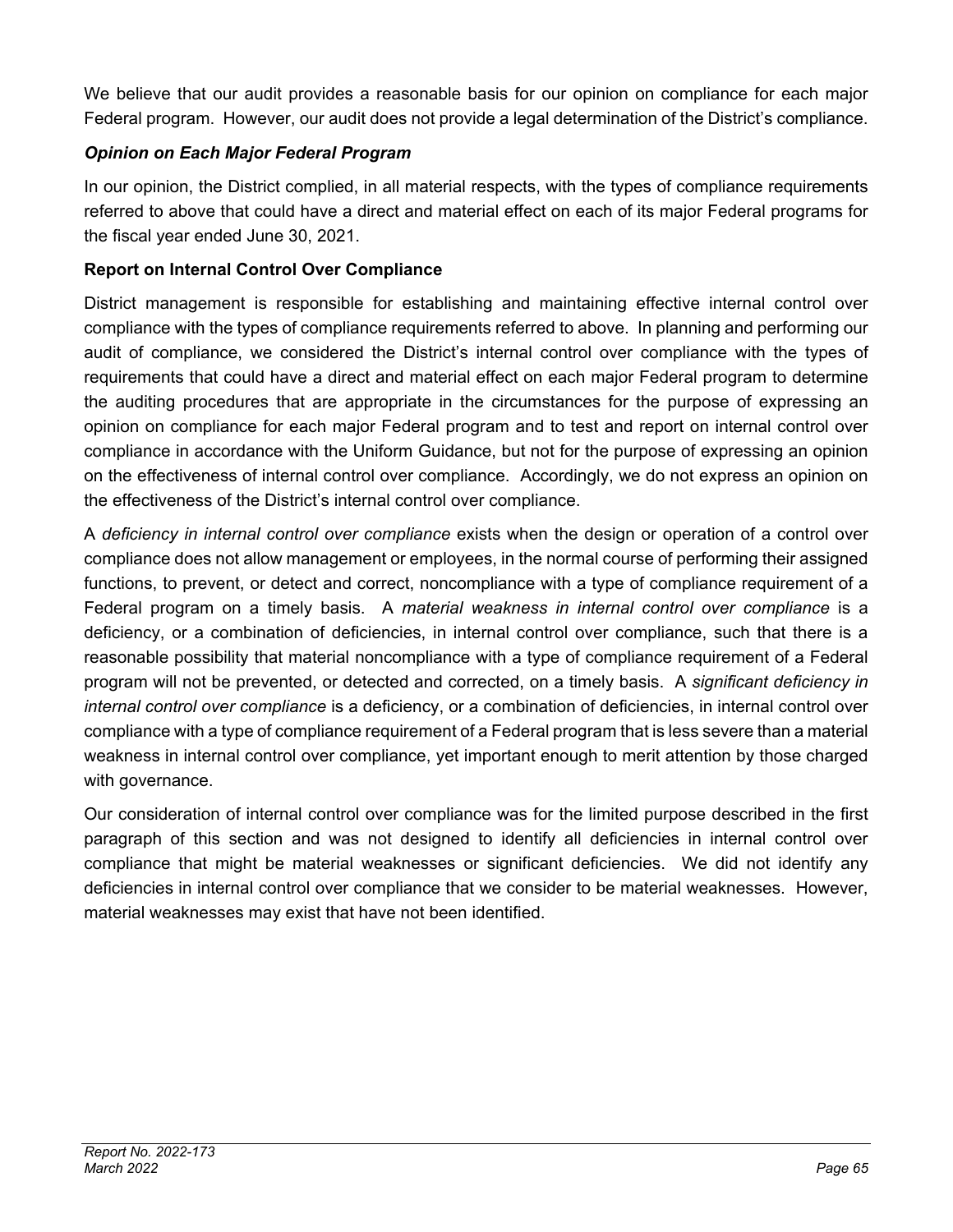We believe that our audit provides a reasonable basis for our opinion on compliance for each major Federal program. However, our audit does not provide a legal determination of the District's compliance.

### *Opinion on Each Major Federal Program*

In our opinion, the District complied, in all material respects, with the types of compliance requirements referred to above that could have a direct and material effect on each of its major Federal programs for the fiscal year ended June 30, 2021.

### Report on Internal Control Over Compliance

District management is responsible for establishing and maintaining effective internal control over compliance with the types of compliance requirements referred to above. In planning and performing our audit of compliance, we considered the District's internal control over compliance with the types of requirements that could have a direct and material effect on each major Federal program to determine the auditing procedures that are appropriate in the circumstances for the purpose of expressing an opinion on compliance for each major Federal program and to test and report on internal control over compliance in accordance with the Uniform Guidance, but not for the purpose of expressing an opinion on the effectiveness of internal control over compliance. Accordingly, we do not express an opinion on the effectiveness of the District's internal control over compliance.

A *deficiency in internal control over compliance* exists when the design or operation of a control over compliance does not allow management or employees, in the normal course of performing their assigned functions, to prevent, or detect and correct, noncompliance with a type of compliance requirement of a Federal program on a timely basis. A *material weakness in internal control over compliance* is a deficiency, or a combination of deficiencies, in internal control over compliance, such that there is a reasonable possibility that material noncompliance with a type of compliance requirement of a Federal program will not be prevented, or detected and corrected, on a timely basis. A *significant deficiency in internal control over compliance* is a deficiency, or a combination of deficiencies, in internal control over compliance with a type of compliance requirement of a Federal program that is less severe than a material weakness in internal control over compliance, yet important enough to merit attention by those charged with governance.

Our consideration of internal control over compliance was for the limited purpose described in the first paragraph of this section and was not designed to identify all deficiencies in internal control over compliance that might be material weaknesses or significant deficiencies. We did not identify any deficiencies in internal control over compliance that we consider to be material weaknesses. However, material weaknesses may exist that have not been identified.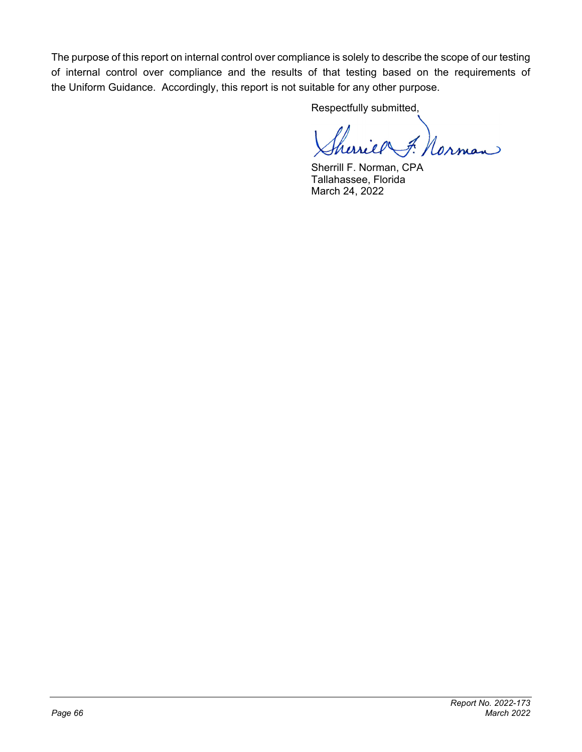The purpose of this report on internal control over compliance is solely to describe the scope of our testing of internal control over compliance and the results of that testing based on the requirements of the Uniform Guidance. Accordingly, this report is not suitable for any other purpose.

Respectfully submitted,

Sherrill F. Norman, CPA
Tallahassee, Florida
March 24, 2022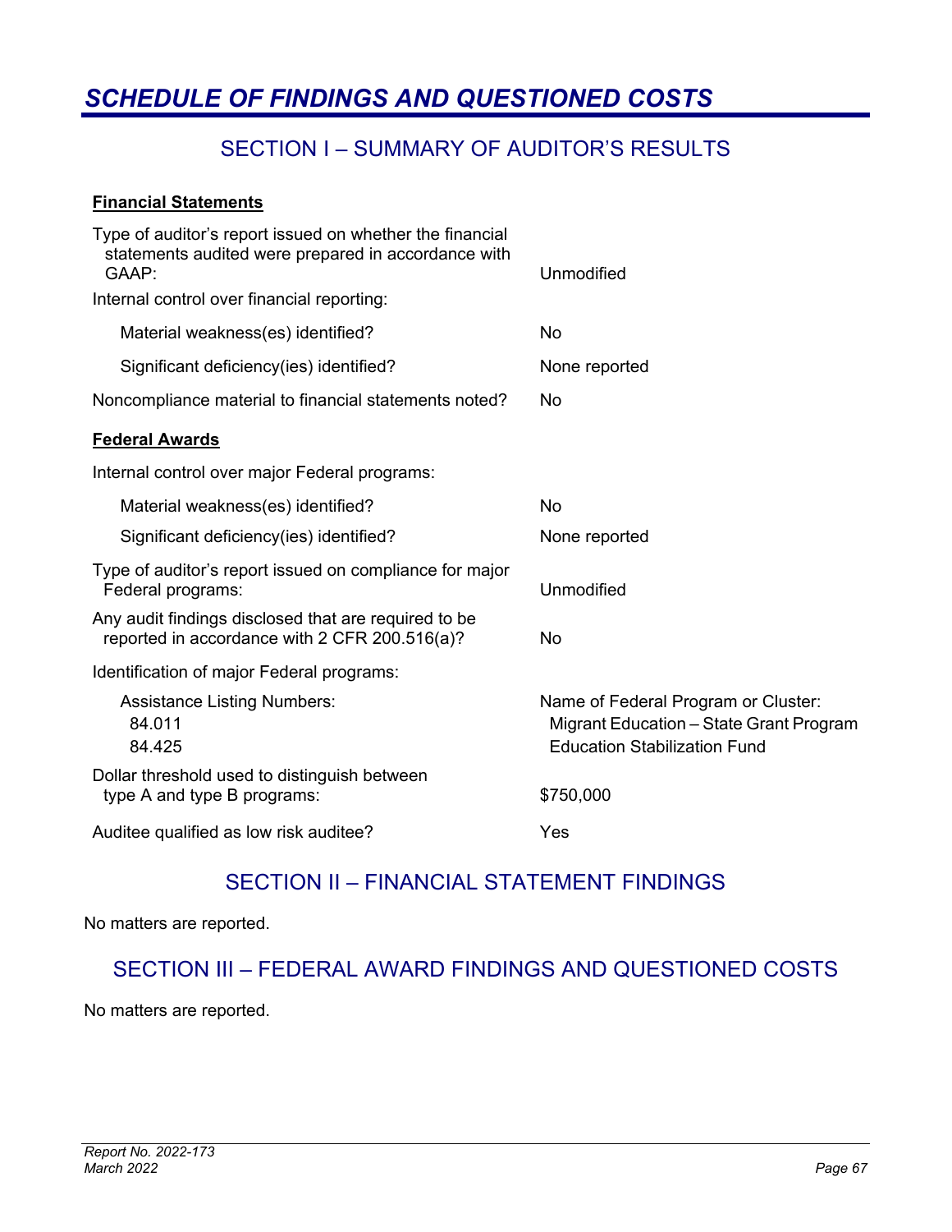# *SCHEDULE OF FINDINGS AND QUESTIONED COSTS*

## SECTION I – SUMMARY OF AUDITOR'S RESULTS

**Financial Statements**

| | |
|---|---|
| Type of auditor's report issued on whether the financial statements audited were prepared in accordance with GAAP: | Unmodified |
| Internal control over financial reporting: | |
| Material weakness(es) identified? | No |
| Significant deficiency(ies) identified? | None reported |
| Noncompliance material to financial statements noted? | No |

**Federal Awards**

| | |
|---|---|
| Internal control over major Federal programs: | |
| Material weakness(es) identified? | No |
| Significant deficiency(ies) identified? | None reported |
| Type of auditor's report issued on compliance for major Federal programs: | Unmodified |
| Any audit findings disclosed that are required to be reported in accordance with 2 CFR 200.516(a)? | No |
| Identification of major Federal programs: | |
| Assistance Listing Numbers: | Name of Federal Program or Cluster: |
| 84.011 | Migrant Education – State Grant Program |
| 84.425 | Education Stabilization Fund |
| Dollar threshold used to distinguish between type A and type B programs: | $750,000 |
| Auditee qualified as low risk auditee? | Yes |

## SECTION II – FINANCIAL STATEMENT FINDINGS

No matters are reported.

## SECTION III – FEDERAL AWARD FINDINGS AND QUESTIONED COSTS

No matters are reported.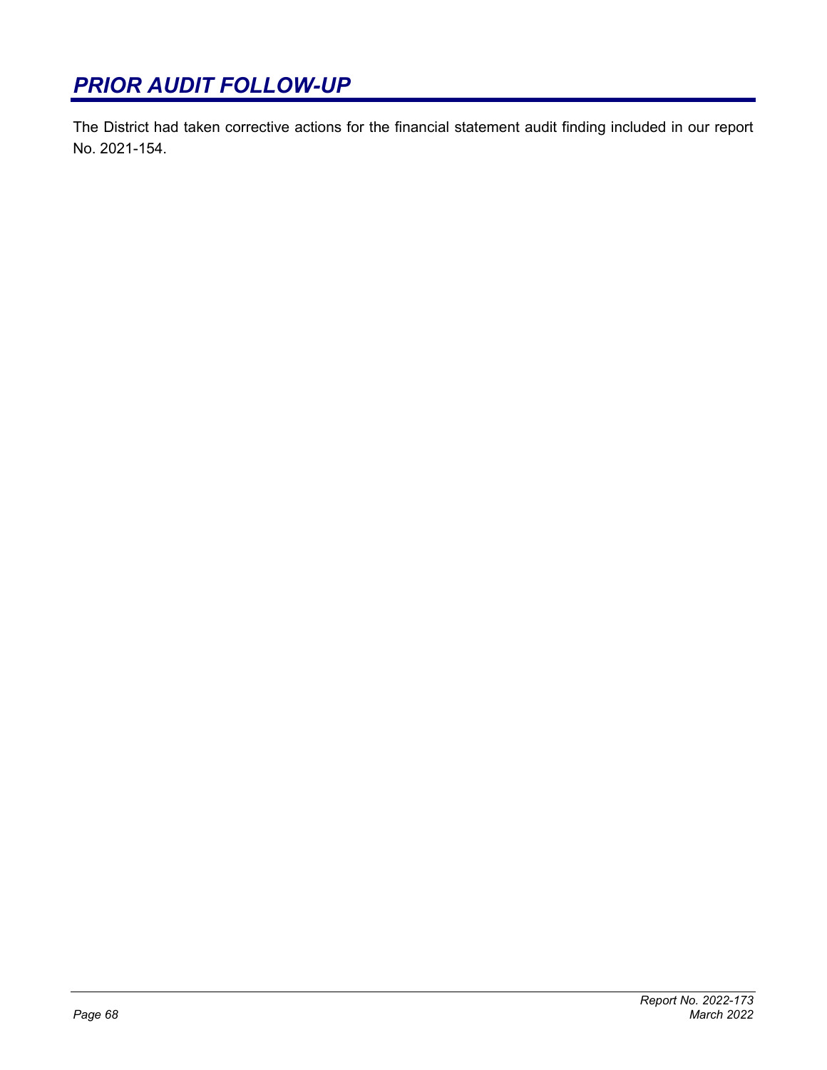## *PRIOR AUDIT FOLLOW-UP*

The District had taken corrective actions for the financial statement audit finding included in our report No. 2021-154.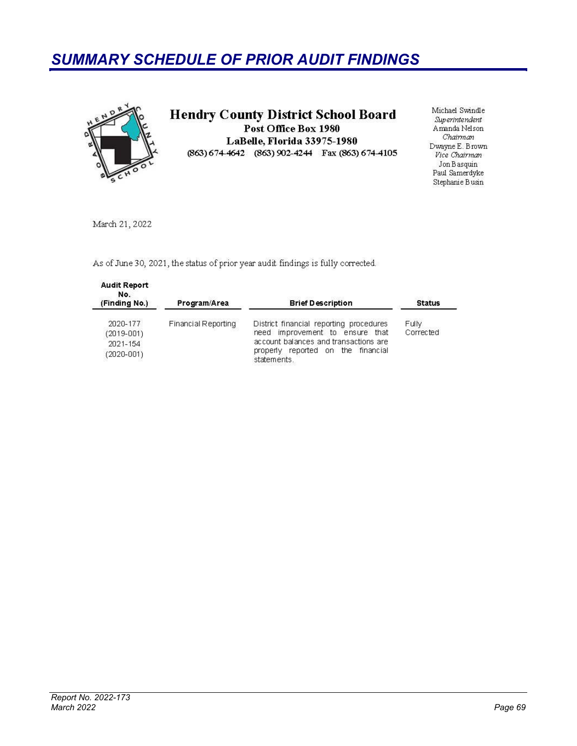# SUMMARY SCHEDULE OF PRIOR AUDIT FINDINGS

**Hendry County District School Board**
**Post Office Box 1980**
**LaBelle, Florida 33975-1980**
**(863) 674-4642 (863) 902-4244 Fax (863) 674-4105**

Michael Swindle
*Superintendent*
Amanda Nelson
*Chairman*
Dwayne E. Brown
*Vice Chairman*
Jon Basquin
Paul Samerdyke
Stephanie Busin

March 21, 2022

As of June 30, 2021, the status of prior year audit findings is fully corrected.

| Audit Report No. (Finding No.) | Program/Area | Brief Description | Status |
|---|---|---|---|
| 2020-177 (2019-001) 2021-154 (2020-001) | Financial Reporting | District financial reporting procedures need improvement to ensure that account balances and transactions are properly reported on the financial statements. | Fully Corrected |